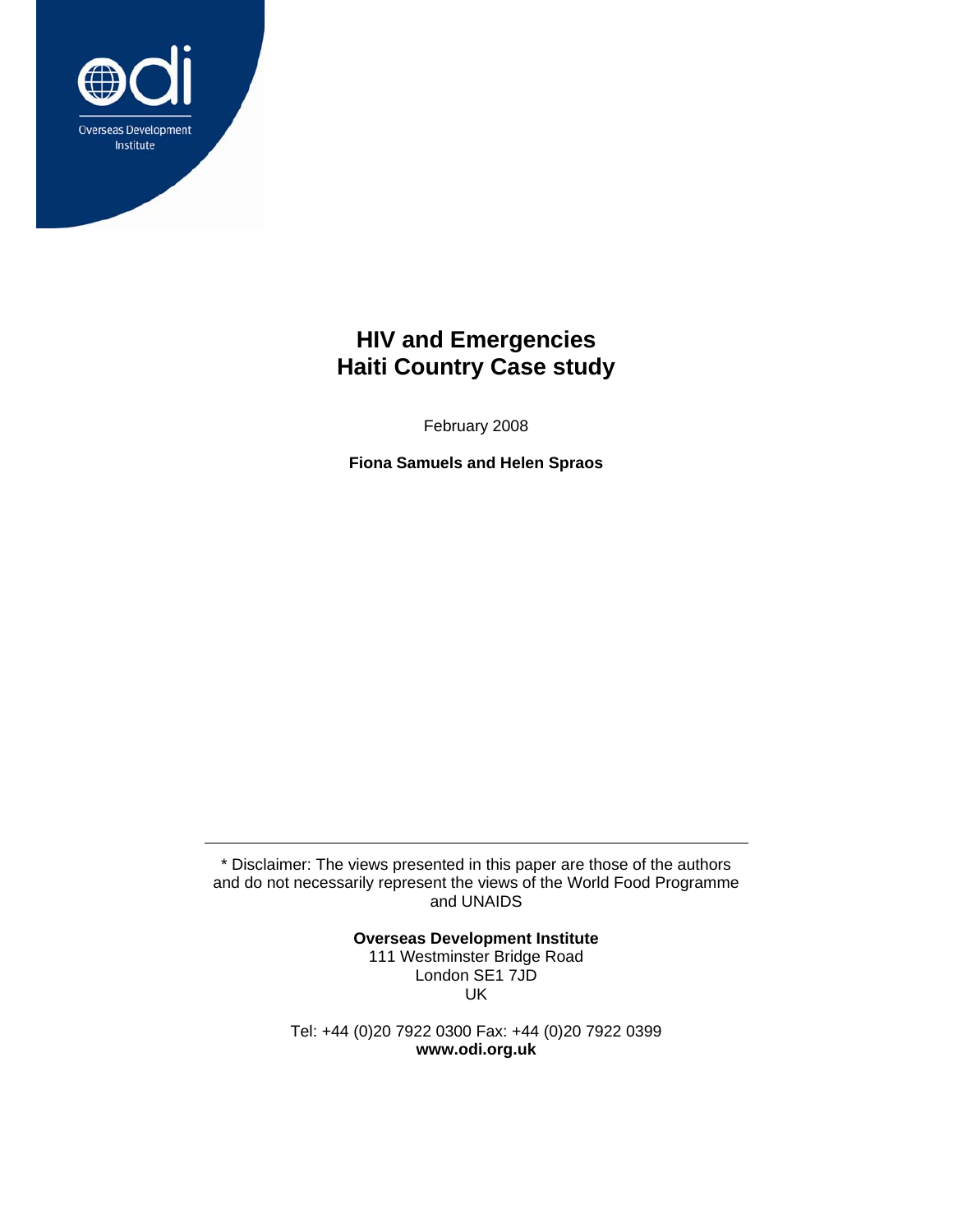Overseas Development Institute

# HIV and Emergencies
# Haiti Country Case study

February 2008

**Fiona Samuels and Helen Spraos**

---

* Disclaimer: The views presented in this paper are those of the authors and do not necessarily represent the views of the World Food Programme and UNAIDS

**Overseas Development Institute**
111 Westminster Bridge Road
London SE1 7JD
UK

Tel: +44 (0)20 7922 0300 Fax: +44 (0)20 7922 0399
**www.odi.org.uk**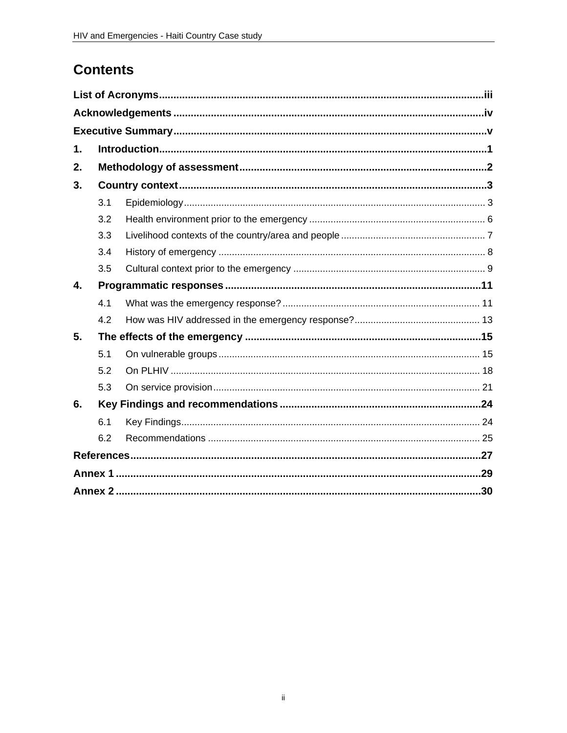# Contents

**List of Acronyms** ........ iii

**Acknowledgements** ........ iv

**Executive Summary** ........ v

**1. Introduction** ........ 1

**2. Methodology of assessment** ........ 2

**3. Country context** ........ 3

- 3.1 Epidemiology ........ 3
- 3.2 Health environment prior to the emergency ........ 6
- 3.3 Livelihood contexts of the country/area and people ........ 7
- 3.4 History of emergency ........ 8
- 3.5 Cultural context prior to the emergency ........ 9

**4. Programmatic responses** ........ 11

- 4.1 What was the emergency response? ........ 11
- 4.2 How was HIV addressed in the emergency response? ........ 13

**5. The effects of the emergency** ........ 15

- 5.1 On vulnerable groups ........ 15
- 5.2 On PLHIV ........ 18
- 5.3 On service provision ........ 21

**6. Key Findings and recommendations** ........ 24

- 6.1 Key Findings ........ 24
- 6.2 Recommendations ........ 25

**References** ........ 27

**Annex 1** ........ 29

**Annex 2** ........ 30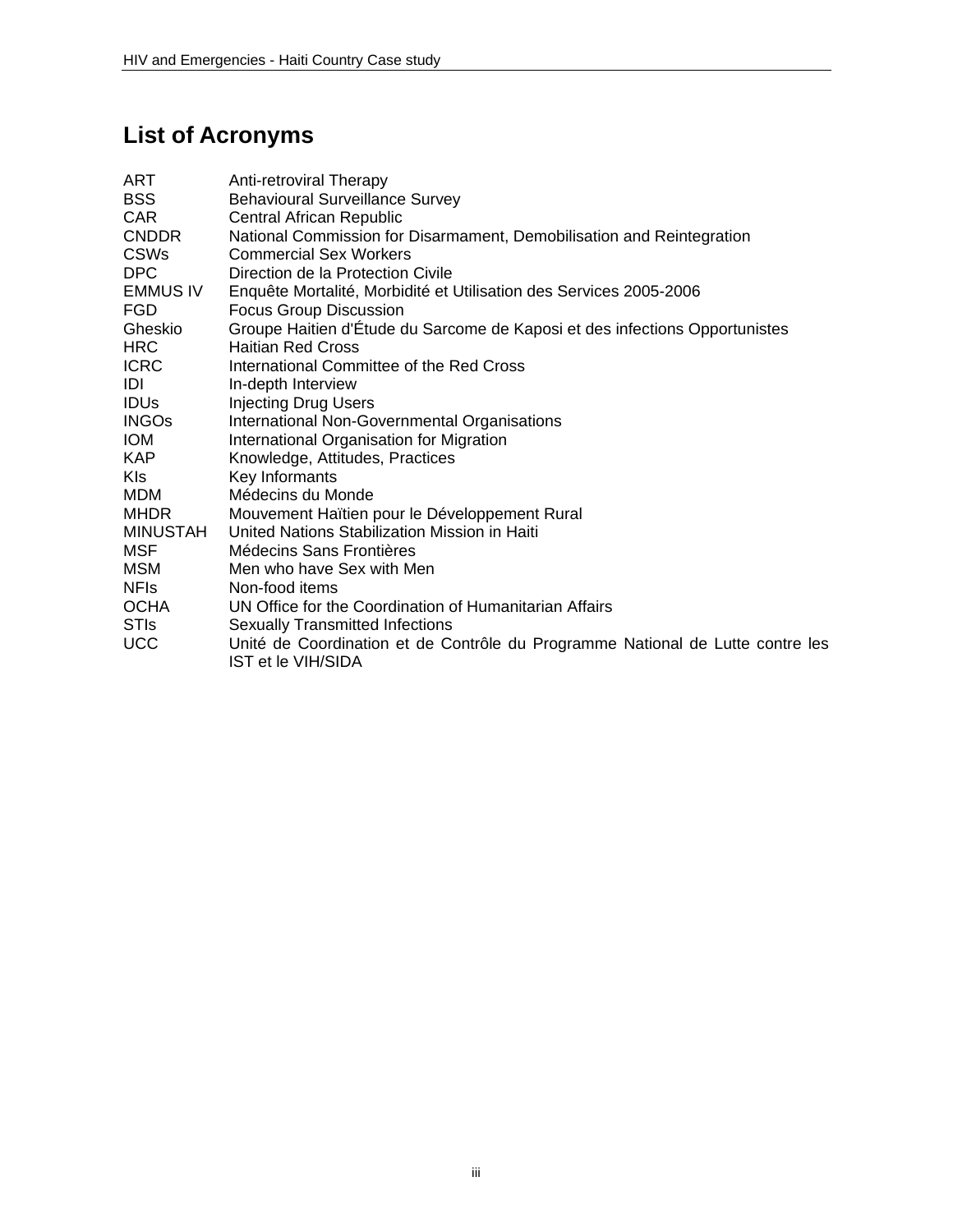## List of Acronyms

| | |
|---|---|
| ART | Anti-retroviral Therapy |
| BSS | Behavioural Surveillance Survey |
| CAR | Central African Republic |
| CNDDR | National Commission for Disarmament, Demobilisation and Reintegration |
| CSWs | Commercial Sex Workers |
| DPC | Direction de la Protection Civile |
| EMMUS IV | Enquête Mortalité, Morbidité et Utilisation des Services 2005-2006 |
| FGD | Focus Group Discussion |
| Gheskio | Groupe Haitien d'Étude du Sarcome de Kaposi et des infections Opportunistes |
| HRC | Haitian Red Cross |
| ICRC | International Committee of the Red Cross |
| IDI | In-depth Interview |
| IDUs | Injecting Drug Users |
| INGOs | International Non-Governmental Organisations |
| IOM | International Organisation for Migration |
| KAP | Knowledge, Attitudes, Practices |
| KIs | Key Informants |
| MDM | Médecins du Monde |
| MHDR | Mouvement Haïtien pour le Développement Rural |
| MINUSTAH | United Nations Stabilization Mission in Haiti |
| MSF | Médecins Sans Frontières |
| MSM | Men who have Sex with Men |
| NFIs | Non-food items |
| OCHA | UN Office for the Coordination of Humanitarian Affairs |
| STIs | Sexually Transmitted Infections |
| UCC | Unité de Coordination et de Contrôle du Programme National de Lutte contre les IST et le VIH/SIDA |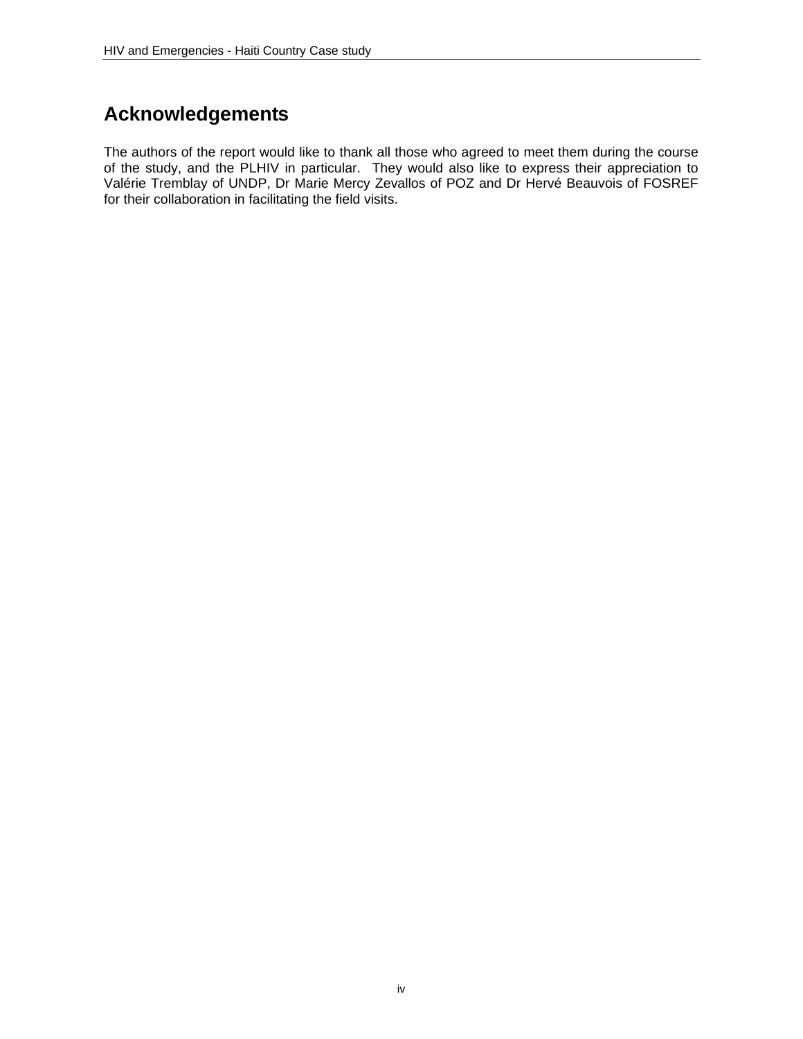# Acknowledgements

The authors of the report would like to thank all those who agreed to meet them during the course of the study, and the PLHIV in particular. They would also like to express their appreciation to Valérie Tremblay of UNDP, Dr Marie Mercy Zevallos of POZ and Dr Hervé Beauvois of FOSREF for their collaboration in facilitating the field visits.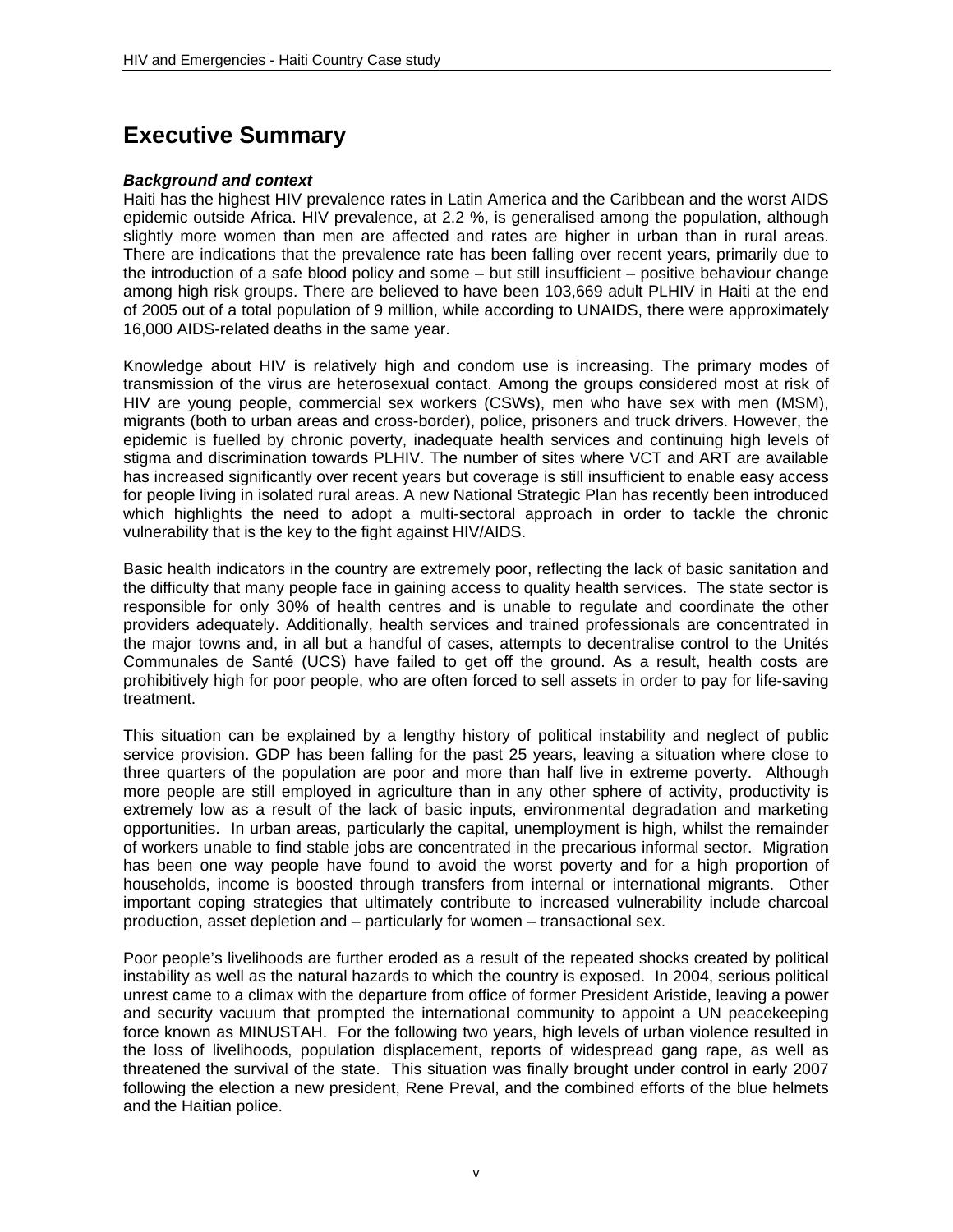# Executive Summary

***Background and context***

Haiti has the highest HIV prevalence rates in Latin America and the Caribbean and the worst AIDS epidemic outside Africa. HIV prevalence, at 2.2 %, is generalised among the population, although slightly more women than men are affected and rates are higher in urban than in rural areas. There are indications that the prevalence rate has been falling over recent years, primarily due to the introduction of a safe blood policy and some – but still insufficient – positive behaviour change among high risk groups. There are believed to have been 103,669 adult PLHIV in Haiti at the end of 2005 out of a total population of 9 million, while according to UNAIDS, there were approximately 16,000 AIDS-related deaths in the same year.

Knowledge about HIV is relatively high and condom use is increasing. The primary modes of transmission of the virus are heterosexual contact. Among the groups considered most at risk of HIV are young people, commercial sex workers (CSWs), men who have sex with men (MSM), migrants (both to urban areas and cross-border), police, prisoners and truck drivers. However, the epidemic is fuelled by chronic poverty, inadequate health services and continuing high levels of stigma and discrimination towards PLHIV. The number of sites where VCT and ART are available has increased significantly over recent years but coverage is still insufficient to enable easy access for people living in isolated rural areas. A new National Strategic Plan has recently been introduced which highlights the need to adopt a multi-sectoral approach in order to tackle the chronic vulnerability that is the key to the fight against HIV/AIDS.

Basic health indicators in the country are extremely poor, reflecting the lack of basic sanitation and the difficulty that many people face in gaining access to quality health services. The state sector is responsible for only 30% of health centres and is unable to regulate and coordinate the other providers adequately. Additionally, health services and trained professionals are concentrated in the major towns and, in all but a handful of cases, attempts to decentralise control to the Unités Communales de Santé (UCS) have failed to get off the ground. As a result, health costs are prohibitively high for poor people, who are often forced to sell assets in order to pay for life-saving treatment.

This situation can be explained by a lengthy history of political instability and neglect of public service provision. GDP has been falling for the past 25 years, leaving a situation where close to three quarters of the population are poor and more than half live in extreme poverty. Although more people are still employed in agriculture than in any other sphere of activity, productivity is extremely low as a result of the lack of basic inputs, environmental degradation and marketing opportunities. In urban areas, particularly the capital, unemployment is high, whilst the remainder of workers unable to find stable jobs are concentrated in the precarious informal sector. Migration has been one way people have found to avoid the worst poverty and for a high proportion of households, income is boosted through transfers from internal or international migrants. Other important coping strategies that ultimately contribute to increased vulnerability include charcoal production, asset depletion and – particularly for women – transactional sex.

Poor people's livelihoods are further eroded as a result of the repeated shocks created by political instability as well as the natural hazards to which the country is exposed. In 2004, serious political unrest came to a climax with the departure from office of former President Aristide, leaving a power and security vacuum that prompted the international community to appoint a UN peacekeeping force known as MINUSTAH. For the following two years, high levels of urban violence resulted in the loss of livelihoods, population displacement, reports of widespread gang rape, as well as threatened the survival of the state. This situation was finally brought under control in early 2007 following the election a new president, Rene Preval, and the combined efforts of the blue helmets and the Haitian police.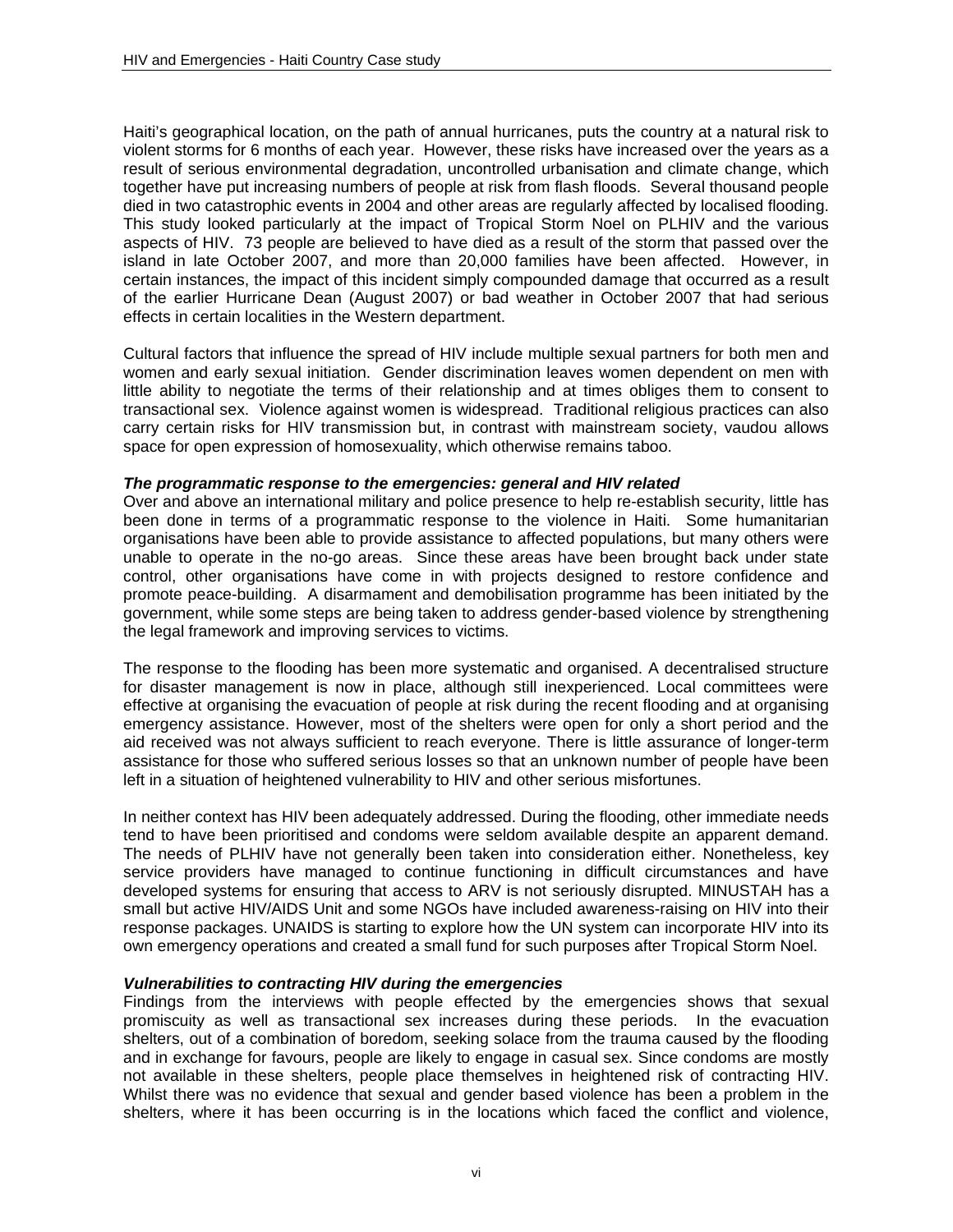Haiti's geographical location, on the path of annual hurricanes, puts the country at a natural risk to violent storms for 6 months of each year. However, these risks have increased over the years as a result of serious environmental degradation, uncontrolled urbanisation and climate change, which together have put increasing numbers of people at risk from flash floods. Several thousand people died in two catastrophic events in 2004 and other areas are regularly affected by localised flooding. This study looked particularly at the impact of Tropical Storm Noel on PLHIV and the various aspects of HIV. 73 people are believed to have died as a result of the storm that passed over the island in late October 2007, and more than 20,000 families have been affected. However, in certain instances, the impact of this incident simply compounded damage that occurred as a result of the earlier Hurricane Dean (August 2007) or bad weather in October 2007 that had serious effects in certain localities in the Western department.

Cultural factors that influence the spread of HIV include multiple sexual partners for both men and women and early sexual initiation. Gender discrimination leaves women dependent on men with little ability to negotiate the terms of their relationship and at times obliges them to consent to transactional sex. Violence against women is widespread. Traditional religious practices can also carry certain risks for HIV transmission but, in contrast with mainstream society, vaudou allows space for open expression of homosexuality, which otherwise remains taboo.

***The programmatic response to the emergencies: general and HIV related***

Over and above an international military and police presence to help re-establish security, little has been done in terms of a programmatic response to the violence in Haiti. Some humanitarian organisations have been able to provide assistance to affected populations, but many others were unable to operate in the no-go areas. Since these areas have been brought back under state control, other organisations have come in with projects designed to restore confidence and promote peace-building. A disarmament and demobilisation programme has been initiated by the government, while some steps are being taken to address gender-based violence by strengthening the legal framework and improving services to victims.

The response to the flooding has been more systematic and organised. A decentralised structure for disaster management is now in place, although still inexperienced. Local committees were effective at organising the evacuation of people at risk during the recent flooding and at organising emergency assistance. However, most of the shelters were open for only a short period and the aid received was not always sufficient to reach everyone. There is little assurance of longer-term assistance for those who suffered serious losses so that an unknown number of people have been left in a situation of heightened vulnerability to HIV and other serious misfortunes.

In neither context has HIV been adequately addressed. During the flooding, other immediate needs tend to have been prioritised and condoms were seldom available despite an apparent demand. The needs of PLHIV have not generally been taken into consideration either. Nonetheless, key service providers have managed to continue functioning in difficult circumstances and have developed systems for ensuring that access to ARV is not seriously disrupted. MINUSTAH has a small but active HIV/AIDS Unit and some NGOs have included awareness-raising on HIV into their response packages. UNAIDS is starting to explore how the UN system can incorporate HIV into its own emergency operations and created a small fund for such purposes after Tropical Storm Noel.

***Vulnerabilities to contracting HIV during the emergencies***

Findings from the interviews with people effected by the emergencies shows that sexual promiscuity as well as transactional sex increases during these periods. In the evacuation shelters, out of a combination of boredom, seeking solace from the trauma caused by the flooding and in exchange for favours, people are likely to engage in casual sex. Since condoms are mostly not available in these shelters, people place themselves in heightened risk of contracting HIV. Whilst there was no evidence that sexual and gender based violence has been a problem in the shelters, where it has been occurring is in the locations which faced the conflict and violence,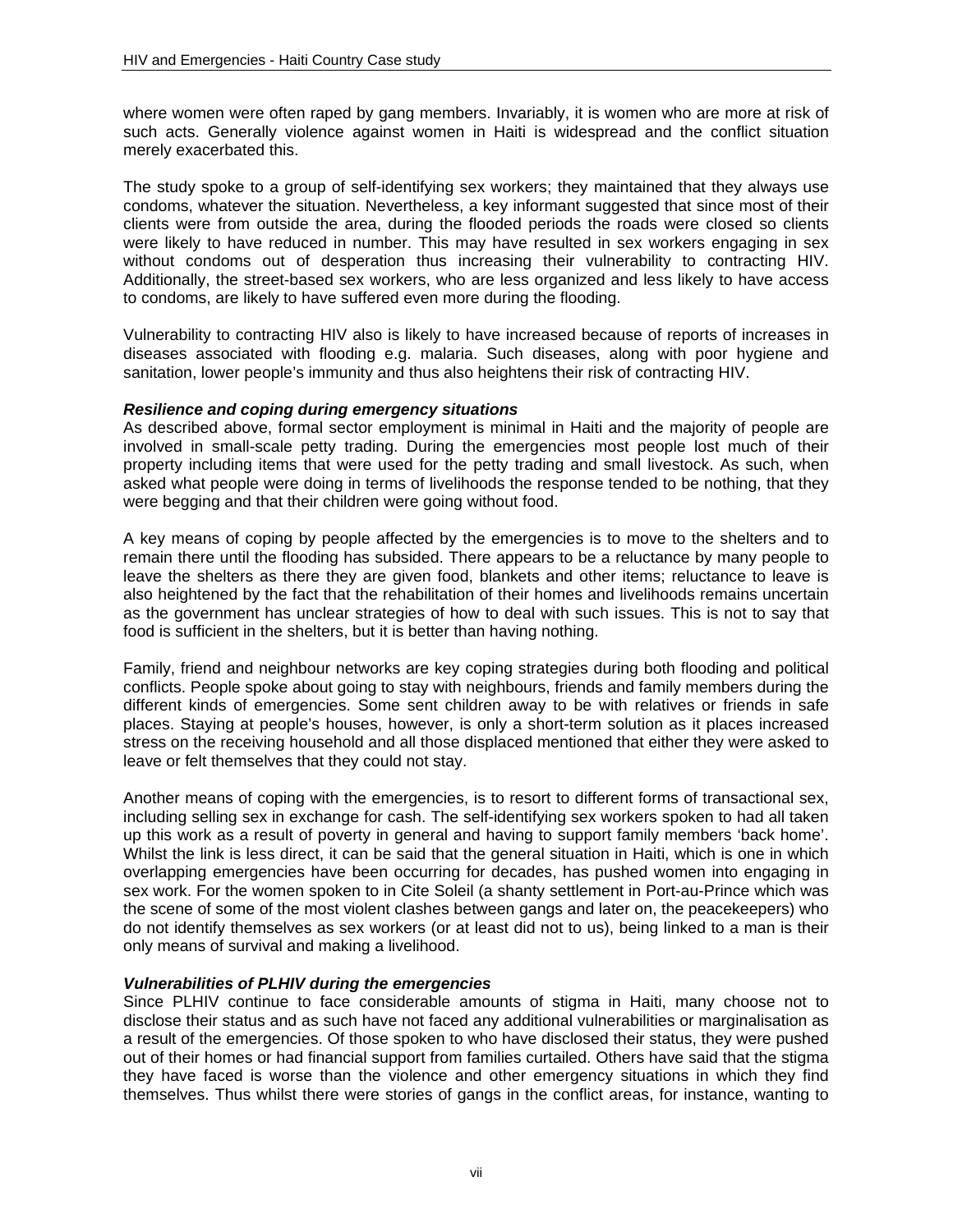where women were often raped by gang members. Invariably, it is women who are more at risk of such acts. Generally violence against women in Haiti is widespread and the conflict situation merely exacerbated this.

The study spoke to a group of self-identifying sex workers; they maintained that they always use condoms, whatever the situation. Nevertheless, a key informant suggested that since most of their clients were from outside the area, during the flooded periods the roads were closed so clients were likely to have reduced in number. This may have resulted in sex workers engaging in sex without condoms out of desperation thus increasing their vulnerability to contracting HIV. Additionally, the street-based sex workers, who are less organized and less likely to have access to condoms, are likely to have suffered even more during the flooding.

Vulnerability to contracting HIV also is likely to have increased because of reports of increases in diseases associated with flooding e.g. malaria. Such diseases, along with poor hygiene and sanitation, lower people's immunity and thus also heightens their risk of contracting HIV.

***Resilience and coping during emergency situations***

As described above, formal sector employment is minimal in Haiti and the majority of people are involved in small-scale petty trading. During the emergencies most people lost much of their property including items that were used for the petty trading and small livestock. As such, when asked what people were doing in terms of livelihoods the response tended to be nothing, that they were begging and that their children were going without food.

A key means of coping by people affected by the emergencies is to move to the shelters and to remain there until the flooding has subsided. There appears to be a reluctance by many people to leave the shelters as there they are given food, blankets and other items; reluctance to leave is also heightened by the fact that the rehabilitation of their homes and livelihoods remains uncertain as the government has unclear strategies of how to deal with such issues. This is not to say that food is sufficient in the shelters, but it is better than having nothing.

Family, friend and neighbour networks are key coping strategies during both flooding and political conflicts. People spoke about going to stay with neighbours, friends and family members during the different kinds of emergencies. Some sent children away to be with relatives or friends in safe places. Staying at people's houses, however, is only a short-term solution as it places increased stress on the receiving household and all those displaced mentioned that either they were asked to leave or felt themselves that they could not stay.

Another means of coping with the emergencies, is to resort to different forms of transactional sex, including selling sex in exchange for cash. The self-identifying sex workers spoken to had all taken up this work as a result of poverty in general and having to support family members 'back home'. Whilst the link is less direct, it can be said that the general situation in Haiti, which is one in which overlapping emergencies have been occurring for decades, has pushed women into engaging in sex work. For the women spoken to in Cite Soleil (a shanty settlement in Port-au-Prince which was the scene of some of the most violent clashes between gangs and later on, the peacekeepers) who do not identify themselves as sex workers (or at least did not to us), being linked to a man is their only means of survival and making a livelihood.

***Vulnerabilities of PLHIV during the emergencies***

Since PLHIV continue to face considerable amounts of stigma in Haiti, many choose not to disclose their status and as such have not faced any additional vulnerabilities or marginalisation as a result of the emergencies. Of those spoken to who have disclosed their status, they were pushed out of their homes or had financial support from families curtailed. Others have said that the stigma they have faced is worse than the violence and other emergency situations in which they find themselves. Thus whilst there were stories of gangs in the conflict areas, for instance, wanting to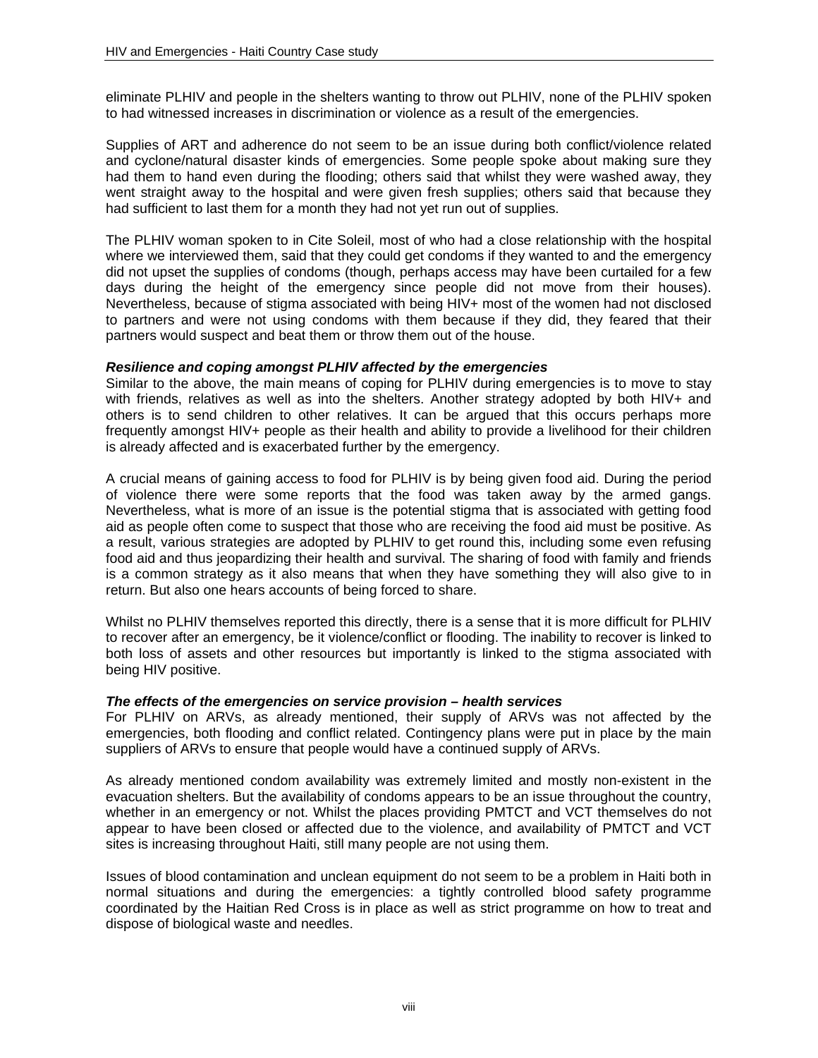eliminate PLHIV and people in the shelters wanting to throw out PLHIV, none of the PLHIV spoken to had witnessed increases in discrimination or violence as a result of the emergencies.

Supplies of ART and adherence do not seem to be an issue during both conflict/violence related and cyclone/natural disaster kinds of emergencies. Some people spoke about making sure they had them to hand even during the flooding; others said that whilst they were washed away, they went straight away to the hospital and were given fresh supplies; others said that because they had sufficient to last them for a month they had not yet run out of supplies.

The PLHIV woman spoken to in Cite Soleil, most of who had a close relationship with the hospital where we interviewed them, said that they could get condoms if they wanted to and the emergency did not upset the supplies of condoms (though, perhaps access may have been curtailed for a few days during the height of the emergency since people did not move from their houses). Nevertheless, because of stigma associated with being HIV+ most of the women had not disclosed to partners and were not using condoms with them because if they did, they feared that their partners would suspect and beat them or throw them out of the house.

***Resilience and coping amongst PLHIV affected by the emergencies***

Similar to the above, the main means of coping for PLHIV during emergencies is to move to stay with friends, relatives as well as into the shelters. Another strategy adopted by both HIV+ and others is to send children to other relatives. It can be argued that this occurs perhaps more frequently amongst HIV+ people as their health and ability to provide a livelihood for their children is already affected and is exacerbated further by the emergency.

A crucial means of gaining access to food for PLHIV is by being given food aid. During the period of violence there were some reports that the food was taken away by the armed gangs. Nevertheless, what is more of an issue is the potential stigma that is associated with getting food aid as people often come to suspect that those who are receiving the food aid must be positive. As a result, various strategies are adopted by PLHIV to get round this, including some even refusing food aid and thus jeopardizing their health and survival. The sharing of food with family and friends is a common strategy as it also means that when they have something they will also give to in return. But also one hears accounts of being forced to share.

Whilst no PLHIV themselves reported this directly, there is a sense that it is more difficult for PLHIV to recover after an emergency, be it violence/conflict or flooding. The inability to recover is linked to both loss of assets and other resources but importantly is linked to the stigma associated with being HIV positive.

***The effects of the emergencies on service provision – health services***

For PLHIV on ARVs, as already mentioned, their supply of ARVs was not affected by the emergencies, both flooding and conflict related. Contingency plans were put in place by the main suppliers of ARVs to ensure that people would have a continued supply of ARVs.

As already mentioned condom availability was extremely limited and mostly non-existent in the evacuation shelters. But the availability of condoms appears to be an issue throughout the country, whether in an emergency or not. Whilst the places providing PMTCT and VCT themselves do not appear to have been closed or affected due to the violence, and availability of PMTCT and VCT sites is increasing throughout Haiti, still many people are not using them.

Issues of blood contamination and unclean equipment do not seem to be a problem in Haiti both in normal situations and during the emergencies: a tightly controlled blood safety programme coordinated by the Haitian Red Cross is in place as well as strict programme on how to treat and dispose of biological waste and needles.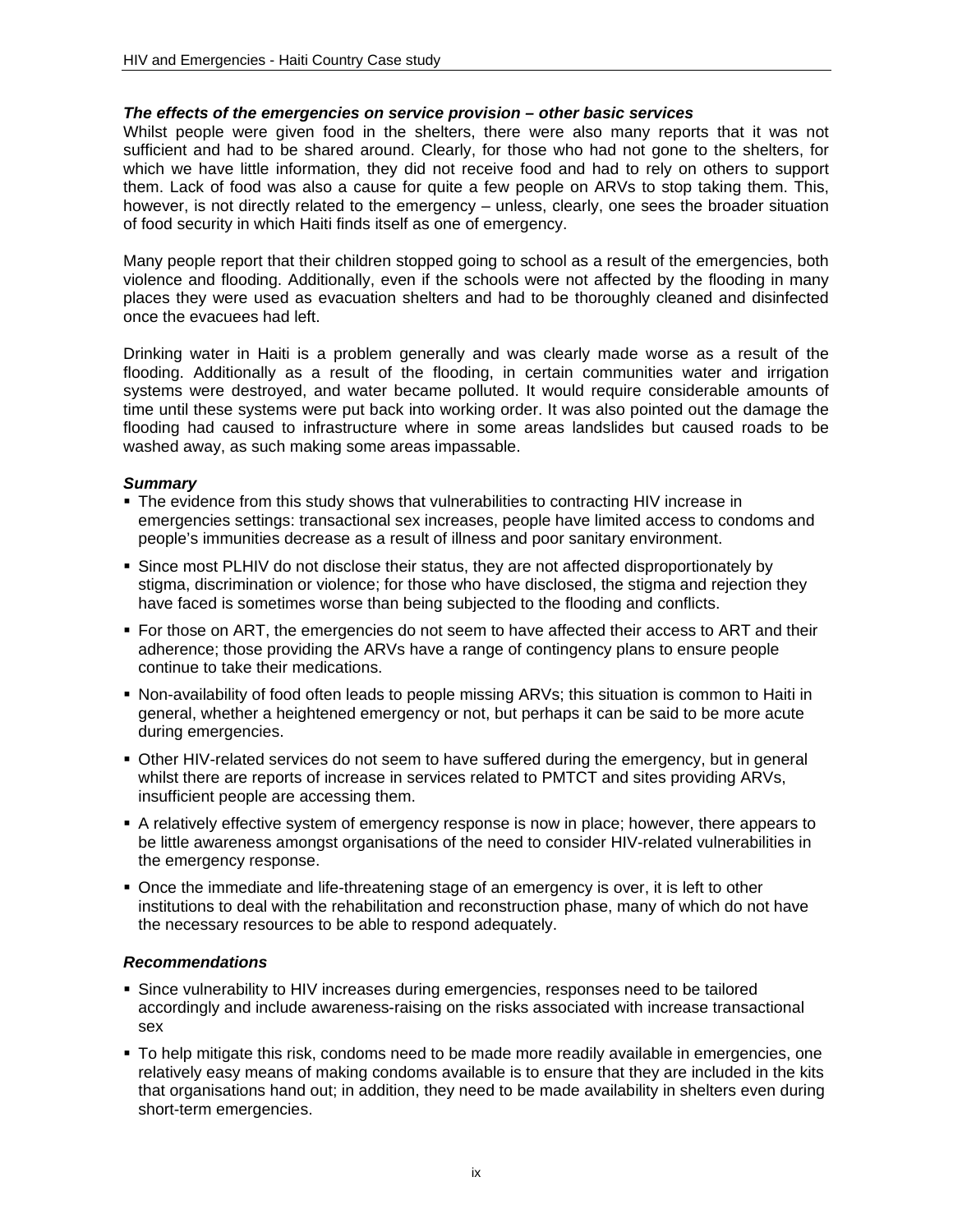***The effects of the emergencies on service provision – other basic services***

Whilst people were given food in the shelters, there were also many reports that it was not sufficient and had to be shared around. Clearly, for those who had not gone to the shelters, for which we have little information, they did not receive food and had to rely on others to support them. Lack of food was also a cause for quite a few people on ARVs to stop taking them. This, however, is not directly related to the emergency – unless, clearly, one sees the broader situation of food security in which Haiti finds itself as one of emergency.

Many people report that their children stopped going to school as a result of the emergencies, both violence and flooding. Additionally, even if the schools were not affected by the flooding in many places they were used as evacuation shelters and had to be thoroughly cleaned and disinfected once the evacuees had left.

Drinking water in Haiti is a problem generally and was clearly made worse as a result of the flooding. Additionally as a result of the flooding, in certain communities water and irrigation systems were destroyed, and water became polluted. It would require considerable amounts of time until these systems were put back into working order. It was also pointed out the damage the flooding had caused to infrastructure where in some areas landslides but caused roads to be washed away, as such making some areas impassable.

***Summary***

- The evidence from this study shows that vulnerabilities to contracting HIV increase in emergencies settings: transactional sex increases, people have limited access to condoms and people's immunities decrease as a result of illness and poor sanitary environment.
- Since most PLHIV do not disclose their status, they are not affected disproportionately by stigma, discrimination or violence; for those who have disclosed, the stigma and rejection they have faced is sometimes worse than being subjected to the flooding and conflicts.
- For those on ART, the emergencies do not seem to have affected their access to ART and their adherence; those providing the ARVs have a range of contingency plans to ensure people continue to take their medications.
- Non-availability of food often leads to people missing ARVs; this situation is common to Haiti in general, whether a heightened emergency or not, but perhaps it can be said to be more acute during emergencies.
- Other HIV-related services do not seem to have suffered during the emergency, but in general whilst there are reports of increase in services related to PMTCT and sites providing ARVs, insufficient people are accessing them.
- A relatively effective system of emergency response is now in place; however, there appears to be little awareness amongst organisations of the need to consider HIV-related vulnerabilities in the emergency response.
- Once the immediate and life-threatening stage of an emergency is over, it is left to other institutions to deal with the rehabilitation and reconstruction phase, many of which do not have the necessary resources to be able to respond adequately.

***Recommendations***

- Since vulnerability to HIV increases during emergencies, responses need to be tailored accordingly and include awareness-raising on the risks associated with increase transactional sex
- To help mitigate this risk, condoms need to be made more readily available in emergencies, one relatively easy means of making condoms available is to ensure that they are included in the kits that organisations hand out; in addition, they need to be made availability in shelters even during short-term emergencies.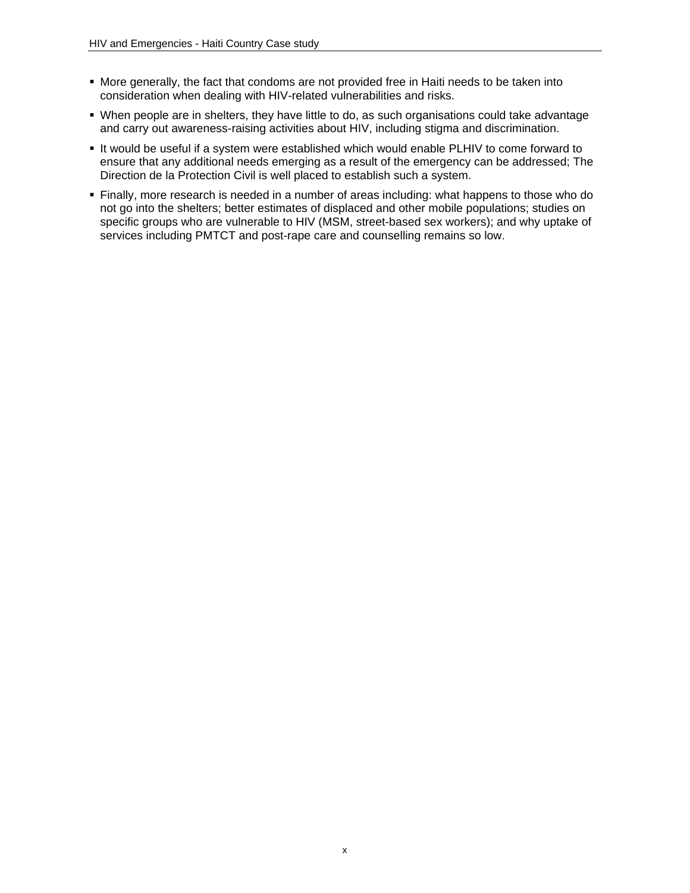- More generally, the fact that condoms are not provided free in Haiti needs to be taken into consideration when dealing with HIV-related vulnerabilities and risks.
- When people are in shelters, they have little to do, as such organisations could take advantage and carry out awareness-raising activities about HIV, including stigma and discrimination.
- It would be useful if a system were established which would enable PLHIV to come forward to ensure that any additional needs emerging as a result of the emergency can be addressed; The Direction de la Protection Civil is well placed to establish such a system.
- Finally, more research is needed in a number of areas including: what happens to those who do not go into the shelters; better estimates of displaced and other mobile populations; studies on specific groups who are vulnerable to HIV (MSM, street-based sex workers); and why uptake of services including PMTCT and post-rape care and counselling remains so low.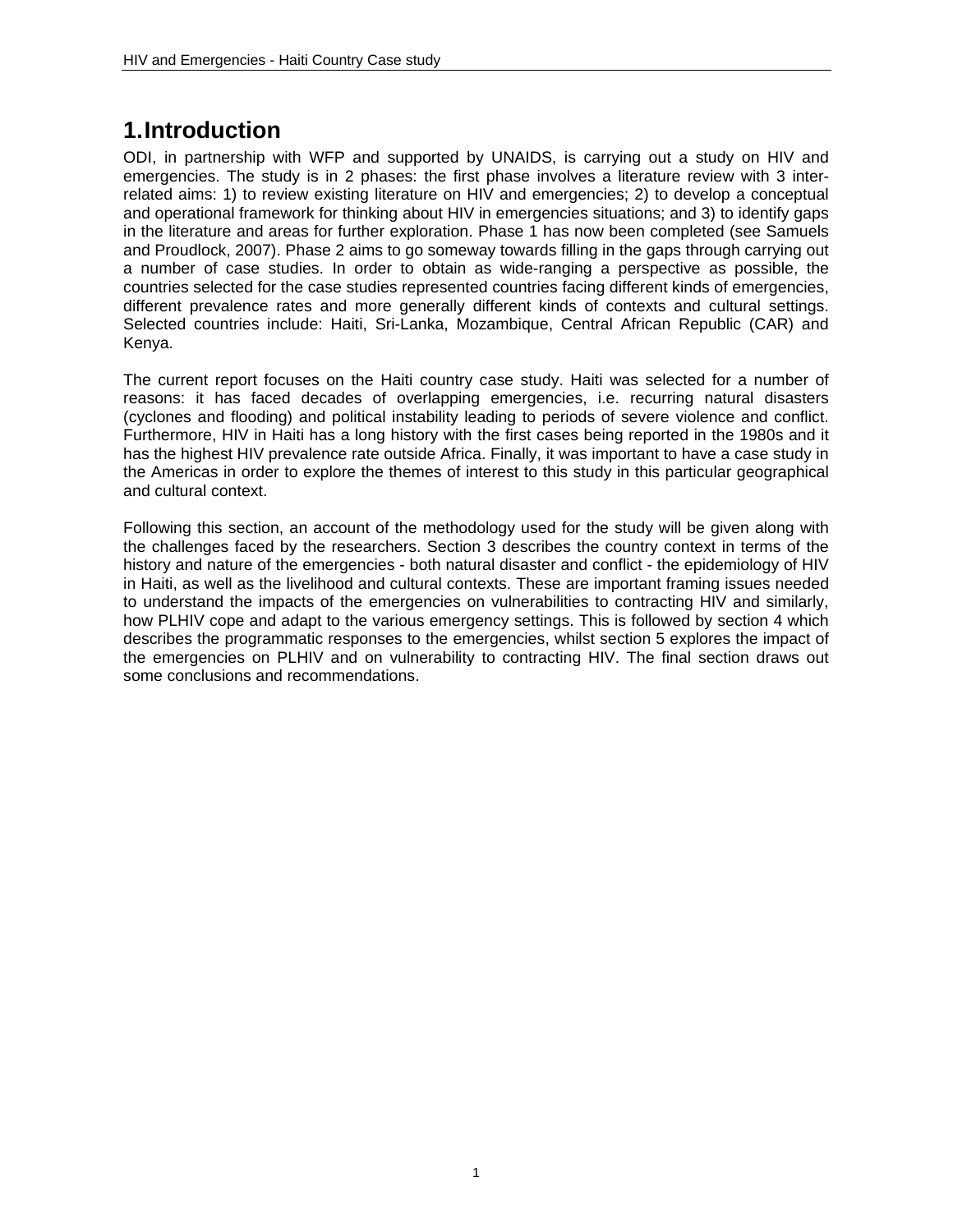# 1. Introduction

ODI, in partnership with WFP and supported by UNAIDS, is carrying out a study on HIV and emergencies. The study is in 2 phases: the first phase involves a literature review with 3 inter-related aims: 1) to review existing literature on HIV and emergencies; 2) to develop a conceptual and operational framework for thinking about HIV in emergencies situations; and 3) to identify gaps in the literature and areas for further exploration. Phase 1 has now been completed (see Samuels and Proudlock, 2007). Phase 2 aims to go someway towards filling in the gaps through carrying out a number of case studies. In order to obtain as wide-ranging a perspective as possible, the countries selected for the case studies represented countries facing different kinds of emergencies, different prevalence rates and more generally different kinds of contexts and cultural settings. Selected countries include: Haiti, Sri-Lanka, Mozambique, Central African Republic (CAR) and Kenya.

The current report focuses on the Haiti country case study. Haiti was selected for a number of reasons: it has faced decades of overlapping emergencies, i.e. recurring natural disasters (cyclones and flooding) and political instability leading to periods of severe violence and conflict. Furthermore, HIV in Haiti has a long history with the first cases being reported in the 1980s and it has the highest HIV prevalence rate outside Africa. Finally, it was important to have a case study in the Americas in order to explore the themes of interest to this study in this particular geographical and cultural context.

Following this section, an account of the methodology used for the study will be given along with the challenges faced by the researchers. Section 3 describes the country context in terms of the history and nature of the emergencies - both natural disaster and conflict - the epidemiology of HIV in Haiti, as well as the livelihood and cultural contexts. These are important framing issues needed to understand the impacts of the emergencies on vulnerabilities to contracting HIV and similarly, how PLHIV cope and adapt to the various emergency settings. This is followed by section 4 which describes the programmatic responses to the emergencies, whilst section 5 explores the impact of the emergencies on PLHIV and on vulnerability to contracting HIV. The final section draws out some conclusions and recommendations.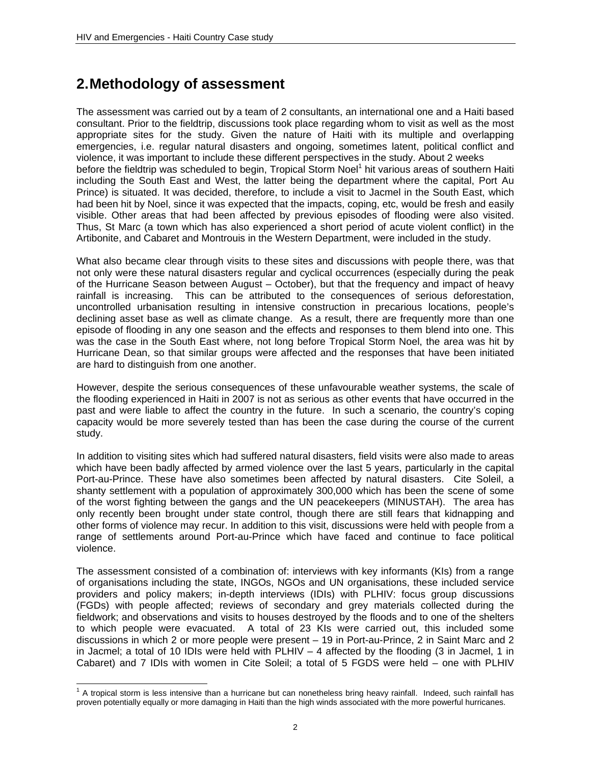# 2. Methodology of assessment

The assessment was carried out by a team of 2 consultants, an international one and a Haiti based consultant. Prior to the fieldtrip, discussions took place regarding whom to visit as well as the most appropriate sites for the study. Given the nature of Haiti with its multiple and overlapping emergencies, i.e. regular natural disasters and ongoing, sometimes latent, political conflict and violence, it was important to include these different perspectives in the study. About 2 weeks before the fieldtrip was scheduled to begin, Tropical Storm Noel[1] hit various areas of southern Haiti including the South East and West, the latter being the department where the capital, Port Au Prince) is situated. It was decided, therefore, to include a visit to Jacmel in the South East, which had been hit by Noel, since it was expected that the impacts, coping, etc, would be fresh and easily visible. Other areas that had been affected by previous episodes of flooding were also visited. Thus, St Marc (a town which has also experienced a short period of acute violent conflict) in the Artibonite, and Cabaret and Montrouis in the Western Department, were included in the study.

What also became clear through visits to these sites and discussions with people there, was that not only were these natural disasters regular and cyclical occurrences (especially during the peak of the Hurricane Season between August – October), but that the frequency and impact of heavy rainfall is increasing. This can be attributed to the consequences of serious deforestation, uncontrolled urbanisation resulting in intensive construction in precarious locations, people's declining asset base as well as climate change. As a result, there are frequently more than one episode of flooding in any one season and the effects and responses to them blend into one. This was the case in the South East where, not long before Tropical Storm Noel, the area was hit by Hurricane Dean, so that similar groups were affected and the responses that have been initiated are hard to distinguish from one another.

However, despite the serious consequences of these unfavourable weather systems, the scale of the flooding experienced in Haiti in 2007 is not as serious as other events that have occurred in the past and were liable to affect the country in the future. In such a scenario, the country's coping capacity would be more severely tested than has been the case during the course of the current study.

In addition to visiting sites which had suffered natural disasters, field visits were also made to areas which have been badly affected by armed violence over the last 5 years, particularly in the capital Port-au-Prince. These have also sometimes been affected by natural disasters. Cite Soleil, a shanty settlement with a population of approximately 300,000 which has been the scene of some of the worst fighting between the gangs and the UN peacekeepers (MINUSTAH). The area has only recently been brought under state control, though there are still fears that kidnapping and other forms of violence may recur. In addition to this visit, discussions were held with people from a range of settlements around Port-au-Prince which have faced and continue to face political violence.

The assessment consisted of a combination of: interviews with key informants (KIs) from a range of organisations including the state, INGOs, NGOs and UN organisations, these included service providers and policy makers; in-depth interviews (IDIs) with PLHIV: focus group discussions (FGDs) with people affected; reviews of secondary and grey materials collected during the fieldwork; and observations and visits to houses destroyed by the floods and to one of the shelters to which people were evacuated. A total of 23 KIs were carried out, this included some discussions in which 2 or more people were present – 19 in Port-au-Prince, 2 in Saint Marc and 2 in Jacmel; a total of 10 IDIs were held with PLHIV – 4 affected by the flooding (3 in Jacmel, 1 in Cabaret) and 7 IDIs with women in Cite Soleil; a total of 5 FGDS were held – one with PLHIV

---

[1] A tropical storm is less intensive than a hurricane but can nonetheless bring heavy rainfall. Indeed, such rainfall has proven potentially equally or more damaging in Haiti than the high winds associated with the more powerful hurricanes.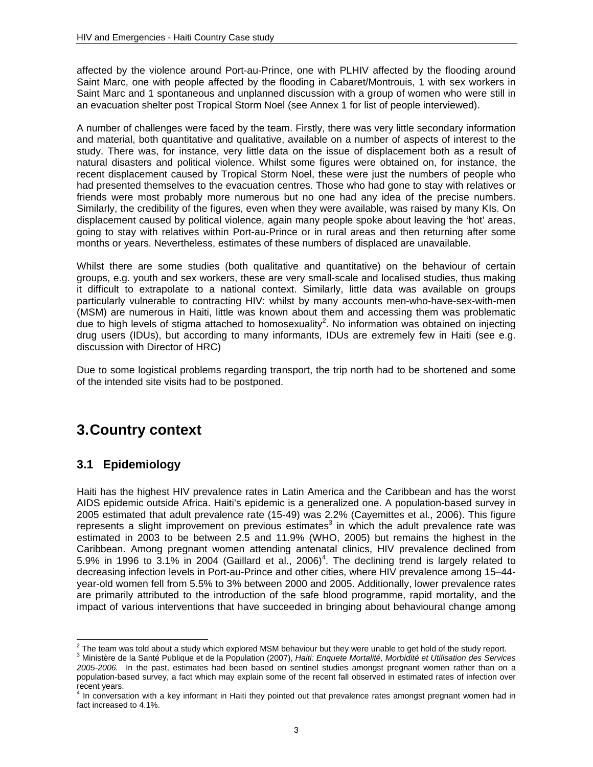affected by the violence around Port-au-Prince, one with PLHIV affected by the flooding around Saint Marc, one with people affected by the flooding in Cabaret/Montrouis, 1 with sex workers in Saint Marc and 1 spontaneous and unplanned discussion with a group of women who were still in an evacuation shelter post Tropical Storm Noel (see Annex 1 for list of people interviewed).

A number of challenges were faced by the team. Firstly, there was very little secondary information and material, both quantitative and qualitative, available on a number of aspects of interest to the study. There was, for instance, very little data on the issue of displacement both as a result of natural disasters and political violence. Whilst some figures were obtained on, for instance, the recent displacement caused by Tropical Storm Noel, these were just the numbers of people who had presented themselves to the evacuation centres. Those who had gone to stay with relatives or friends were most probably more numerous but no one had any idea of the precise numbers. Similarly, the credibility of the figures, even when they were available, was raised by many KIs. On displacement caused by political violence, again many people spoke about leaving the 'hot' areas, going to stay with relatives within Port-au-Prince or in rural areas and then returning after some months or years. Nevertheless, estimates of these numbers of displaced are unavailable.

Whilst there are some studies (both qualitative and quantitative) on the behaviour of certain groups, e.g. youth and sex workers, these are very small-scale and localised studies, thus making it difficult to extrapolate to a national context. Similarly, little data was available on groups particularly vulnerable to contracting HIV: whilst by many accounts men-who-have-sex-with-men (MSM) are numerous in Haiti, little was known about them and accessing them was problematic due to high levels of stigma attached to homosexuality[2]. No information was obtained on injecting drug users (IDUs), but according to many informants, IDUs are extremely few in Haiti (see e.g. discussion with Director of HRC)

Due to some logistical problems regarding transport, the trip north had to be shortened and some of the intended site visits had to be postponed.

# 3. Country context

## 3.1 Epidemiology

Haiti has the highest HIV prevalence rates in Latin America and the Caribbean and has the worst AIDS epidemic outside Africa. Haiti's epidemic is a generalized one. A population-based survey in 2005 estimated that adult prevalence rate (15-49) was 2.2% (Cayemittes et al., 2006). This figure represents a slight improvement on previous estimates[3] in which the adult prevalence rate was estimated in 2003 to be between 2.5 and 11.9% (WHO, 2005) but remains the highest in the Caribbean. Among pregnant women attending antenatal clinics, HIV prevalence declined from 5.9% in 1996 to 3.1% in 2004 (Gaillard et al., 2006)[4]. The declining trend is largely related to decreasing infection levels in Port-au-Prince and other cities, where HIV prevalence among 15–44-year-old women fell from 5.5% to 3% between 2000 and 2005. Additionally, lower prevalence rates are primarily attributed to the introduction of the safe blood programme, rapid mortality, and the impact of various interventions that have succeeded in bringing about behavioural change among

---

[2] The team was told about a study which explored MSM behaviour but they were unable to get hold of the study report.

[3] Ministère de la Santé Publique et de la Population (2007), *Haiti: Enquete Mortalité, Morbidité et Utilisation des Services 2005-2006.* In the past, estimates had been based on sentinel studies amongst pregnant women rather than on a population-based survey, a fact which may explain some of the recent fall observed in estimated rates of infection over recent years.

[4] In conversation with a key informant in Haiti they pointed out that prevalence rates amongst pregnant women had in fact increased to 4.1%.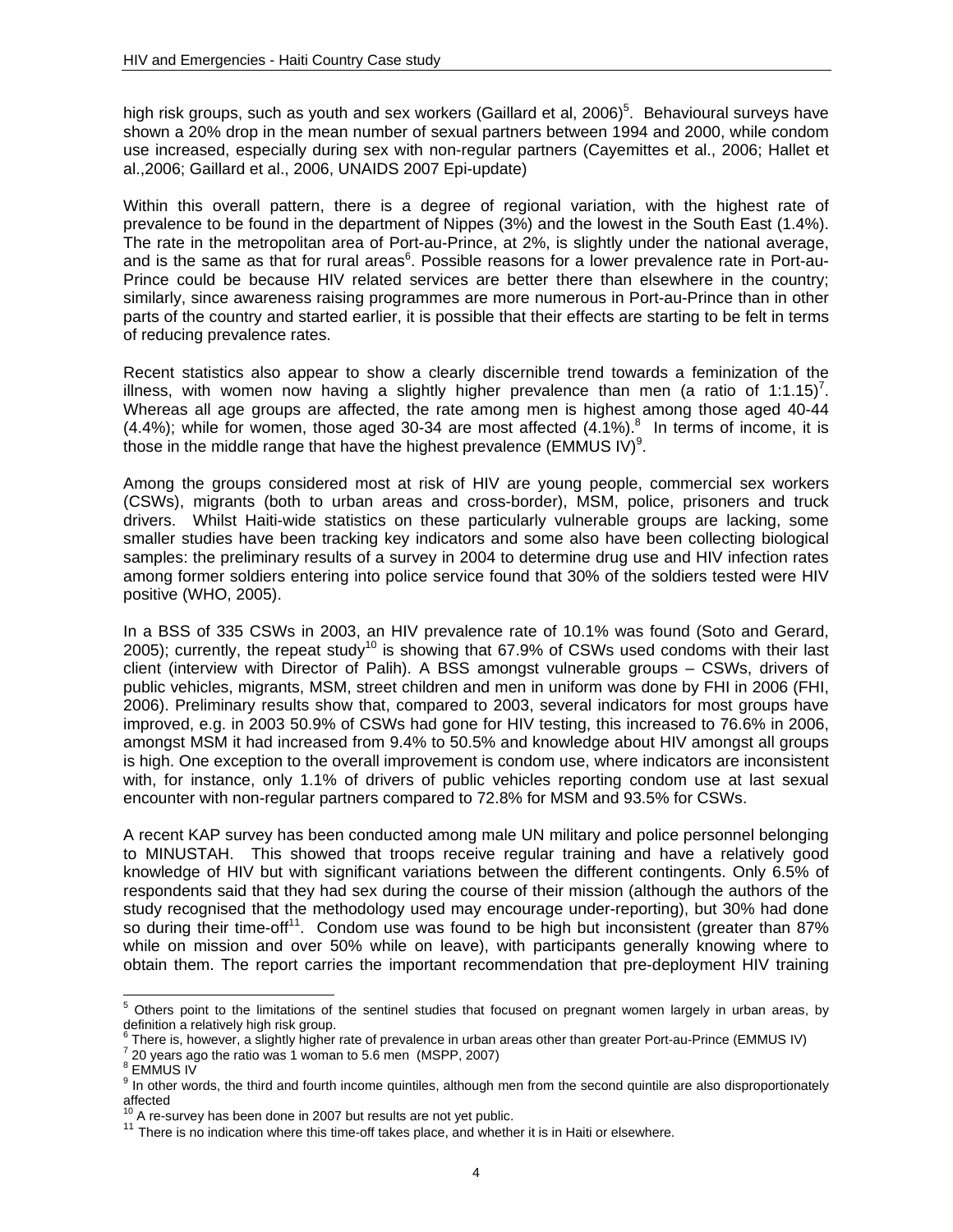high risk groups, such as youth and sex workers (Gaillard et al, 2006)[5]. Behavioural surveys have shown a 20% drop in the mean number of sexual partners between 1994 and 2000, while condom use increased, especially during sex with non-regular partners (Cayemittes et al., 2006; Hallet et al.,2006; Gaillard et al., 2006, UNAIDS 2007 Epi-update)

Within this overall pattern, there is a degree of regional variation, with the highest rate of prevalence to be found in the department of Nippes (3%) and the lowest in the South East (1.4%). The rate in the metropolitan area of Port-au-Prince, at 2%, is slightly under the national average, and is the same as that for rural areas[6]. Possible reasons for a lower prevalence rate in Port-au-Prince could be because HIV related services are better there than elsewhere in the country; similarly, since awareness raising programmes are more numerous in Port-au-Prince than in other parts of the country and started earlier, it is possible that their effects are starting to be felt in terms of reducing prevalence rates.

Recent statistics also appear to show a clearly discernible trend towards a feminization of the illness, with women now having a slightly higher prevalence than men (a ratio of 1:1.15)[7]. Whereas all age groups are affected, the rate among men is highest among those aged 40-44 (4.4%); while for women, those aged 30-34 are most affected (4.1%).[8] In terms of income, it is those in the middle range that have the highest prevalence (EMMUS IV)[9].

Among the groups considered most at risk of HIV are young people, commercial sex workers (CSWs), migrants (both to urban areas and cross-border), MSM, police, prisoners and truck drivers. Whilst Haiti-wide statistics on these particularly vulnerable groups are lacking, some smaller studies have been tracking key indicators and some also have been collecting biological samples: the preliminary results of a survey in 2004 to determine drug use and HIV infection rates among former soldiers entering into police service found that 30% of the soldiers tested were HIV positive (WHO, 2005).

In a BSS of 335 CSWs in 2003, an HIV prevalence rate of 10.1% was found (Soto and Gerard, 2005); currently, the repeat study[10] is showing that 67.9% of CSWs used condoms with their last client (interview with Director of Palih). A BSS amongst vulnerable groups – CSWs, drivers of public vehicles, migrants, MSM, street children and men in uniform was done by FHI in 2006 (FHI, 2006). Preliminary results show that, compared to 2003, several indicators for most groups have improved, e.g. in 2003 50.9% of CSWs had gone for HIV testing, this increased to 76.6% in 2006, amongst MSM it had increased from 9.4% to 50.5% and knowledge about HIV amongst all groups is high. One exception to the overall improvement is condom use, where indicators are inconsistent with, for instance, only 1.1% of drivers of public vehicles reporting condom use at last sexual encounter with non-regular partners compared to 72.8% for MSM and 93.5% for CSWs.

A recent KAP survey has been conducted among male UN military and police personnel belonging to MINUSTAH. This showed that troops receive regular training and have a relatively good knowledge of HIV but with significant variations between the different contingents. Only 6.5% of respondents said that they had sex during the course of their mission (although the authors of the study recognised that the methodology used may encourage under-reporting), but 30% had done so during their time-off[11]. Condom use was found to be high but inconsistent (greater than 87% while on mission and over 50% while on leave), with participants generally knowing where to obtain them. The report carries the important recommendation that pre-deployment HIV training

---

[5] Others point to the limitations of the sentinel studies that focused on pregnant women largely in urban areas, by definition a relatively high risk group.

[6] There is, however, a slightly higher rate of prevalence in urban areas other than greater Port-au-Prince (EMMUS IV)

[7] 20 years ago the ratio was 1 woman to 5.6 men (MSPP, 2007)

[8] EMMUS IV

[9] In other words, the third and fourth income quintiles, although men from the second quintile are also disproportionately affected

[10] A re-survey has been done in 2007 but results are not yet public.

[11] There is no indication where this time-off takes place, and whether it is in Haiti or elsewhere.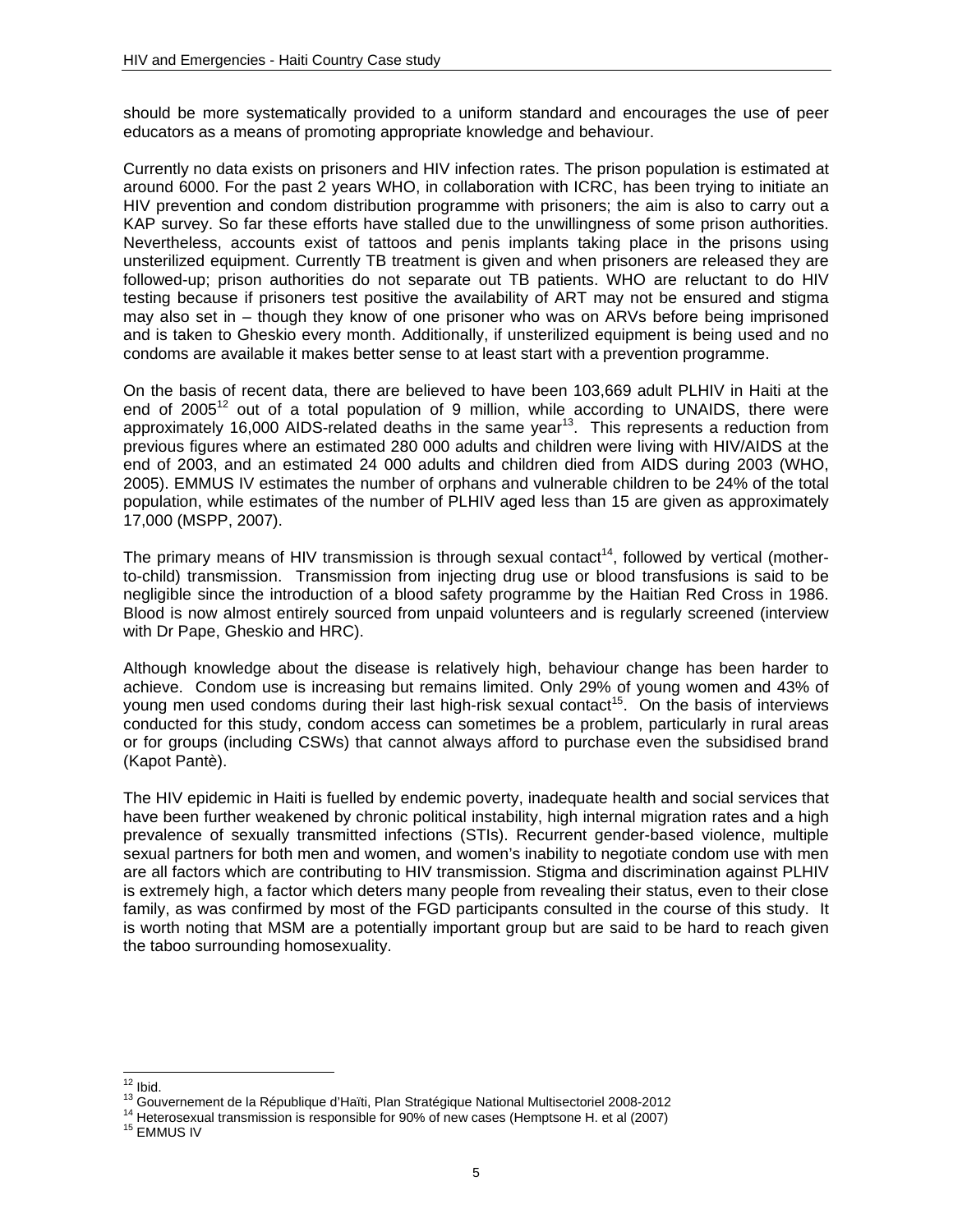should be more systematically provided to a uniform standard and encourages the use of peer educators as a means of promoting appropriate knowledge and behaviour.

Currently no data exists on prisoners and HIV infection rates. The prison population is estimated at around 6000. For the past 2 years WHO, in collaboration with ICRC, has been trying to initiate an HIV prevention and condom distribution programme with prisoners; the aim is also to carry out a KAP survey. So far these efforts have stalled due to the unwillingness of some prison authorities. Nevertheless, accounts exist of tattoos and penis implants taking place in the prisons using unsterilized equipment. Currently TB treatment is given and when prisoners are released they are followed-up; prison authorities do not separate out TB patients. WHO are reluctant to do HIV testing because if prisoners test positive the availability of ART may not be ensured and stigma may also set in – though they know of one prisoner who was on ARVs before being imprisoned and is taken to Gheskio every month. Additionally, if unsterilized equipment is being used and no condoms are available it makes better sense to at least start with a prevention programme.

On the basis of recent data, there are believed to have been 103,669 adult PLHIV in Haiti at the end of 2005[12] out of a total population of 9 million, while according to UNAIDS, there were approximately 16,000 AIDS-related deaths in the same year[13]. This represents a reduction from previous figures where an estimated 280 000 adults and children were living with HIV/AIDS at the end of 2003, and an estimated 24 000 adults and children died from AIDS during 2003 (WHO, 2005). EMMUS IV estimates the number of orphans and vulnerable children to be 24% of the total population, while estimates of the number of PLHIV aged less than 15 are given as approximately 17,000 (MSPP, 2007).

The primary means of HIV transmission is through sexual contact[14], followed by vertical (mother-to-child) transmission. Transmission from injecting drug use or blood transfusions is said to be negligible since the introduction of a blood safety programme by the Haitian Red Cross in 1986. Blood is now almost entirely sourced from unpaid volunteers and is regularly screened (interview with Dr Pape, Gheskio and HRC).

Although knowledge about the disease is relatively high, behaviour change has been harder to achieve. Condom use is increasing but remains limited. Only 29% of young women and 43% of young men used condoms during their last high-risk sexual contact[15]. On the basis of interviews conducted for this study, condom access can sometimes be a problem, particularly in rural areas or for groups (including CSWs) that cannot always afford to purchase even the subsidised brand (Kapot Pantè).

The HIV epidemic in Haiti is fuelled by endemic poverty, inadequate health and social services that have been further weakened by chronic political instability, high internal migration rates and a high prevalence of sexually transmitted infections (STIs). Recurrent gender-based violence, multiple sexual partners for both men and women, and women's inability to negotiate condom use with men are all factors which are contributing to HIV transmission. Stigma and discrimination against PLHIV is extremely high, a factor which deters many people from revealing their status, even to their close family, as was confirmed by most of the FGD participants consulted in the course of this study. It is worth noting that MSM are a potentially important group but are said to be hard to reach given the taboo surrounding homosexuality.

---

[12] Ibid.

[13] Gouvernement de la République d'Haïti, Plan Stratégique National Multisectoriel 2008-2012

[14] Heterosexual transmission is responsible for 90% of new cases (Hemptsone H. et al (2007)

[15] EMMUS IV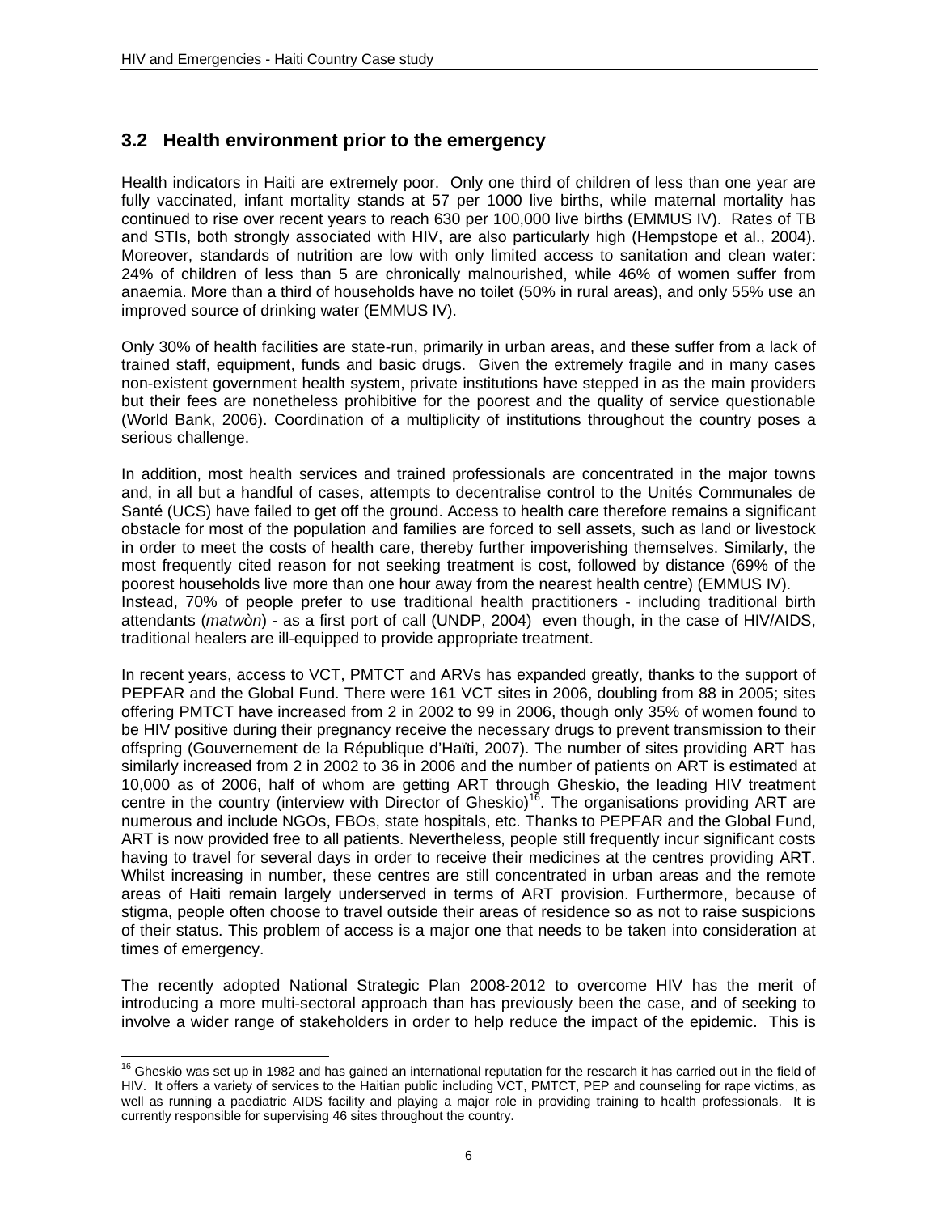## 3.2 Health environment prior to the emergency

Health indicators in Haiti are extremely poor. Only one third of children of less than one year are fully vaccinated, infant mortality stands at 57 per 1000 live births, while maternal mortality has continued to rise over recent years to reach 630 per 100,000 live births (EMMUS IV). Rates of TB and STIs, both strongly associated with HIV, are also particularly high (Hempstope et al., 2004). Moreover, standards of nutrition are low with only limited access to sanitation and clean water: 24% of children of less than 5 are chronically malnourished, while 46% of women suffer from anaemia. More than a third of households have no toilet (50% in rural areas), and only 55% use an improved source of drinking water (EMMUS IV).

Only 30% of health facilities are state-run, primarily in urban areas, and these suffer from a lack of trained staff, equipment, funds and basic drugs. Given the extremely fragile and in many cases non-existent government health system, private institutions have stepped in as the main providers but their fees are nonetheless prohibitive for the poorest and the quality of service questionable (World Bank, 2006). Coordination of a multiplicity of institutions throughout the country poses a serious challenge.

In addition, most health services and trained professionals are concentrated in the major towns and, in all but a handful of cases, attempts to decentralise control to the Unités Communales de Santé (UCS) have failed to get off the ground. Access to health care therefore remains a significant obstacle for most of the population and families are forced to sell assets, such as land or livestock in order to meet the costs of health care, thereby further impoverishing themselves. Similarly, the most frequently cited reason for not seeking treatment is cost, followed by distance (69% of the poorest households live more than one hour away from the nearest health centre) (EMMUS IV). Instead, 70% of people prefer to use traditional health practitioners - including traditional birth attendants (*matwòn*) - as a first port of call (UNDP, 2004) even though, in the case of HIV/AIDS, traditional healers are ill-equipped to provide appropriate treatment.

In recent years, access to VCT, PMTCT and ARVs has expanded greatly, thanks to the support of PEPFAR and the Global Fund. There were 161 VCT sites in 2006, doubling from 88 in 2005; sites offering PMTCT have increased from 2 in 2002 to 99 in 2006, though only 35% of women found to be HIV positive during their pregnancy receive the necessary drugs to prevent transmission to their offspring (Gouvernement de la République d'Haïti, 2007). The number of sites providing ART has similarly increased from 2 in 2002 to 36 in 2006 and the number of patients on ART is estimated at 10,000 as of 2006, half of whom are getting ART through Gheskio, the leading HIV treatment centre in the country (interview with Director of Gheskio)[16]. The organisations providing ART are numerous and include NGOs, FBOs, state hospitals, etc. Thanks to PEPFAR and the Global Fund, ART is now provided free to all patients. Nevertheless, people still frequently incur significant costs having to travel for several days in order to receive their medicines at the centres providing ART. Whilst increasing in number, these centres are still concentrated in urban areas and the remote areas of Haiti remain largely underserved in terms of ART provision. Furthermore, because of stigma, people often choose to travel outside their areas of residence so as not to raise suspicions of their status. This problem of access is a major one that needs to be taken into consideration at times of emergency.

The recently adopted National Strategic Plan 2008-2012 to overcome HIV has the merit of introducing a more multi-sectoral approach than has previously been the case, and of seeking to involve a wider range of stakeholders in order to help reduce the impact of the epidemic. This is

---

[16] Gheskio was set up in 1982 and has gained an international reputation for the research it has carried out in the field of HIV. It offers a variety of services to the Haitian public including VCT, PMTCT, PEP and counseling for rape victims, as well as running a paediatric AIDS facility and playing a major role in providing training to health professionals. It is currently responsible for supervising 46 sites throughout the country.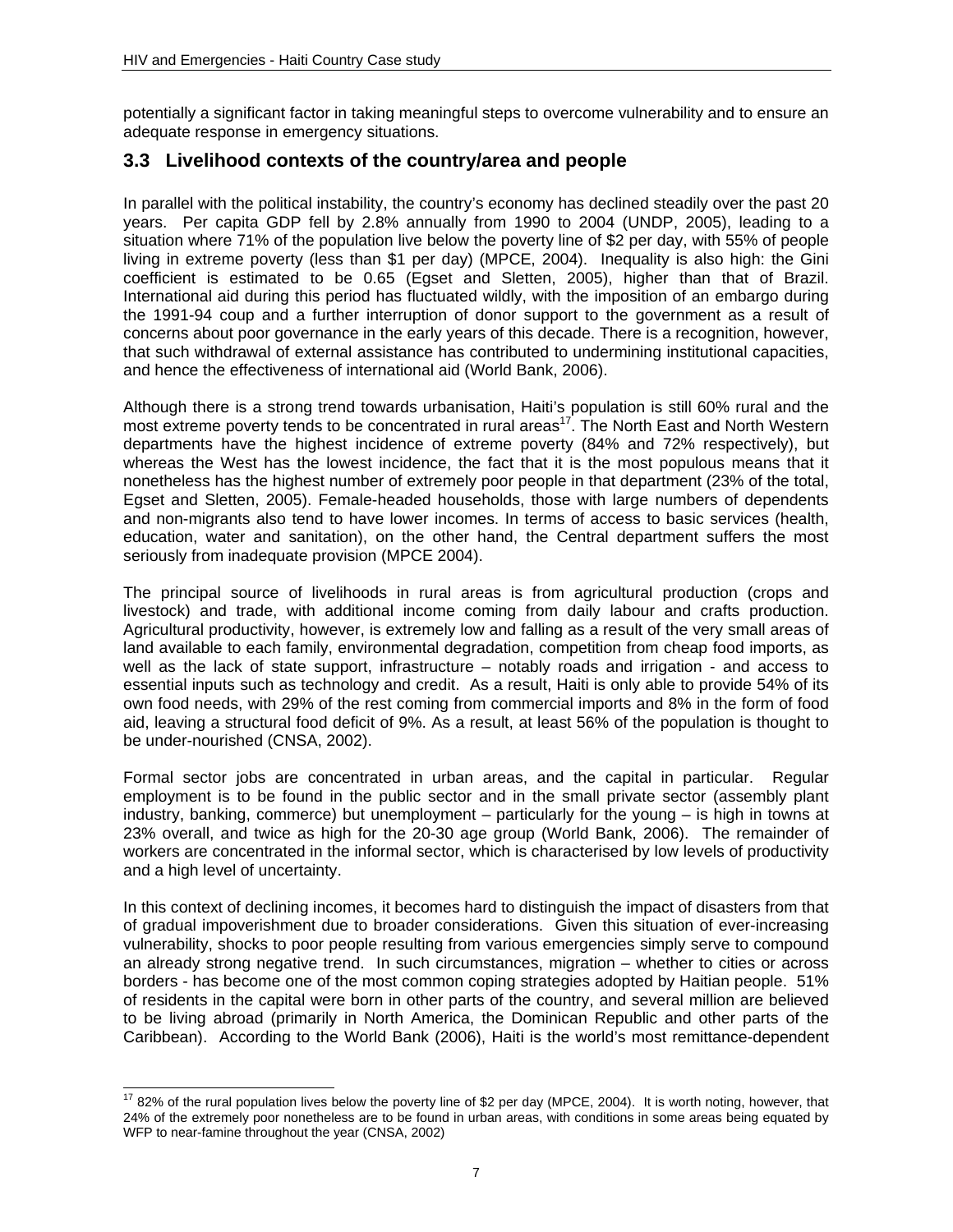potentially a significant factor in taking meaningful steps to overcome vulnerability and to ensure an adequate response in emergency situations.

## 3.3 Livelihood contexts of the country/area and people

In parallel with the political instability, the country's economy has declined steadily over the past 20 years. Per capita GDP fell by 2.8% annually from 1990 to 2004 (UNDP, 2005), leading to a situation where 71% of the population live below the poverty line of $2 per day, with 55% of people living in extreme poverty (less than $1 per day) (MPCE, 2004). Inequality is also high: the Gini coefficient is estimated to be 0.65 (Egset and Sletten, 2005), higher than that of Brazil. International aid during this period has fluctuated wildly, with the imposition of an embargo during the 1991-94 coup and a further interruption of donor support to the government as a result of concerns about poor governance in the early years of this decade. There is a recognition, however, that such withdrawal of external assistance has contributed to undermining institutional capacities, and hence the effectiveness of international aid (World Bank, 2006).

Although there is a strong trend towards urbanisation, Haiti's population is still 60% rural and the most extreme poverty tends to be concentrated in rural areas[17]. The North East and North Western departments have the highest incidence of extreme poverty (84% and 72% respectively), but whereas the West has the lowest incidence, the fact that it is the most populous means that it nonetheless has the highest number of extremely poor people in that department (23% of the total, Egset and Sletten, 2005). Female-headed households, those with large numbers of dependents and non-migrants also tend to have lower incomes. In terms of access to basic services (health, education, water and sanitation), on the other hand, the Central department suffers the most seriously from inadequate provision (MPCE 2004).

The principal source of livelihoods in rural areas is from agricultural production (crops and livestock) and trade, with additional income coming from daily labour and crafts production. Agricultural productivity, however, is extremely low and falling as a result of the very small areas of land available to each family, environmental degradation, competition from cheap food imports, as well as the lack of state support, infrastructure – notably roads and irrigation - and access to essential inputs such as technology and credit. As a result, Haiti is only able to provide 54% of its own food needs, with 29% of the rest coming from commercial imports and 8% in the form of food aid, leaving a structural food deficit of 9%. As a result, at least 56% of the population is thought to be under-nourished (CNSA, 2002).

Formal sector jobs are concentrated in urban areas, and the capital in particular. Regular employment is to be found in the public sector and in the small private sector (assembly plant industry, banking, commerce) but unemployment – particularly for the young – is high in towns at 23% overall, and twice as high for the 20-30 age group (World Bank, 2006). The remainder of workers are concentrated in the informal sector, which is characterised by low levels of productivity and a high level of uncertainty.

In this context of declining incomes, it becomes hard to distinguish the impact of disasters from that of gradual impoverishment due to broader considerations. Given this situation of ever-increasing vulnerability, shocks to poor people resulting from various emergencies simply serve to compound an already strong negative trend. In such circumstances, migration – whether to cities or across borders - has become one of the most common coping strategies adopted by Haitian people. 51% of residents in the capital were born in other parts of the country, and several million are believed to be living abroad (primarily in North America, the Dominican Republic and other parts of the Caribbean). According to the World Bank (2006), Haiti is the world's most remittance-dependent

[17] 82% of the rural population lives below the poverty line of $2 per day (MPCE, 2004). It is worth noting, however, that 24% of the extremely poor nonetheless are to be found in urban areas, with conditions in some areas being equated by WFP to near-famine throughout the year (CNSA, 2002)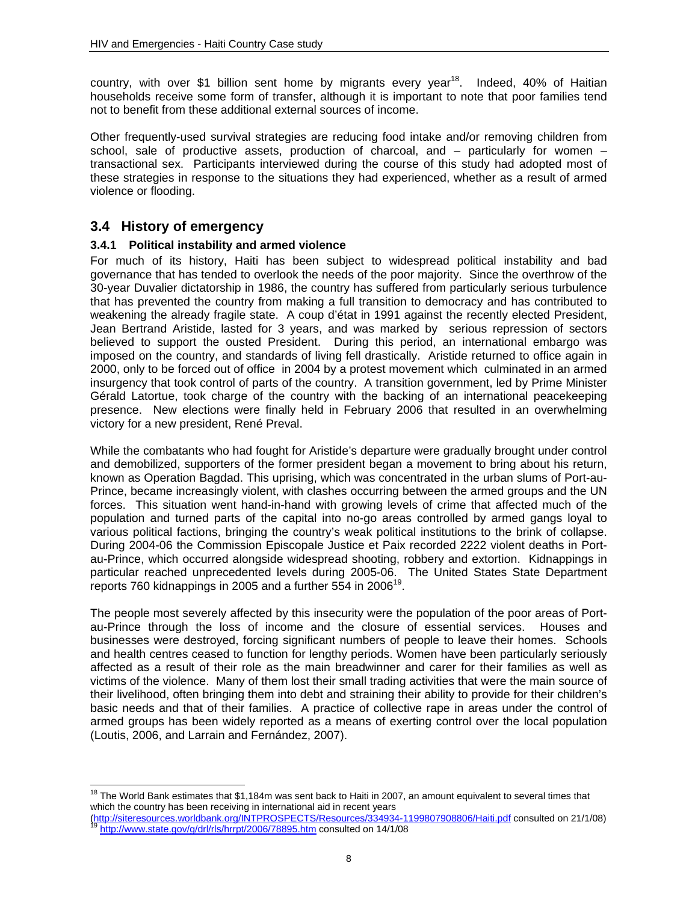country, with over $1 billion sent home by migrants every year[18]. Indeed, 40% of Haitian households receive some form of transfer, although it is important to note that poor families tend not to benefit from these additional external sources of income.

Other frequently-used survival strategies are reducing food intake and/or removing children from school, sale of productive assets, production of charcoal, and – particularly for women – transactional sex. Participants interviewed during the course of this study had adopted most of these strategies in response to the situations they had experienced, whether as a result of armed violence or flooding.

## 3.4 History of emergency

### 3.4.1 Political instability and armed violence

For much of its history, Haiti has been subject to widespread political instability and bad governance that has tended to overlook the needs of the poor majority. Since the overthrow of the 30-year Duvalier dictatorship in 1986, the country has suffered from particularly serious turbulence that has prevented the country from making a full transition to democracy and has contributed to weakening the already fragile state. A coup d'état in 1991 against the recently elected President, Jean Bertrand Aristide, lasted for 3 years, and was marked by serious repression of sectors believed to support the ousted President. During this period, an international embargo was imposed on the country, and standards of living fell drastically. Aristide returned to office again in 2000, only to be forced out of office in 2004 by a protest movement which culminated in an armed insurgency that took control of parts of the country. A transition government, led by Prime Minister Gérald Latortue, took charge of the country with the backing of an international peacekeeping presence. New elections were finally held in February 2006 that resulted in an overwhelming victory for a new president, René Preval.

While the combatants who had fought for Aristide's departure were gradually brought under control and demobilized, supporters of the former president began a movement to bring about his return, known as Operation Bagdad. This uprising, which was concentrated in the urban slums of Port-au-Prince, became increasingly violent, with clashes occurring between the armed groups and the UN forces. This situation went hand-in-hand with growing levels of crime that affected much of the population and turned parts of the capital into no-go areas controlled by armed gangs loyal to various political factions, bringing the country's weak political institutions to the brink of collapse. During 2004-06 the Commission Episcopale Justice et Paix recorded 2222 violent deaths in Port-au-Prince, which occurred alongside widespread shooting, robbery and extortion. Kidnappings in particular reached unprecedented levels during 2005-06. The United States State Department reports 760 kidnappings in 2005 and a further 554 in 2006[19].

The people most severely affected by this insecurity were the population of the poor areas of Port-au-Prince through the loss of income and the closure of essential services. Houses and businesses were destroyed, forcing significant numbers of people to leave their homes. Schools and health centres ceased to function for lengthy periods. Women have been particularly seriously affected as a result of their role as the main breadwinner and carer for their families as well as victims of the violence. Many of them lost their small trading activities that were the main source of their livelihood, often bringing them into debt and straining their ability to provide for their children's basic needs and that of their families. A practice of collective rape in areas under the control of armed groups has been widely reported as a means of exerting control over the local population (Loutis, 2006, and Larrain and Fernández, 2007).

---

[18] The World Bank estimates that $1,184m was sent back to Haiti in 2007, an amount equivalent to several times that which the country has been receiving in international aid in recent years (http://siteresources.worldbank.org/INTPROSPECTS/Resources/334934-1199807908806/Haiti.pdf consulted on 21/1/08)

[19] http://www.state.gov/g/drl/rls/hrrpt/2006/78895.htm consulted on 14/1/08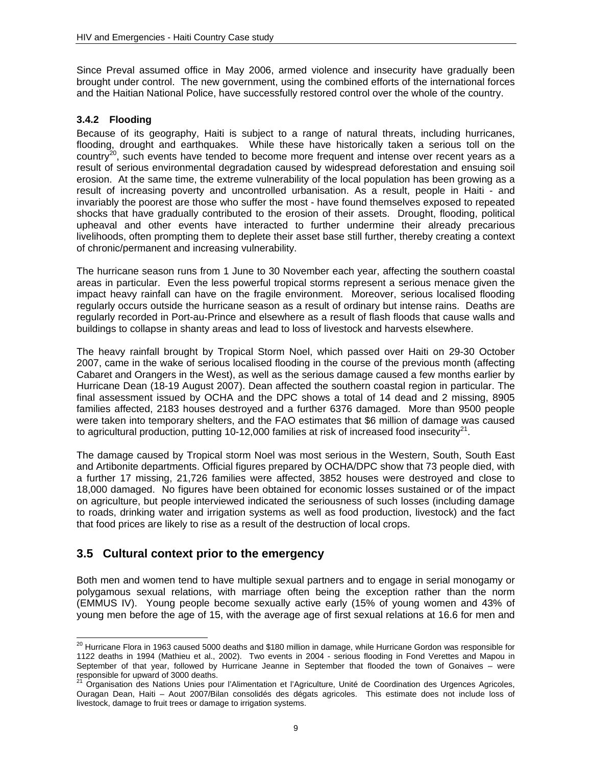Since Preval assumed office in May 2006, armed violence and insecurity have gradually been brought under control. The new government, using the combined efforts of the international forces and the Haitian National Police, have successfully restored control over the whole of the country.

### 3.4.2 Flooding

Because of its geography, Haiti is subject to a range of natural threats, including hurricanes, flooding, drought and earthquakes. While these have historically taken a serious toll on the country[20], such events have tended to become more frequent and intense over recent years as a result of serious environmental degradation caused by widespread deforestation and ensuing soil erosion. At the same time, the extreme vulnerability of the local population has been growing as a result of increasing poverty and uncontrolled urbanisation. As a result, people in Haiti - and invariably the poorest are those who suffer the most - have found themselves exposed to repeated shocks that have gradually contributed to the erosion of their assets. Drought, flooding, political upheaval and other events have interacted to further undermine their already precarious livelihoods, often prompting them to deplete their asset base still further, thereby creating a context of chronic/permanent and increasing vulnerability.

The hurricane season runs from 1 June to 30 November each year, affecting the southern coastal areas in particular. Even the less powerful tropical storms represent a serious menace given the impact heavy rainfall can have on the fragile environment. Moreover, serious localised flooding regularly occurs outside the hurricane season as a result of ordinary but intense rains. Deaths are regularly recorded in Port-au-Prince and elsewhere as a result of flash floods that cause walls and buildings to collapse in shanty areas and lead to loss of livestock and harvests elsewhere.

The heavy rainfall brought by Tropical Storm Noel, which passed over Haiti on 29-30 October 2007, came in the wake of serious localised flooding in the course of the previous month (affecting Cabaret and Orangers in the West), as well as the serious damage caused a few months earlier by Hurricane Dean (18-19 August 2007). Dean affected the southern coastal region in particular. The final assessment issued by OCHA and the DPC shows a total of 14 dead and 2 missing, 8905 families affected, 2183 houses destroyed and a further 6376 damaged. More than 9500 people were taken into temporary shelters, and the FAO estimates that $6 million of damage was caused to agricultural production, putting 10-12,000 families at risk of increased food insecurity[21].

The damage caused by Tropical storm Noel was most serious in the Western, South, South East and Artibonite departments. Official figures prepared by OCHA/DPC show that 73 people died, with a further 17 missing, 21,726 families were affected, 3852 houses were destroyed and close to 18,000 damaged. No figures have been obtained for economic losses sustained or of the impact on agriculture, but people interviewed indicated the seriousness of such losses (including damage to roads, drinking water and irrigation systems as well as food production, livestock) and the fact that food prices are likely to rise as a result of the destruction of local crops.

## 3.5 Cultural context prior to the emergency

Both men and women tend to have multiple sexual partners and to engage in serial monogamy or polygamous sexual relations, with marriage often being the exception rather than the norm (EMMUS IV). Young people become sexually active early (15% of young women and 43% of young men before the age of 15, with the average age of first sexual relations at 16.6 for men and

---

[20] Hurricane Flora in 1963 caused 5000 deaths and $180 million in damage, while Hurricane Gordon was responsible for 1122 deaths in 1994 (Mathieu et al., 2002). Two events in 2004 - serious flooding in Fond Verettes and Mapou in September of that year, followed by Hurricane Jeanne in September that flooded the town of Gonaives – were responsible for upward of 3000 deaths.

[21] Organisation des Nations Unies pour l'Alimentation et l'Agriculture, Unité de Coordination des Urgences Agricoles, Ouragan Dean, Haiti – Aout 2007/Bilan consolidés des dégats agricoles. This estimate does not include loss of livestock, damage to fruit trees or damage to irrigation systems.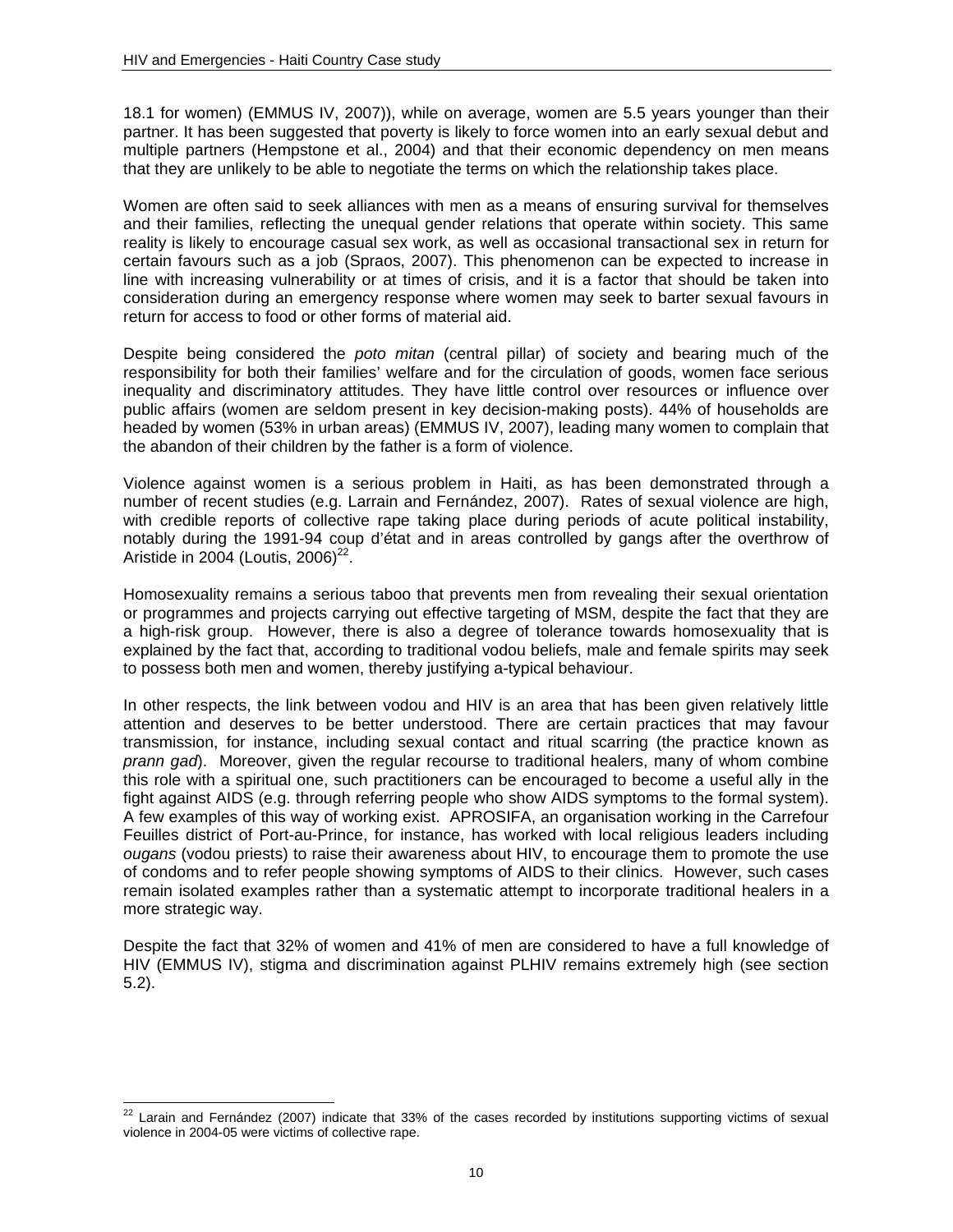18.1 for women) (EMMUS IV, 2007)), while on average, women are 5.5 years younger than their partner. It has been suggested that poverty is likely to force women into an early sexual debut and multiple partners (Hempstone et al., 2004) and that their economic dependency on men means that they are unlikely to be able to negotiate the terms on which the relationship takes place.

Women are often said to seek alliances with men as a means of ensuring survival for themselves and their families, reflecting the unequal gender relations that operate within society. This same reality is likely to encourage casual sex work, as well as occasional transactional sex in return for certain favours such as a job (Spraos, 2007). This phenomenon can be expected to increase in line with increasing vulnerability or at times of crisis, and it is a factor that should be taken into consideration during an emergency response where women may seek to barter sexual favours in return for access to food or other forms of material aid.

Despite being considered the *poto mitan* (central pillar) of society and bearing much of the responsibility for both their families' welfare and for the circulation of goods, women face serious inequality and discriminatory attitudes. They have little control over resources or influence over public affairs (women are seldom present in key decision-making posts). 44% of households are headed by women (53% in urban areas) (EMMUS IV, 2007), leading many women to complain that the abandon of their children by the father is a form of violence.

Violence against women is a serious problem in Haiti, as has been demonstrated through a number of recent studies (e.g. Larrain and Fernández, 2007). Rates of sexual violence are high, with credible reports of collective rape taking place during periods of acute political instability, notably during the 1991-94 coup d'état and in areas controlled by gangs after the overthrow of Aristide in 2004 (Loutis, 2006)[22].

Homosexuality remains a serious taboo that prevents men from revealing their sexual orientation or programmes and projects carrying out effective targeting of MSM, despite the fact that they are a high-risk group. However, there is also a degree of tolerance towards homosexuality that is explained by the fact that, according to traditional vodou beliefs, male and female spirits may seek to possess both men and women, thereby justifying a-typical behaviour.

In other respects, the link between vodou and HIV is an area that has been given relatively little attention and deserves to be better understood. There are certain practices that may favour transmission, for instance, including sexual contact and ritual scarring (the practice known as *prann gad*). Moreover, given the regular recourse to traditional healers, many of whom combine this role with a spiritual one, such practitioners can be encouraged to become a useful ally in the fight against AIDS (e.g. through referring people who show AIDS symptoms to the formal system). A few examples of this way of working exist. APROSIFA, an organisation working in the Carrefour Feuilles district of Port-au-Prince, for instance, has worked with local religious leaders including *ougans* (vodou priests) to raise their awareness about HIV, to encourage them to promote the use of condoms and to refer people showing symptoms of AIDS to their clinics. However, such cases remain isolated examples rather than a systematic attempt to incorporate traditional healers in a more strategic way.

Despite the fact that 32% of women and 41% of men are considered to have a full knowledge of HIV (EMMUS IV), stigma and discrimination against PLHIV remains extremely high (see section 5.2).

---

[22] Larain and Fernández (2007) indicate that 33% of the cases recorded by institutions supporting victims of sexual violence in 2004-05 were victims of collective rape.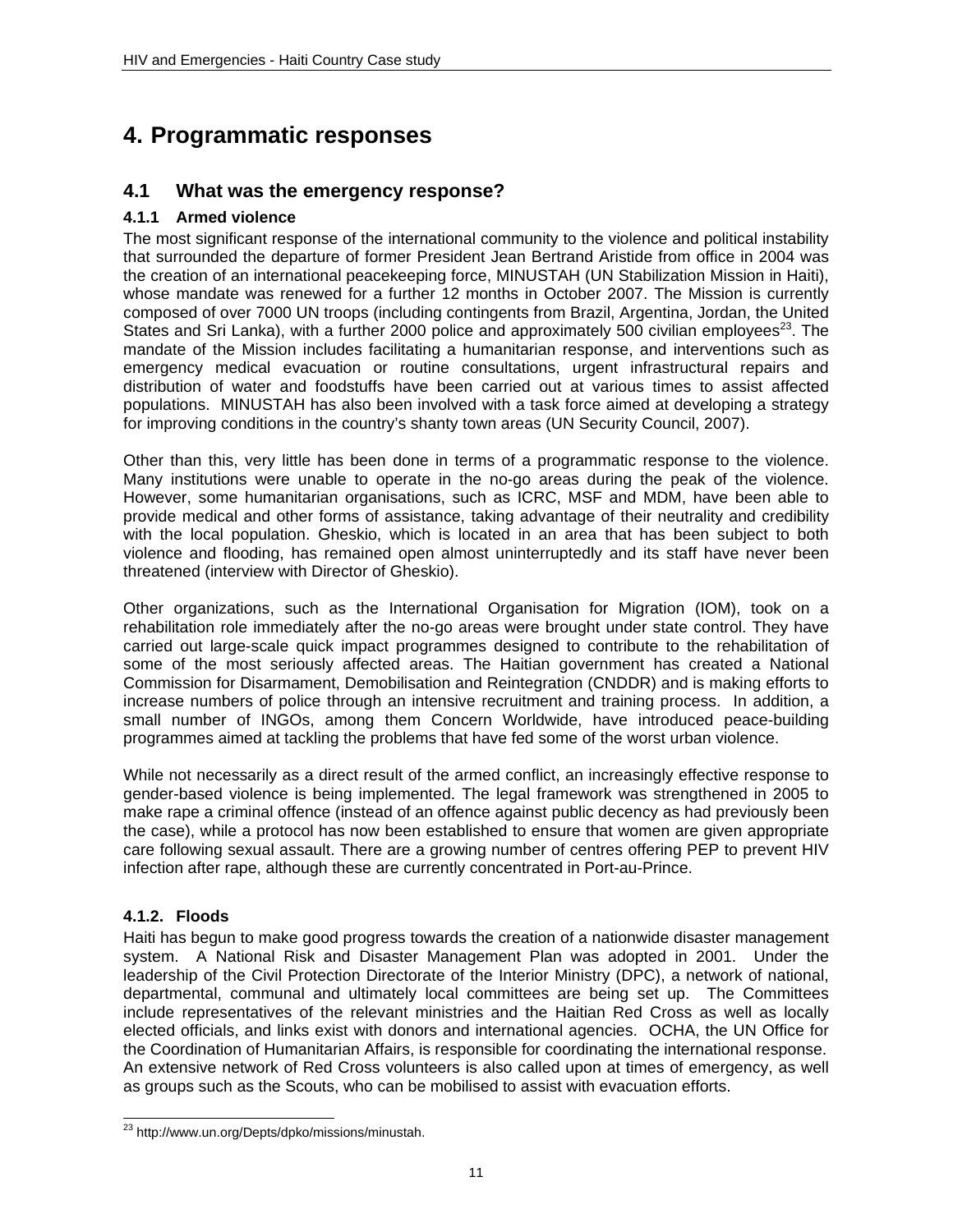# 4. Programmatic responses

## 4.1 What was the emergency response?

### 4.1.1 Armed violence

The most significant response of the international community to the violence and political instability that surrounded the departure of former President Jean Bertrand Aristide from office in 2004 was the creation of an international peacekeeping force, MINUSTAH (UN Stabilization Mission in Haiti), whose mandate was renewed for a further 12 months in October 2007. The Mission is currently composed of over 7000 UN troops (including contingents from Brazil, Argentina, Jordan, the United States and Sri Lanka), with a further 2000 police and approximately 500 civilian employees[23]. The mandate of the Mission includes facilitating a humanitarian response, and interventions such as emergency medical evacuation or routine consultations, urgent infrastructural repairs and distribution of water and foodstuffs have been carried out at various times to assist affected populations. MINUSTAH has also been involved with a task force aimed at developing a strategy for improving conditions in the country's shanty town areas (UN Security Council, 2007).

Other than this, very little has been done in terms of a programmatic response to the violence. Many institutions were unable to operate in the no-go areas during the peak of the violence. However, some humanitarian organisations, such as ICRC, MSF and MDM, have been able to provide medical and other forms of assistance, taking advantage of their neutrality and credibility with the local population. Gheskio, which is located in an area that has been subject to both violence and flooding, has remained open almost uninterruptedly and its staff have never been threatened (interview with Director of Gheskio).

Other organizations, such as the International Organisation for Migration (IOM), took on a rehabilitation role immediately after the no-go areas were brought under state control. They have carried out large-scale quick impact programmes designed to contribute to the rehabilitation of some of the most seriously affected areas. The Haitian government has created a National Commission for Disarmament, Demobilisation and Reintegration (CNDDR) and is making efforts to increase numbers of police through an intensive recruitment and training process. In addition, a small number of INGOs, among them Concern Worldwide, have introduced peace-building programmes aimed at tackling the problems that have fed some of the worst urban violence.

While not necessarily as a direct result of the armed conflict, an increasingly effective response to gender-based violence is being implemented. The legal framework was strengthened in 2005 to make rape a criminal offence (instead of an offence against public decency as had previously been the case), while a protocol has now been established to ensure that women are given appropriate care following sexual assault. There are a growing number of centres offering PEP to prevent HIV infection after rape, although these are currently concentrated in Port-au-Prince.

### 4.1.2. Floods

Haiti has begun to make good progress towards the creation of a nationwide disaster management system. A National Risk and Disaster Management Plan was adopted in 2001. Under the leadership of the Civil Protection Directorate of the Interior Ministry (DPC), a network of national, departmental, communal and ultimately local committees are being set up. The Committees include representatives of the relevant ministries and the Haitian Red Cross as well as locally elected officials, and links exist with donors and international agencies. OCHA, the UN Office for the Coordination of Humanitarian Affairs, is responsible for coordinating the international response. An extensive network of Red Cross volunteers is also called upon at times of emergency, as well as groups such as the Scouts, who can be mobilised to assist with evacuation efforts.

---

[23] http://www.un.org/Depts/dpko/missions/minustah.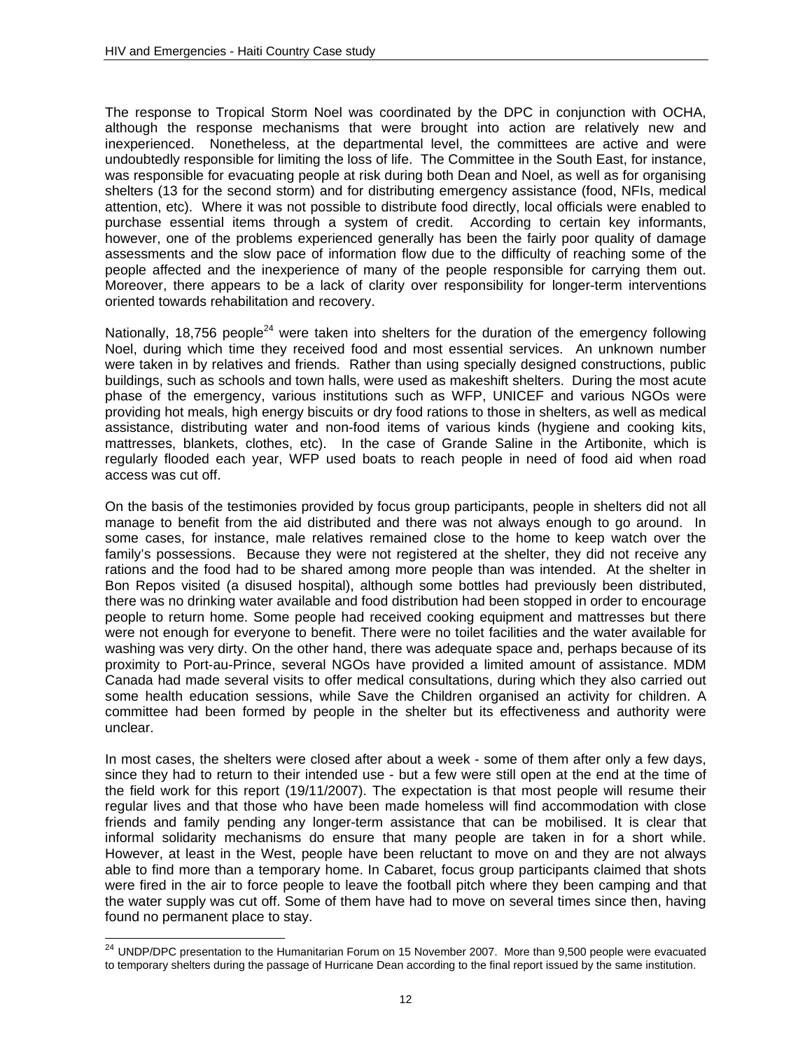The response to Tropical Storm Noel was coordinated by the DPC in conjunction with OCHA, although the response mechanisms that were brought into action are relatively new and inexperienced. Nonetheless, at the departmental level, the committees are active and were undoubtedly responsible for limiting the loss of life. The Committee in the South East, for instance, was responsible for evacuating people at risk during both Dean and Noel, as well as for organising shelters (13 for the second storm) and for distributing emergency assistance (food, NFIs, medical attention, etc). Where it was not possible to distribute food directly, local officials were enabled to purchase essential items through a system of credit. According to certain key informants, however, one of the problems experienced generally has been the fairly poor quality of damage assessments and the slow pace of information flow due to the difficulty of reaching some of the people affected and the inexperience of many of the people responsible for carrying them out. Moreover, there appears to be a lack of clarity over responsibility for longer-term interventions oriented towards rehabilitation and recovery.

Nationally, 18,756 people[24] were taken into shelters for the duration of the emergency following Noel, during which time they received food and most essential services. An unknown number were taken in by relatives and friends. Rather than using specially designed constructions, public buildings, such as schools and town halls, were used as makeshift shelters. During the most acute phase of the emergency, various institutions such as WFP, UNICEF and various NGOs were providing hot meals, high energy biscuits or dry food rations to those in shelters, as well as medical assistance, distributing water and non-food items of various kinds (hygiene and cooking kits, mattresses, blankets, clothes, etc). In the case of Grande Saline in the Artibonite, which is regularly flooded each year, WFP used boats to reach people in need of food aid when road access was cut off.

On the basis of the testimonies provided by focus group participants, people in shelters did not all manage to benefit from the aid distributed and there was not always enough to go around. In some cases, for instance, male relatives remained close to the home to keep watch over the family's possessions. Because they were not registered at the shelter, they did not receive any rations and the food had to be shared among more people than was intended. At the shelter in Bon Repos visited (a disused hospital), although some bottles had previously been distributed, there was no drinking water available and food distribution had been stopped in order to encourage people to return home. Some people had received cooking equipment and mattresses but there were not enough for everyone to benefit. There were no toilet facilities and the water available for washing was very dirty. On the other hand, there was adequate space and, perhaps because of its proximity to Port-au-Prince, several NGOs have provided a limited amount of assistance. MDM Canada had made several visits to offer medical consultations, during which they also carried out some health education sessions, while Save the Children organised an activity for children. A committee had been formed by people in the shelter but its effectiveness and authority were unclear.

In most cases, the shelters were closed after about a week - some of them after only a few days, since they had to return to their intended use - but a few were still open at the end at the time of the field work for this report (19/11/2007). The expectation is that most people will resume their regular lives and that those who have been made homeless will find accommodation with close friends and family pending any longer-term assistance that can be mobilised. It is clear that informal solidarity mechanisms do ensure that many people are taken in for a short while. However, at least in the West, people have been reluctant to move on and they are not always able to find more than a temporary home. In Cabaret, focus group participants claimed that shots were fired in the air to force people to leave the football pitch where they been camping and that the water supply was cut off. Some of them have had to move on several times since then, having found no permanent place to stay.

[24] UNDP/DPC presentation to the Humanitarian Forum on 15 November 2007. More than 9,500 people were evacuated to temporary shelters during the passage of Hurricane Dean according to the final report issued by the same institution.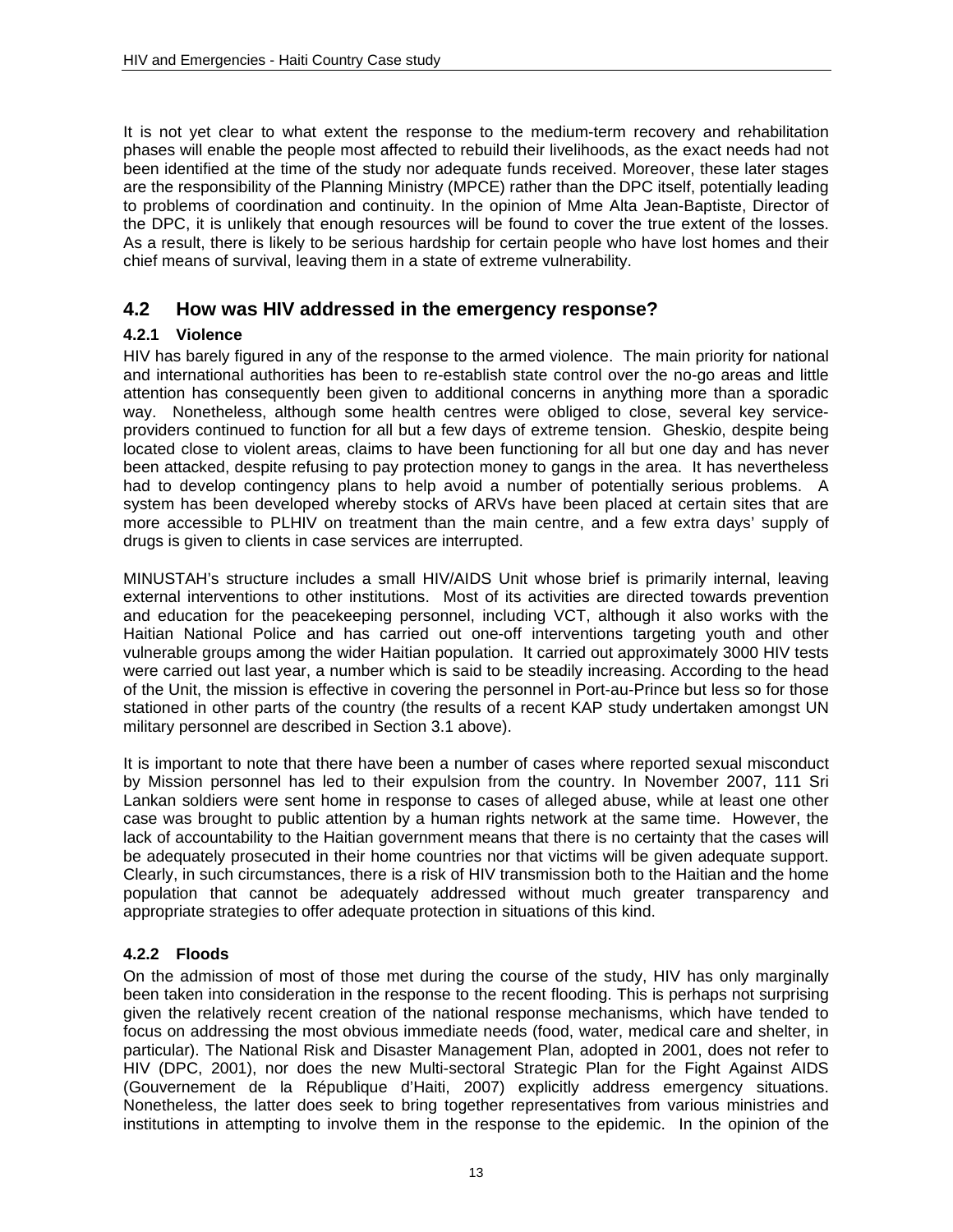It is not yet clear to what extent the response to the medium-term recovery and rehabilitation phases will enable the people most affected to rebuild their livelihoods, as the exact needs had not been identified at the time of the study nor adequate funds received. Moreover, these later stages are the responsibility of the Planning Ministry (MPCE) rather than the DPC itself, potentially leading to problems of coordination and continuity. In the opinion of Mme Alta Jean-Baptiste, Director of the DPC, it is unlikely that enough resources will be found to cover the true extent of the losses. As a result, there is likely to be serious hardship for certain people who have lost homes and their chief means of survival, leaving them in a state of extreme vulnerability.

## 4.2 How was HIV addressed in the emergency response?

### 4.2.1 Violence

HIV has barely figured in any of the response to the armed violence. The main priority for national and international authorities has been to re-establish state control over the no-go areas and little attention has consequently been given to additional concerns in anything more than a sporadic way. Nonetheless, although some health centres were obliged to close, several key service-providers continued to function for all but a few days of extreme tension. Gheskio, despite being located close to violent areas, claims to have been functioning for all but one day and has never been attacked, despite refusing to pay protection money to gangs in the area. It has nevertheless had to develop contingency plans to help avoid a number of potentially serious problems. A system has been developed whereby stocks of ARVs have been placed at certain sites that are more accessible to PLHIV on treatment than the main centre, and a few extra days' supply of drugs is given to clients in case services are interrupted.

MINUSTAH's structure includes a small HIV/AIDS Unit whose brief is primarily internal, leaving external interventions to other institutions. Most of its activities are directed towards prevention and education for the peacekeeping personnel, including VCT, although it also works with the Haitian National Police and has carried out one-off interventions targeting youth and other vulnerable groups among the wider Haitian population. It carried out approximately 3000 HIV tests were carried out last year, a number which is said to be steadily increasing. According to the head of the Unit, the mission is effective in covering the personnel in Port-au-Prince but less so for those stationed in other parts of the country (the results of a recent KAP study undertaken amongst UN military personnel are described in Section 3.1 above).

It is important to note that there have been a number of cases where reported sexual misconduct by Mission personnel has led to their expulsion from the country. In November 2007, 111 Sri Lankan soldiers were sent home in response to cases of alleged abuse, while at least one other case was brought to public attention by a human rights network at the same time. However, the lack of accountability to the Haitian government means that there is no certainty that the cases will be adequately prosecuted in their home countries nor that victims will be given adequate support. Clearly, in such circumstances, there is a risk of HIV transmission both to the Haitian and the home population that cannot be adequately addressed without much greater transparency and appropriate strategies to offer adequate protection in situations of this kind.

### 4.2.2 Floods

On the admission of most of those met during the course of the study, HIV has only marginally been taken into consideration in the response to the recent flooding. This is perhaps not surprising given the relatively recent creation of the national response mechanisms, which have tended to focus on addressing the most obvious immediate needs (food, water, medical care and shelter, in particular). The National Risk and Disaster Management Plan, adopted in 2001, does not refer to HIV (DPC, 2001), nor does the new Multi-sectoral Strategic Plan for the Fight Against AIDS (Gouvernement de la République d'Haiti, 2007) explicitly address emergency situations. Nonetheless, the latter does seek to bring together representatives from various ministries and institutions in attempting to involve them in the response to the epidemic. In the opinion of the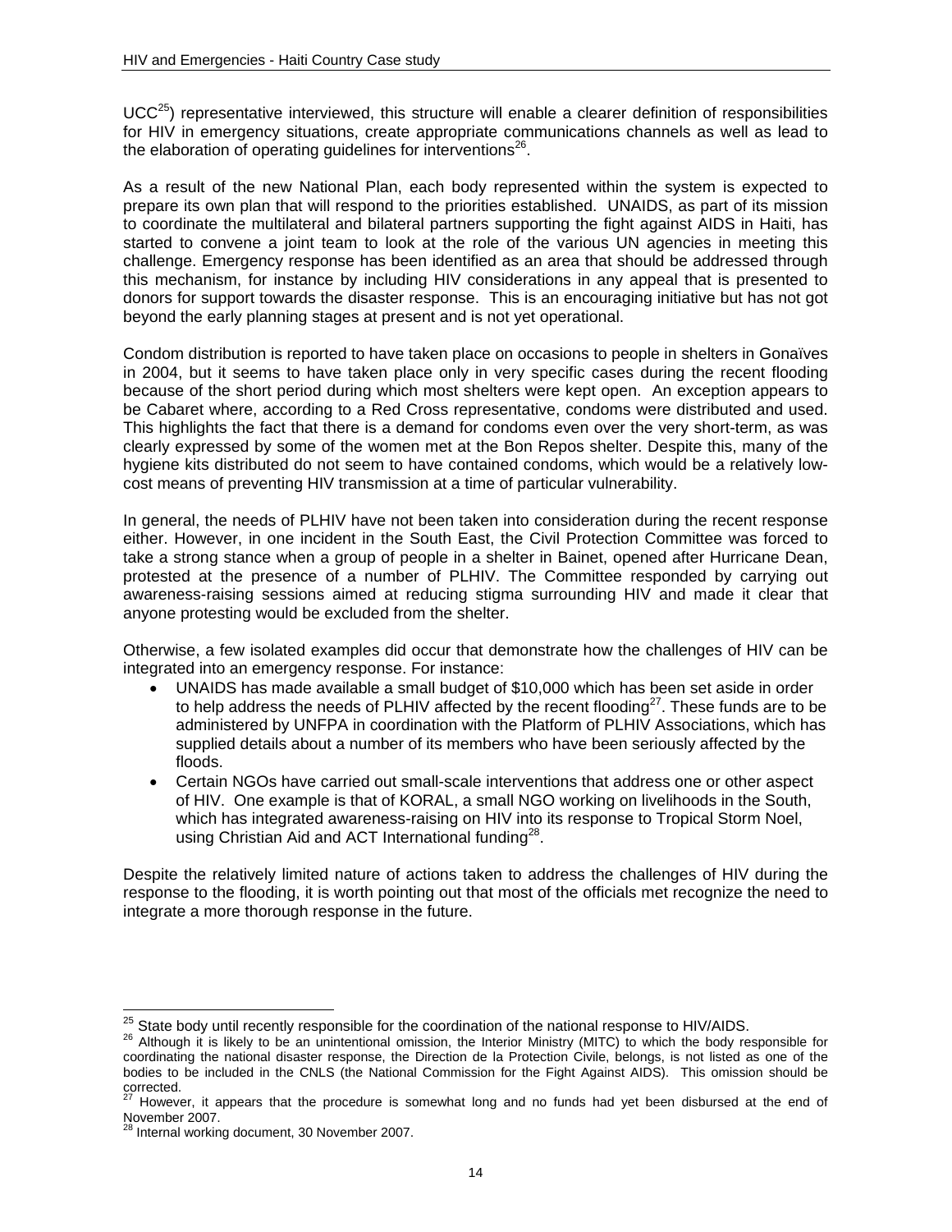UCC[25]) representative interviewed, this structure will enable a clearer definition of responsibilities for HIV in emergency situations, create appropriate communications channels as well as lead to the elaboration of operating guidelines for interventions[26].

As a result of the new National Plan, each body represented within the system is expected to prepare its own plan that will respond to the priorities established. UNAIDS, as part of its mission to coordinate the multilateral and bilateral partners supporting the fight against AIDS in Haiti, has started to convene a joint team to look at the role of the various UN agencies in meeting this challenge. Emergency response has been identified as an area that should be addressed through this mechanism, for instance by including HIV considerations in any appeal that is presented to donors for support towards the disaster response. This is an encouraging initiative but has not got beyond the early planning stages at present and is not yet operational.

Condom distribution is reported to have taken place on occasions to people in shelters in Gonaïves in 2004, but it seems to have taken place only in very specific cases during the recent flooding because of the short period during which most shelters were kept open. An exception appears to be Cabaret where, according to a Red Cross representative, condoms were distributed and used. This highlights the fact that there is a demand for condoms even over the very short-term, as was clearly expressed by some of the women met at the Bon Repos shelter. Despite this, many of the hygiene kits distributed do not seem to have contained condoms, which would be a relatively low-cost means of preventing HIV transmission at a time of particular vulnerability.

In general, the needs of PLHIV have not been taken into consideration during the recent response either. However, in one incident in the South East, the Civil Protection Committee was forced to take a strong stance when a group of people in a shelter in Bainet, opened after Hurricane Dean, protested at the presence of a number of PLHIV. The Committee responded by carrying out awareness-raising sessions aimed at reducing stigma surrounding HIV and made it clear that anyone protesting would be excluded from the shelter.

Otherwise, a few isolated examples did occur that demonstrate how the challenges of HIV can be integrated into an emergency response. For instance:

- UNAIDS has made available a small budget of $10,000 which has been set aside in order to help address the needs of PLHIV affected by the recent flooding[27]. These funds are to be administered by UNFPA in coordination with the Platform of PLHIV Associations, which has supplied details about a number of its members who have been seriously affected by the floods.
- Certain NGOs have carried out small-scale interventions that address one or other aspect of HIV. One example is that of KORAL, a small NGO working on livelihoods in the South, which has integrated awareness-raising on HIV into its response to Tropical Storm Noel, using Christian Aid and ACT International funding[28].

Despite the relatively limited nature of actions taken to address the challenges of HIV during the response to the flooding, it is worth pointing out that most of the officials met recognize the need to integrate a more thorough response in the future.

---

[25] State body until recently responsible for the coordination of the national response to HIV/AIDS.

[26] Although it is likely to be an unintentional omission, the Interior Ministry (MITC) to which the body responsible for coordinating the national disaster response, the Direction de la Protection Civile, belongs, is not listed as one of the bodies to be included in the CNLS (the National Commission for the Fight Against AIDS). This omission should be corrected.

[27] However, it appears that the procedure is somewhat long and no funds had yet been disbursed at the end of November 2007.

[28] Internal working document, 30 November 2007.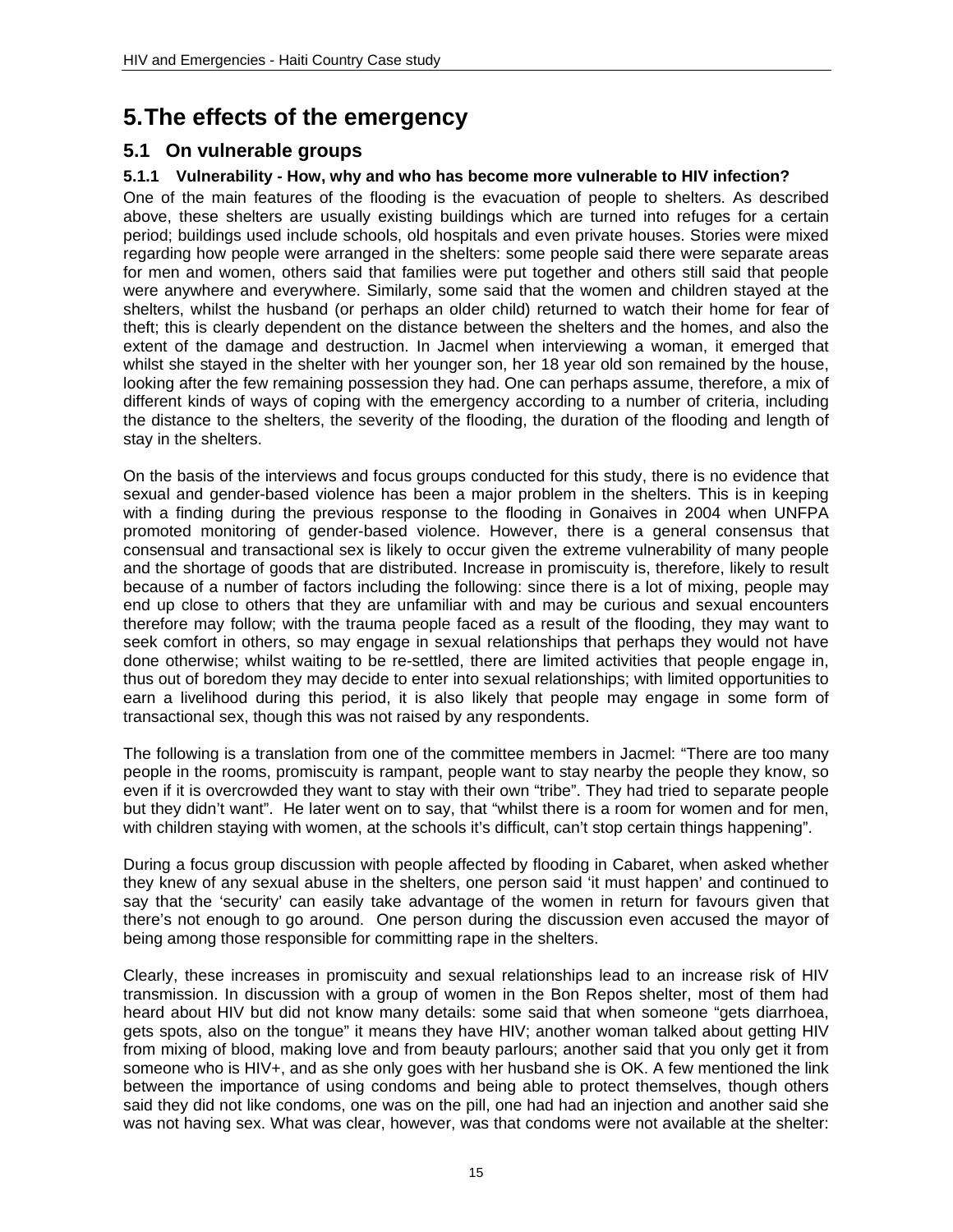# 5. The effects of the emergency

## 5.1 On vulnerable groups

### 5.1.1 Vulnerability - How, why and who has become more vulnerable to HIV infection?

One of the main features of the flooding is the evacuation of people to shelters. As described above, these shelters are usually existing buildings which are turned into refuges for a certain period; buildings used include schools, old hospitals and even private houses. Stories were mixed regarding how people were arranged in the shelters: some people said there were separate areas for men and women, others said that families were put together and others still said that people were anywhere and everywhere. Similarly, some said that the women and children stayed at the shelters, whilst the husband (or perhaps an older child) returned to watch their home for fear of theft; this is clearly dependent on the distance between the shelters and the homes, and also the extent of the damage and destruction. In Jacmel when interviewing a woman, it emerged that whilst she stayed in the shelter with her younger son, her 18 year old son remained by the house, looking after the few remaining possession they had. One can perhaps assume, therefore, a mix of different kinds of ways of coping with the emergency according to a number of criteria, including the distance to the shelters, the severity of the flooding, the duration of the flooding and length of stay in the shelters.

On the basis of the interviews and focus groups conducted for this study, there is no evidence that sexual and gender-based violence has been a major problem in the shelters. This is in keeping with a finding during the previous response to the flooding in Gonaives in 2004 when UNFPA promoted monitoring of gender-based violence. However, there is a general consensus that consensual and transactional sex is likely to occur given the extreme vulnerability of many people and the shortage of goods that are distributed. Increase in promiscuity is, therefore, likely to result because of a number of factors including the following: since there is a lot of mixing, people may end up close to others that they are unfamiliar with and may be curious and sexual encounters therefore may follow; with the trauma people faced as a result of the flooding, they may want to seek comfort in others, so may engage in sexual relationships that perhaps they would not have done otherwise; whilst waiting to be re-settled, there are limited activities that people engage in, thus out of boredom they may decide to enter into sexual relationships; with limited opportunities to earn a livelihood during this period, it is also likely that people may engage in some form of transactional sex, though this was not raised by any respondents.

The following is a translation from one of the committee members in Jacmel: "There are too many people in the rooms, promiscuity is rampant, people want to stay nearby the people they know, so even if it is overcrowded they want to stay with their own "tribe". They had tried to separate people but they didn't want". He later went on to say, that "whilst there is a room for women and for men, with children staying with women, at the schools it's difficult, can't stop certain things happening".

During a focus group discussion with people affected by flooding in Cabaret, when asked whether they knew of any sexual abuse in the shelters, one person said 'it must happen' and continued to say that the 'security' can easily take advantage of the women in return for favours given that there's not enough to go around. One person during the discussion even accused the mayor of being among those responsible for committing rape in the shelters.

Clearly, these increases in promiscuity and sexual relationships lead to an increase risk of HIV transmission. In discussion with a group of women in the Bon Repos shelter, most of them had heard about HIV but did not know many details: some said that when someone "gets diarrhoea, gets spots, also on the tongue" it means they have HIV; another woman talked about getting HIV from mixing of blood, making love and from beauty parlours; another said that you only get it from someone who is HIV+, and as she only goes with her husband she is OK. A few mentioned the link between the importance of using condoms and being able to protect themselves, though others said they did not like condoms, one was on the pill, one had had an injection and another said she was not having sex. What was clear, however, was that condoms were not available at the shelter: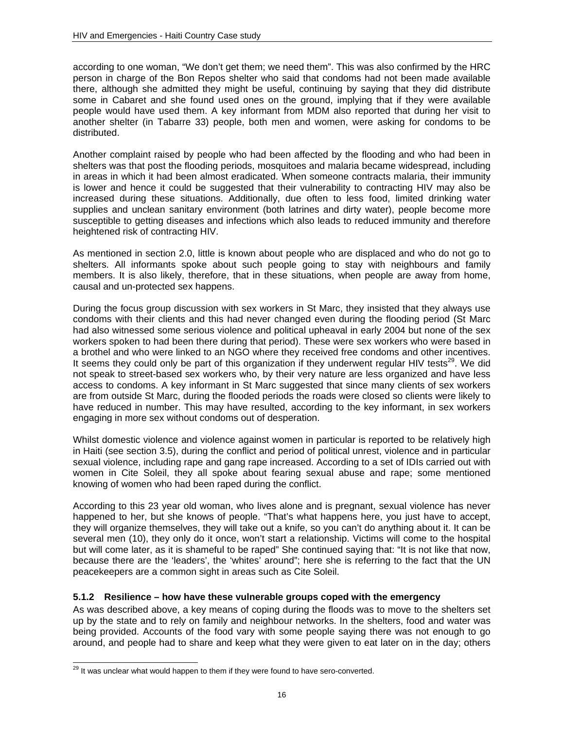according to one woman, "We don't get them; we need them". This was also confirmed by the HRC person in charge of the Bon Repos shelter who said that condoms had not been made available there, although she admitted they might be useful, continuing by saying that they did distribute some in Cabaret and she found used ones on the ground, implying that if they were available people would have used them. A key informant from MDM also reported that during her visit to another shelter (in Tabarre 33) people, both men and women, were asking for condoms to be distributed.

Another complaint raised by people who had been affected by the flooding and who had been in shelters was that post the flooding periods, mosquitoes and malaria became widespread, including in areas in which it had been almost eradicated. When someone contracts malaria, their immunity is lower and hence it could be suggested that their vulnerability to contracting HIV may also be increased during these situations. Additionally, due often to less food, limited drinking water supplies and unclean sanitary environment (both latrines and dirty water), people become more susceptible to getting diseases and infections which also leads to reduced immunity and therefore heightened risk of contracting HIV.

As mentioned in section 2.0, little is known about people who are displaced and who do not go to shelters. All informants spoke about such people going to stay with neighbours and family members. It is also likely, therefore, that in these situations, when people are away from home, causal and un-protected sex happens.

During the focus group discussion with sex workers in St Marc, they insisted that they always use condoms with their clients and this had never changed even during the flooding period (St Marc had also witnessed some serious violence and political upheaval in early 2004 but none of the sex workers spoken to had been there during that period). These were sex workers who were based in a brothel and who were linked to an NGO where they received free condoms and other incentives. It seems they could only be part of this organization if they underwent regular HIV tests[29]. We did not speak to street-based sex workers who, by their very nature are less organized and have less access to condoms. A key informant in St Marc suggested that since many clients of sex workers are from outside St Marc, during the flooded periods the roads were closed so clients were likely to have reduced in number. This may have resulted, according to the key informant, in sex workers engaging in more sex without condoms out of desperation.

Whilst domestic violence and violence against women in particular is reported to be relatively high in Haiti (see section 3.5), during the conflict and period of political unrest, violence and in particular sexual violence, including rape and gang rape increased. According to a set of IDIs carried out with women in Cite Soleil, they all spoke about fearing sexual abuse and rape; some mentioned knowing of women who had been raped during the conflict.

According to this 23 year old woman, who lives alone and is pregnant, sexual violence has never happened to her, but she knows of people. "That's what happens here, you just have to accept, they will organize themselves, they will take out a knife, so you can't do anything about it. It can be several men (10), they only do it once, won't start a relationship. Victims will come to the hospital but will come later, as it is shameful to be raped" She continued saying that: "It is not like that now, because there are the 'leaders', the 'whites' around"; here she is referring to the fact that the UN peacekeepers are a common sight in areas such as Cite Soleil.

### 5.1.2 Resilience – how have these vulnerable groups coped with the emergency

As was described above, a key means of coping during the floods was to move to the shelters set up by the state and to rely on family and neighbour networks. In the shelters, food and water was being provided. Accounts of the food vary with some people saying there was not enough to go around, and people had to share and keep what they were given to eat later on in the day; others

[29] It was unclear what would happen to them if they were found to have sero-converted.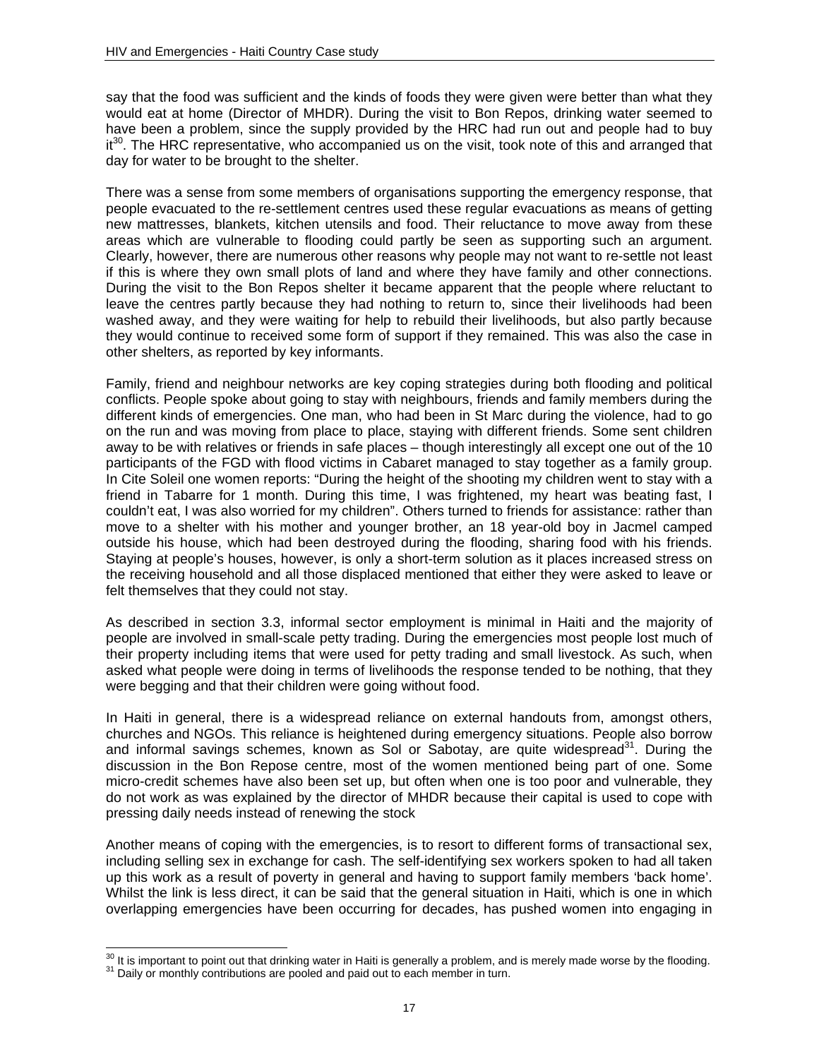say that the food was sufficient and the kinds of foods they were given were better than what they would eat at home (Director of MHDR). During the visit to Bon Repos, drinking water seemed to have been a problem, since the supply provided by the HRC had run out and people had to buy it[30]. The HRC representative, who accompanied us on the visit, took note of this and arranged that day for water to be brought to the shelter.

There was a sense from some members of organisations supporting the emergency response, that people evacuated to the re-settlement centres used these regular evacuations as means of getting new mattresses, blankets, kitchen utensils and food. Their reluctance to move away from these areas which are vulnerable to flooding could partly be seen as supporting such an argument. Clearly, however, there are numerous other reasons why people may not want to re-settle not least if this is where they own small plots of land and where they have family and other connections. During the visit to the Bon Repos shelter it became apparent that the people where reluctant to leave the centres partly because they had nothing to return to, since their livelihoods had been washed away, and they were waiting for help to rebuild their livelihoods, but also partly because they would continue to received some form of support if they remained. This was also the case in other shelters, as reported by key informants.

Family, friend and neighbour networks are key coping strategies during both flooding and political conflicts. People spoke about going to stay with neighbours, friends and family members during the different kinds of emergencies. One man, who had been in St Marc during the violence, had to go on the run and was moving from place to place, staying with different friends. Some sent children away to be with relatives or friends in safe places – though interestingly all except one out of the 10 participants of the FGD with flood victims in Cabaret managed to stay together as a family group. In Cite Soleil one women reports: "During the height of the shooting my children went to stay with a friend in Tabarre for 1 month. During this time, I was frightened, my heart was beating fast, I couldn't eat, I was also worried for my children". Others turned to friends for assistance: rather than move to a shelter with his mother and younger brother, an 18 year-old boy in Jacmel camped outside his house, which had been destroyed during the flooding, sharing food with his friends. Staying at people's houses, however, is only a short-term solution as it places increased stress on the receiving household and all those displaced mentioned that either they were asked to leave or felt themselves that they could not stay.

As described in section 3.3, informal sector employment is minimal in Haiti and the majority of people are involved in small-scale petty trading. During the emergencies most people lost much of their property including items that were used for petty trading and small livestock. As such, when asked what people were doing in terms of livelihoods the response tended to be nothing, that they were begging and that their children were going without food.

In Haiti in general, there is a widespread reliance on external handouts from, amongst others, churches and NGOs. This reliance is heightened during emergency situations. People also borrow and informal savings schemes, known as Sol or Sabotay, are quite widespread[31]. During the discussion in the Bon Repose centre, most of the women mentioned being part of one. Some micro-credit schemes have also been set up, but often when one is too poor and vulnerable, they do not work as was explained by the director of MHDR because their capital is used to cope with pressing daily needs instead of renewing the stock

Another means of coping with the emergencies, is to resort to different forms of transactional sex, including selling sex in exchange for cash. The self-identifying sex workers spoken to had all taken up this work as a result of poverty in general and having to support family members 'back home'. Whilst the link is less direct, it can be said that the general situation in Haiti, which is one in which overlapping emergencies have been occurring for decades, has pushed women into engaging in

[30] It is important to point out that drinking water in Haiti is generally a problem, and is merely made worse by the flooding.
[31] Daily or monthly contributions are pooled and paid out to each member in turn.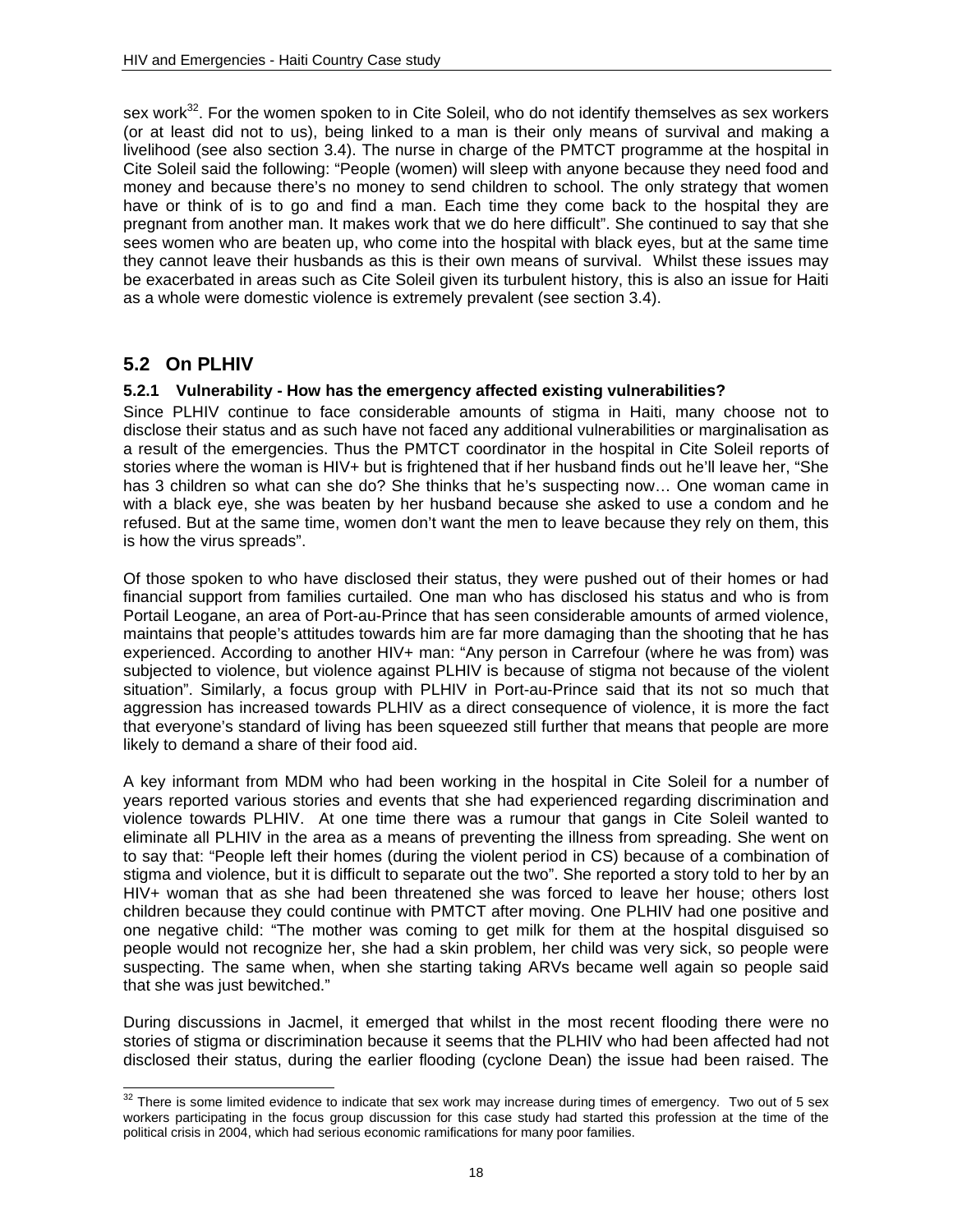sex work[32]. For the women spoken to in Cite Soleil, who do not identify themselves as sex workers (or at least did not to us), being linked to a man is their only means of survival and making a livelihood (see also section 3.4). The nurse in charge of the PMTCT programme at the hospital in Cite Soleil said the following: "People (women) will sleep with anyone because they need food and money and because there's no money to send children to school. The only strategy that women have or think of is to go and find a man. Each time they come back to the hospital they are pregnant from another man. It makes work that we do here difficult". She continued to say that she sees women who are beaten up, who come into the hospital with black eyes, but at the same time they cannot leave their husbands as this is their own means of survival. Whilst these issues may be exacerbated in areas such as Cite Soleil given its turbulent history, this is also an issue for Haiti as a whole were domestic violence is extremely prevalent (see section 3.4).

## 5.2 On PLHIV

### 5.2.1 Vulnerability - How has the emergency affected existing vulnerabilities?

Since PLHIV continue to face considerable amounts of stigma in Haiti, many choose not to disclose their status and as such have not faced any additional vulnerabilities or marginalisation as a result of the emergencies. Thus the PMTCT coordinator in the hospital in Cite Soleil reports of stories where the woman is HIV+ but is frightened that if her husband finds out he'll leave her, "She has 3 children so what can she do? She thinks that he's suspecting now… One woman came in with a black eye, she was beaten by her husband because she asked to use a condom and he refused. But at the same time, women don't want the men to leave because they rely on them, this is how the virus spreads".

Of those spoken to who have disclosed their status, they were pushed out of their homes or had financial support from families curtailed. One man who has disclosed his status and who is from Portail Leogane, an area of Port-au-Prince that has seen considerable amounts of armed violence, maintains that people's attitudes towards him are far more damaging than the shooting that he has experienced. According to another HIV+ man: "Any person in Carrefour (where he was from) was subjected to violence, but violence against PLHIV is because of stigma not because of the violent situation". Similarly, a focus group with PLHIV in Port-au-Prince said that its not so much that aggression has increased towards PLHIV as a direct consequence of violence, it is more the fact that everyone's standard of living has been squeezed still further that means that people are more likely to demand a share of their food aid.

A key informant from MDM who had been working in the hospital in Cite Soleil for a number of years reported various stories and events that she had experienced regarding discrimination and violence towards PLHIV. At one time there was a rumour that gangs in Cite Soleil wanted to eliminate all PLHIV in the area as a means of preventing the illness from spreading. She went on to say that: "People left their homes (during the violent period in CS) because of a combination of stigma and violence, but it is difficult to separate out the two". She reported a story told to her by an HIV+ woman that as she had been threatened she was forced to leave her house; others lost children because they could continue with PMTCT after moving. One PLHIV had one positive and one negative child: "The mother was coming to get milk for them at the hospital disguised so people would not recognize her, she had a skin problem, her child was very sick, so people were suspecting. The same when, when she starting taking ARVs became well again so people said that she was just bewitched."

During discussions in Jacmel, it emerged that whilst in the most recent flooding there were no stories of stigma or discrimination because it seems that the PLHIV who had been affected had not disclosed their status, during the earlier flooding (cyclone Dean) the issue had been raised. The

[32] There is some limited evidence to indicate that sex work may increase during times of emergency. Two out of 5 sex workers participating in the focus group discussion for this case study had started this profession at the time of the political crisis in 2004, which had serious economic ramifications for many poor families.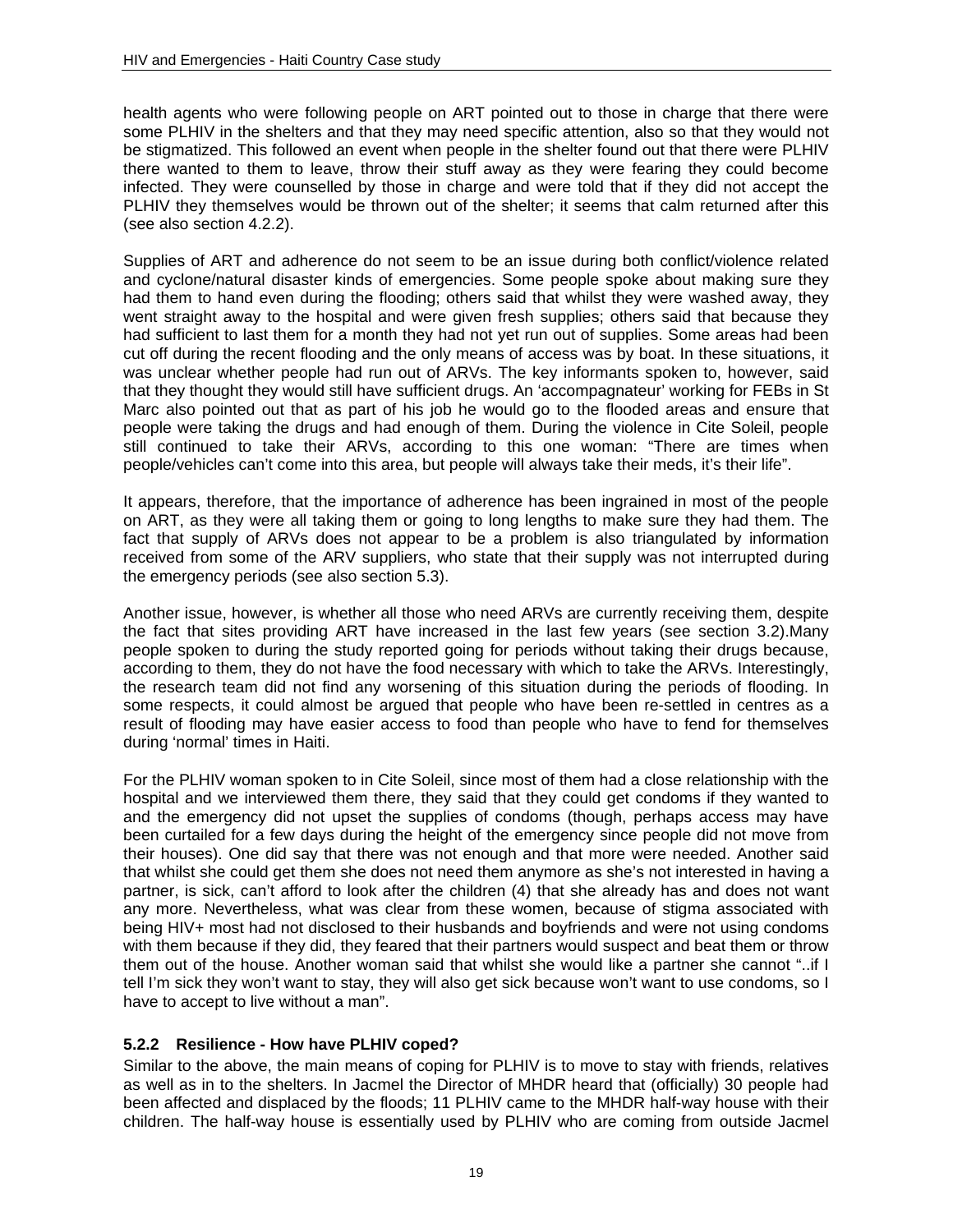health agents who were following people on ART pointed out to those in charge that there were some PLHIV in the shelters and that they may need specific attention, also so that they would not be stigmatized. This followed an event when people in the shelter found out that there were PLHIV there wanted to them to leave, throw their stuff away as they were fearing they could become infected. They were counselled by those in charge and were told that if they did not accept the PLHIV they themselves would be thrown out of the shelter; it seems that calm returned after this (see also section 4.2.2).

Supplies of ART and adherence do not seem to be an issue during both conflict/violence related and cyclone/natural disaster kinds of emergencies. Some people spoke about making sure they had them to hand even during the flooding; others said that whilst they were washed away, they went straight away to the hospital and were given fresh supplies; others said that because they had sufficient to last them for a month they had not yet run out of supplies. Some areas had been cut off during the recent flooding and the only means of access was by boat. In these situations, it was unclear whether people had run out of ARVs. The key informants spoken to, however, said that they thought they would still have sufficient drugs. An 'accompagnateur' working for FEBs in St Marc also pointed out that as part of his job he would go to the flooded areas and ensure that people were taking the drugs and had enough of them. During the violence in Cite Soleil, people still continued to take their ARVs, according to this one woman: "There are times when people/vehicles can't come into this area, but people will always take their meds, it's their life".

It appears, therefore, that the importance of adherence has been ingrained in most of the people on ART, as they were all taking them or going to long lengths to make sure they had them. The fact that supply of ARVs does not appear to be a problem is also triangulated by information received from some of the ARV suppliers, who state that their supply was not interrupted during the emergency periods (see also section 5.3).

Another issue, however, is whether all those who need ARVs are currently receiving them, despite the fact that sites providing ART have increased in the last few years (see section 3.2).Many people spoken to during the study reported going for periods without taking their drugs because, according to them, they do not have the food necessary with which to take the ARVs. Interestingly, the research team did not find any worsening of this situation during the periods of flooding. In some respects, it could almost be argued that people who have been re-settled in centres as a result of flooding may have easier access to food than people who have to fend for themselves during 'normal' times in Haiti.

For the PLHIV woman spoken to in Cite Soleil, since most of them had a close relationship with the hospital and we interviewed them there, they said that they could get condoms if they wanted to and the emergency did not upset the supplies of condoms (though, perhaps access may have been curtailed for a few days during the height of the emergency since people did not move from their houses). One did say that there was not enough and that more were needed. Another said that whilst she could get them she does not need them anymore as she's not interested in having a partner, is sick, can't afford to look after the children (4) that she already has and does not want any more. Nevertheless, what was clear from these women, because of stigma associated with being HIV+ most had not disclosed to their husbands and boyfriends and were not using condoms with them because if they did, they feared that their partners would suspect and beat them or throw them out of the house. Another woman said that whilst she would like a partner she cannot "..if I tell I'm sick they won't want to stay, they will also get sick because won't want to use condoms, so I have to accept to live without a man".

### 5.2.2 Resilience - How have PLHIV coped?

Similar to the above, the main means of coping for PLHIV is to move to stay with friends, relatives as well as in to the shelters. In Jacmel the Director of MHDR heard that (officially) 30 people had been affected and displaced by the floods; 11 PLHIV came to the MHDR half-way house with their children. The half-way house is essentially used by PLHIV who are coming from outside Jacmel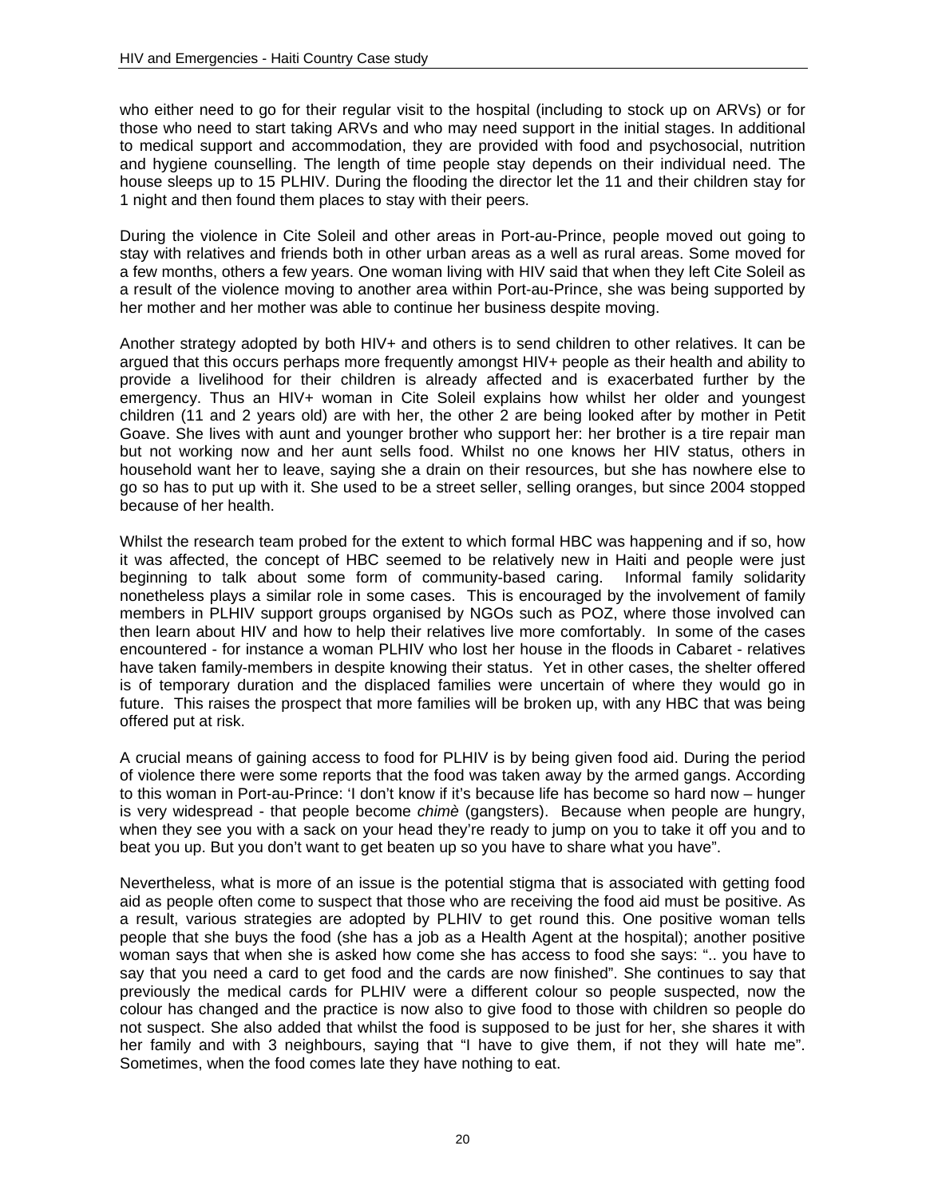who either need to go for their regular visit to the hospital (including to stock up on ARVs) or for those who need to start taking ARVs and who may need support in the initial stages. In additional to medical support and accommodation, they are provided with food and psychosocial, nutrition and hygiene counselling. The length of time people stay depends on their individual need. The house sleeps up to 15 PLHIV. During the flooding the director let the 11 and their children stay for 1 night and then found them places to stay with their peers.

During the violence in Cite Soleil and other areas in Port-au-Prince, people moved out going to stay with relatives and friends both in other urban areas as well as rural areas. Some moved for a few months, others a few years. One woman living with HIV said that when they left Cite Soleil as a result of the violence moving to another area within Port-au-Prince, she was being supported by her mother and her mother was able to continue her business despite moving.

Another strategy adopted by both HIV+ and others is to send children to other relatives. It can be argued that this occurs perhaps more frequently amongst HIV+ people as their health and ability to provide a livelihood for their children is already affected and is exacerbated further by the emergency. Thus an HIV+ woman in Cite Soleil explains how whilst her older and youngest children (11 and 2 years old) are with her, the other 2 are being looked after by mother in Petit Goave. She lives with aunt and younger brother who support her: her brother is a tire repair man but not working now and her aunt sells food. Whilst no one knows her HIV status, others in household want her to leave, saying she a drain on their resources, but she has nowhere else to go so has to put up with it. She used to be a street seller, selling oranges, but since 2004 stopped because of her health.

Whilst the research team probed for the extent to which formal HBC was happening and if so, how it was affected, the concept of HBC seemed to be relatively new in Haiti and people were just beginning to talk about some form of community-based caring. Informal family solidarity nonetheless plays a similar role in some cases. This is encouraged by the involvement of family members in PLHIV support groups organised by NGOs such as POZ, where those involved can then learn about HIV and how to help their relatives live more comfortably. In some of the cases encountered - for instance a woman PLHIV who lost her house in the floods in Cabaret - relatives have taken family-members in despite knowing their status. Yet in other cases, the shelter offered is of temporary duration and the displaced families were uncertain of where they would go in future. This raises the prospect that more families will be broken up, with any HBC that was being offered put at risk.

A crucial means of gaining access to food for PLHIV is by being given food aid. During the period of violence there were some reports that the food was taken away by the armed gangs. According to this woman in Port-au-Prince: 'I don't know if it's because life has become so hard now – hunger is very widespread - that people become *chimè* (gangsters). Because when people are hungry, when they see you with a sack on your head they're ready to jump on you to take it off you and to beat you up. But you don't want to get beaten up so you have to share what you have".

Nevertheless, what is more of an issue is the potential stigma that is associated with getting food aid as people often come to suspect that those who are receiving the food aid must be positive. As a result, various strategies are adopted by PLHIV to get round this. One positive woman tells people that she buys the food (she has a job as a Health Agent at the hospital); another positive woman says that when she is asked how come she has access to food she says: ".. you have to say that you need a card to get food and the cards are now finished". She continues to say that previously the medical cards for PLHIV were a different colour so people suspected, now the colour has changed and the practice is now also to give food to those with children so people do not suspect. She also added that whilst the food is supposed to be just for her, she shares it with her family and with 3 neighbours, saying that "I have to give them, if not they will hate me". Sometimes, when the food comes late they have nothing to eat.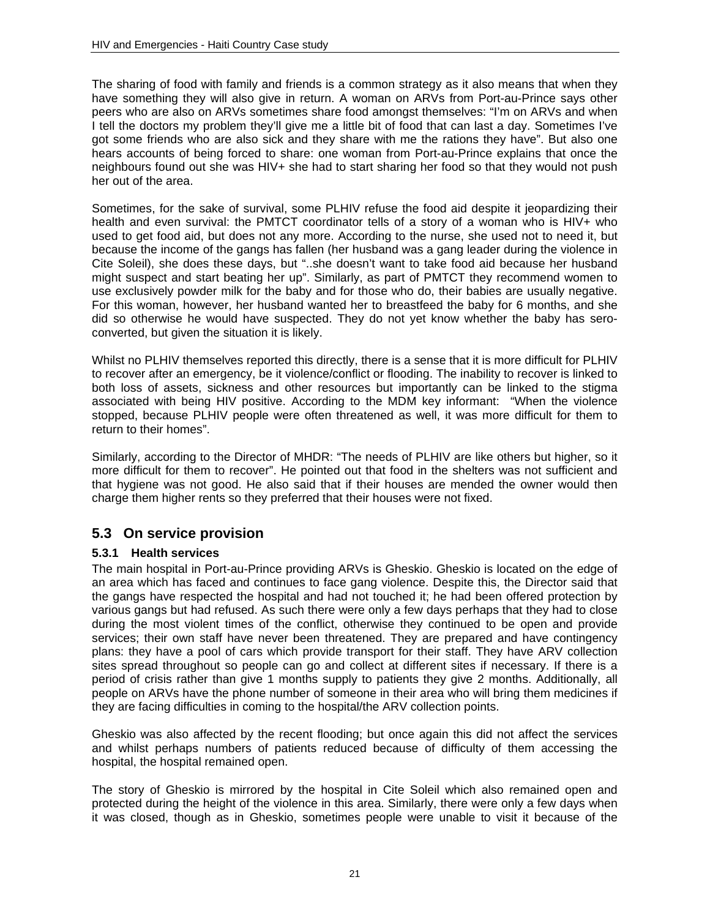The sharing of food with family and friends is a common strategy as it also means that when they have something they will also give in return. A woman on ARVs from Port-au-Prince says other peers who are also on ARVs sometimes share food amongst themselves: “I’m on ARVs and when I tell the doctors my problem they’ll give me a little bit of food that can last a day. Sometimes I’ve got some friends who are also sick and they share with me the rations they have”. But also one hears accounts of being forced to share: one woman from Port-au-Prince explains that once the neighbours found out she was HIV+ she had to start sharing her food so that they would not push her out of the area.

Sometimes, for the sake of survival, some PLHIV refuse the food aid despite it jeopardizing their health and even survival: the PMTCT coordinator tells of a story of a woman who is HIV+ who used to get food aid, but does not any more. According to the nurse, she used not to need it, but because the income of the gangs has fallen (her husband was a gang leader during the violence in Cite Soleil), she does these days, but “..she doesn’t want to take food aid because her husband might suspect and start beating her up”. Similarly, as part of PMTCT they recommend women to use exclusively powder milk for the baby and for those who do, their babies are usually negative. For this woman, however, her husband wanted her to breastfeed the baby for 6 months, and she did so otherwise he would have suspected. They do not yet know whether the baby has sero-converted, but given the situation it is likely.

Whilst no PLHIV themselves reported this directly, there is a sense that it is more difficult for PLHIV to recover after an emergency, be it violence/conflict or flooding. The inability to recover is linked to both loss of assets, sickness and other resources but importantly can be linked to the stigma associated with being HIV positive. According to the MDM key informant: “When the violence stopped, because PLHIV people were often threatened as well, it was more difficult for them to return to their homes”.

Similarly, according to the Director of MHDR: “The needs of PLHIV are like others but higher, so it more difficult for them to recover”. He pointed out that food in the shelters was not sufficient and that hygiene was not good. He also said that if their houses are mended the owner would then charge them higher rents so they preferred that their houses were not fixed.

## 5.3 On service provision

### 5.3.1 Health services

The main hospital in Port-au-Prince providing ARVs is Gheskio. Gheskio is located on the edge of an area which has faced and continues to face gang violence. Despite this, the Director said that the gangs have respected the hospital and had not touched it; he had been offered protection by various gangs but had refused. As such there were only a few days perhaps that they had to close during the most violent times of the conflict, otherwise they continued to be open and provide services; their own staff have never been threatened. They are prepared and have contingency plans: they have a pool of cars which provide transport for their staff. They have ARV collection sites spread throughout so people can go and collect at different sites if necessary. If there is a period of crisis rather than give 1 months supply to patients they give 2 months. Additionally, all people on ARVs have the phone number of someone in their area who will bring them medicines if they are facing difficulties in coming to the hospital/the ARV collection points.

Gheskio was also affected by the recent flooding; but once again this did not affect the services and whilst perhaps numbers of patients reduced because of difficulty of them accessing the hospital, the hospital remained open.

The story of Gheskio is mirrored by the hospital in Cite Soleil which also remained open and protected during the height of the violence in this area. Similarly, there were only a few days when it was closed, though as in Gheskio, sometimes people were unable to visit it because of the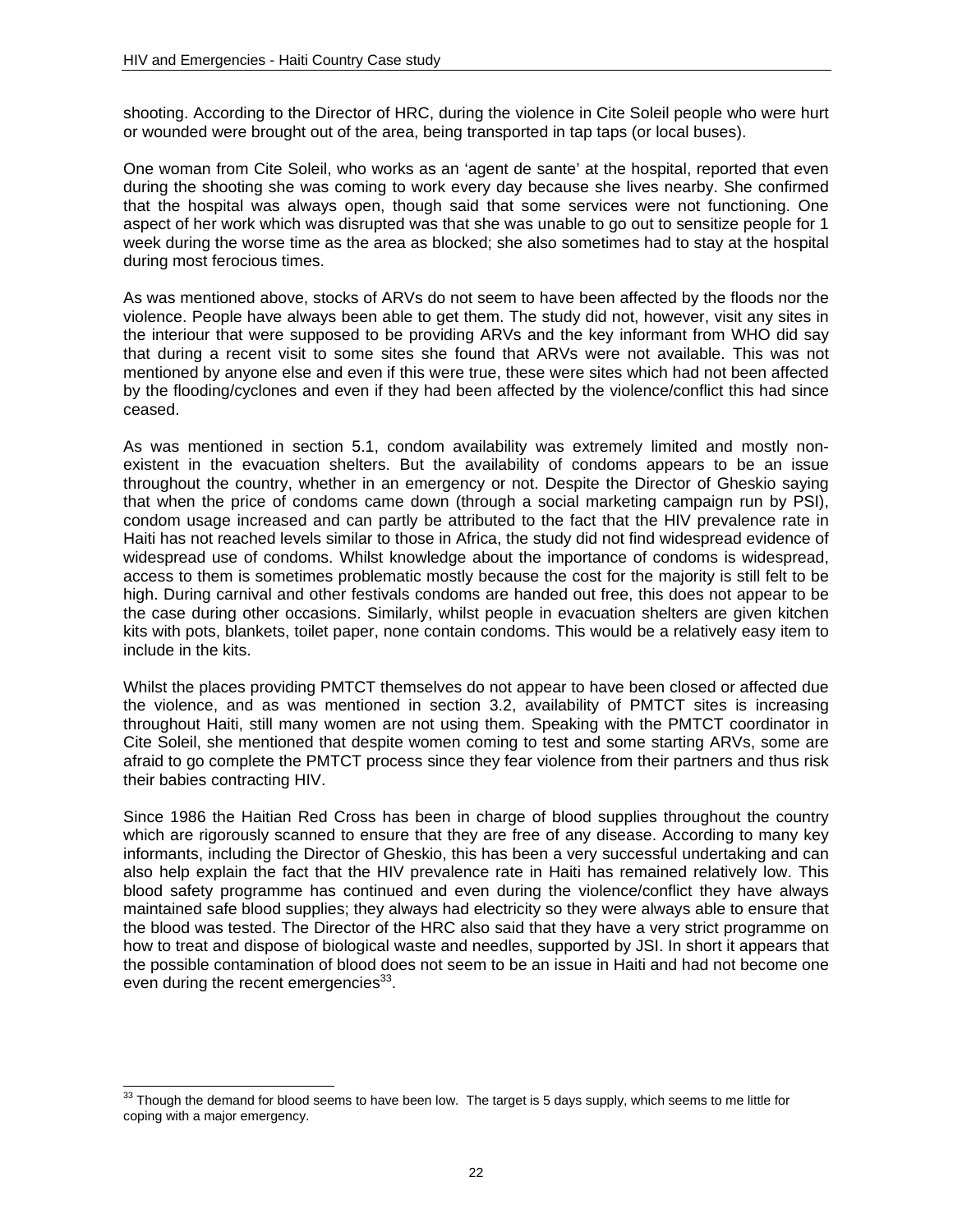shooting. According to the Director of HRC, during the violence in Cite Soleil people who were hurt or wounded were brought out of the area, being transported in tap taps (or local buses).

One woman from Cite Soleil, who works as an 'agent de sante' at the hospital, reported that even during the shooting she was coming to work every day because she lives nearby. She confirmed that the hospital was always open, though said that some services were not functioning. One aspect of her work which was disrupted was that she was unable to go out to sensitize people for 1 week during the worse time as the area as blocked; she also sometimes had to stay at the hospital during most ferocious times.

As was mentioned above, stocks of ARVs do not seem to have been affected by the floods nor the violence. People have always been able to get them. The study did not, however, visit any sites in the interiour that were supposed to be providing ARVs and the key informant from WHO did say that during a recent visit to some sites she found that ARVs were not available. This was not mentioned by anyone else and even if this were true, these were sites which had not been affected by the flooding/cyclones and even if they had been affected by the violence/conflict this had since ceased.

As was mentioned in section 5.1, condom availability was extremely limited and mostly non-existent in the evacuation shelters. But the availability of condoms appears to be an issue throughout the country, whether in an emergency or not. Despite the Director of Gheskio saying that when the price of condoms came down (through a social marketing campaign run by PSI), condom usage increased and can partly be attributed to the fact that the HIV prevalence rate in Haiti has not reached levels similar to those in Africa, the study did not find widespread evidence of widespread use of condoms. Whilst knowledge about the importance of condoms is widespread, access to them is sometimes problematic mostly because the cost for the majority is still felt to be high. During carnival and other festivals condoms are handed out free, this does not appear to be the case during other occasions. Similarly, whilst people in evacuation shelters are given kitchen kits with pots, blankets, toilet paper, none contain condoms. This would be a relatively easy item to include in the kits.

Whilst the places providing PMTCT themselves do not appear to have been closed or affected due the violence, and as was mentioned in section 3.2, availability of PMTCT sites is increasing throughout Haiti, still many women are not using them. Speaking with the PMTCT coordinator in Cite Soleil, she mentioned that despite women coming to test and some starting ARVs, some are afraid to go complete the PMTCT process since they fear violence from their partners and thus risk their babies contracting HIV.

Since 1986 the Haitian Red Cross has been in charge of blood supplies throughout the country which are rigorously scanned to ensure that they are free of any disease. According to many key informants, including the Director of Gheskio, this has been a very successful undertaking and can also help explain the fact that the HIV prevalence rate in Haiti has remained relatively low. This blood safety programme has continued and even during the violence/conflict they have always maintained safe blood supplies; they always had electricity so they were always able to ensure that the blood was tested. The Director of the HRC also said that they have a very strict programme on how to treat and dispose of biological waste and needles, supported by JSI. In short it appears that the possible contamination of blood does not seem to be an issue in Haiti and had not become one even during the recent emergencies[33].

---

[33] Though the demand for blood seems to have been low. The target is 5 days supply, which seems to me little for coping with a major emergency.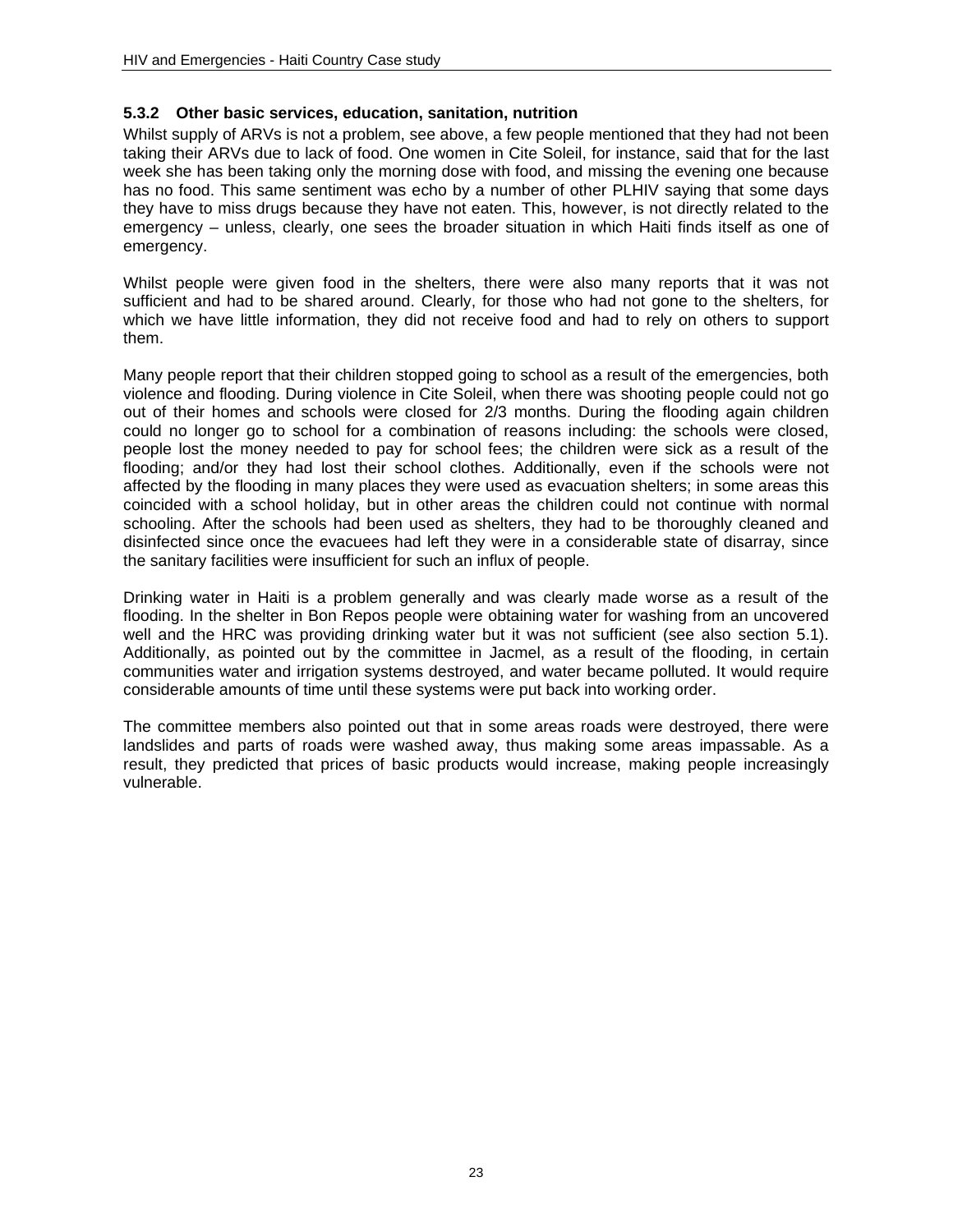### 5.3.2 Other basic services, education, sanitation, nutrition

Whilst supply of ARVs is not a problem, see above, a few people mentioned that they had not been taking their ARVs due to lack of food. One women in Cite Soleil, for instance, said that for the last week she has been taking only the morning dose with food, and missing the evening one because has no food. This same sentiment was echo by a number of other PLHIV saying that some days they have to miss drugs because they have not eaten. This, however, is not directly related to the emergency – unless, clearly, one sees the broader situation in which Haiti finds itself as one of emergency.

Whilst people were given food in the shelters, there were also many reports that it was not sufficient and had to be shared around. Clearly, for those who had not gone to the shelters, for which we have little information, they did not receive food and had to rely on others to support them.

Many people report that their children stopped going to school as a result of the emergencies, both violence and flooding. During violence in Cite Soleil, when there was shooting people could not go out of their homes and schools were closed for 2/3 months. During the flooding again children could no longer go to school for a combination of reasons including: the schools were closed, people lost the money needed to pay for school fees; the children were sick as a result of the flooding; and/or they had lost their school clothes. Additionally, even if the schools were not affected by the flooding in many places they were used as evacuation shelters; in some areas this coincided with a school holiday, but in other areas the children could not continue with normal schooling. After the schools had been used as shelters, they had to be thoroughly cleaned and disinfected since once the evacuees had left they were in a considerable state of disarray, since the sanitary facilities were insufficient for such an influx of people.

Drinking water in Haiti is a problem generally and was clearly made worse as a result of the flooding. In the shelter in Bon Repos people were obtaining water for washing from an uncovered well and the HRC was providing drinking water but it was not sufficient (see also section 5.1). Additionally, as pointed out by the committee in Jacmel, as a result of the flooding, in certain communities water and irrigation systems destroyed, and water became polluted. It would require considerable amounts of time until these systems were put back into working order.

The committee members also pointed out that in some areas roads were destroyed, there were landslides and parts of roads were washed away, thus making some areas impassable. As a result, they predicted that prices of basic products would increase, making people increasingly vulnerable.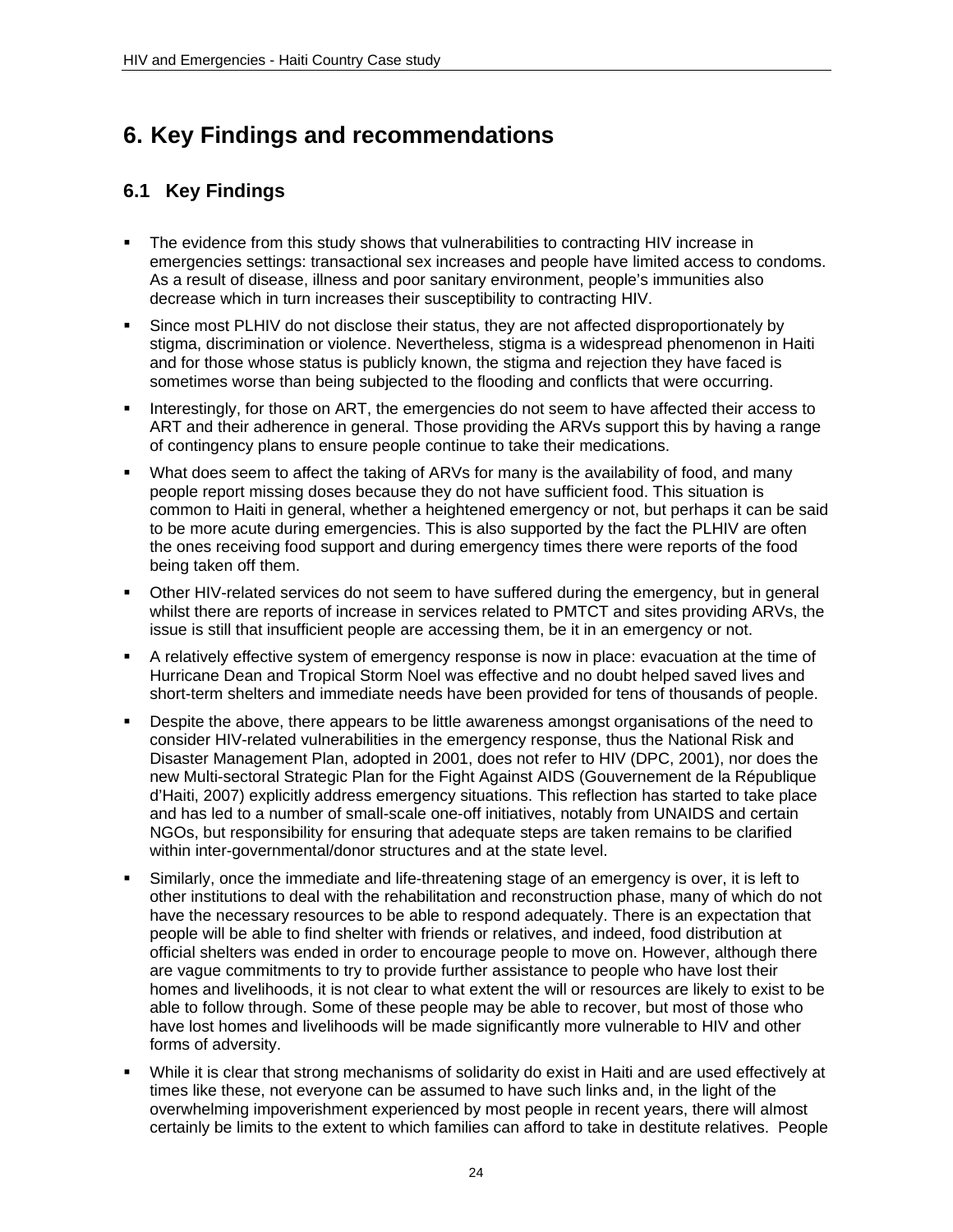# 6. Key Findings and recommendations

## 6.1 Key Findings

- The evidence from this study shows that vulnerabilities to contracting HIV increase in emergencies settings: transactional sex increases and people have limited access to condoms. As a result of disease, illness and poor sanitary environment, people's immunities also decrease which in turn increases their susceptibility to contracting HIV.
- Since most PLHIV do not disclose their status, they are not affected disproportionately by stigma, discrimination or violence. Nevertheless, stigma is a widespread phenomenon in Haiti and for those whose status is publicly known, the stigma and rejection they have faced is sometimes worse than being subjected to the flooding and conflicts that were occurring.
- Interestingly, for those on ART, the emergencies do not seem to have affected their access to ART and their adherence in general. Those providing the ARVs support this by having a range of contingency plans to ensure people continue to take their medications.
- What does seem to affect the taking of ARVs for many is the availability of food, and many people report missing doses because they do not have sufficient food. This situation is common to Haiti in general, whether a heightened emergency or not, but perhaps it can be said to be more acute during emergencies. This is also supported by the fact the PLHIV are often the ones receiving food support and during emergency times there were reports of the food being taken off them.
- Other HIV-related services do not seem to have suffered during the emergency, but in general whilst there are reports of increase in services related to PMTCT and sites providing ARVs, the issue is still that insufficient people are accessing them, be it in an emergency or not.
- A relatively effective system of emergency response is now in place: evacuation at the time of Hurricane Dean and Tropical Storm Noel was effective and no doubt helped saved lives and short-term shelters and immediate needs have been provided for tens of thousands of people.
- Despite the above, there appears to be little awareness amongst organisations of the need to consider HIV-related vulnerabilities in the emergency response, thus the National Risk and Disaster Management Plan, adopted in 2001, does not refer to HIV (DPC, 2001), nor does the new Multi-sectoral Strategic Plan for the Fight Against AIDS (Gouvernement de la République d'Haiti, 2007) explicitly address emergency situations. This reflection has started to take place and has led to a number of small-scale one-off initiatives, notably from UNAIDS and certain NGOs, but responsibility for ensuring that adequate steps are taken remains to be clarified within inter-governmental/donor structures and at the state level.
- Similarly, once the immediate and life-threatening stage of an emergency is over, it is left to other institutions to deal with the rehabilitation and reconstruction phase, many of which do not have the necessary resources to be able to respond adequately. There is an expectation that people will be able to find shelter with friends or relatives, and indeed, food distribution at official shelters was ended in order to encourage people to move on. However, although there are vague commitments to try to provide further assistance to people who have lost their homes and livelihoods, it is not clear to what extent the will or resources are likely to exist to be able to follow through. Some of these people may be able to recover, but most of those who have lost homes and livelihoods will be made significantly more vulnerable to HIV and other forms of adversity.
- While it is clear that strong mechanisms of solidarity do exist in Haiti and are used effectively at times like these, not everyone can be assumed to have such links and, in the light of the overwhelming impoverishment experienced by most people in recent years, there will almost certainly be limits to the extent to which families can afford to take in destitute relatives. People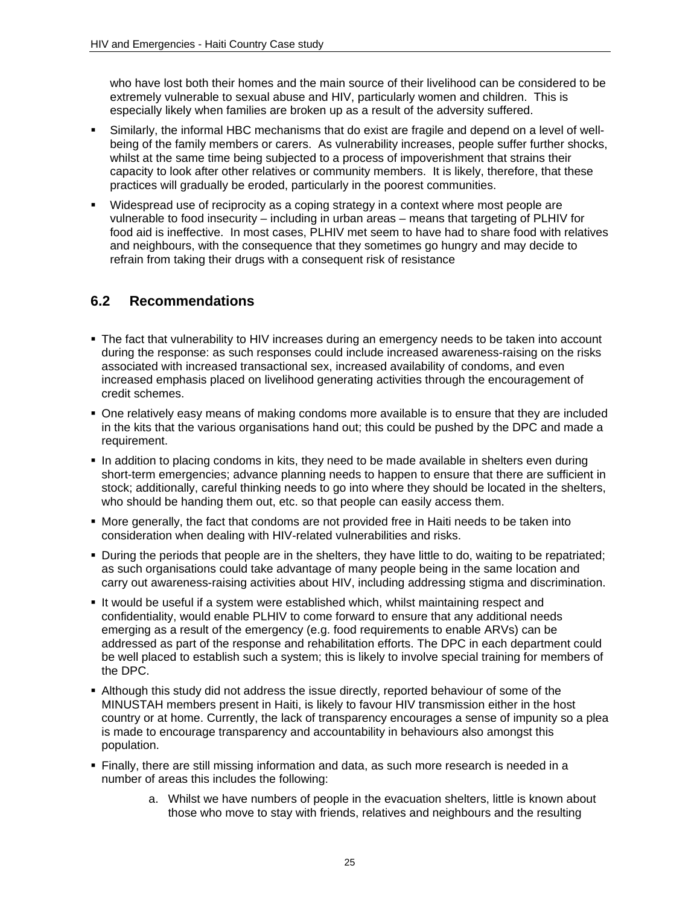who have lost both their homes and the main source of their livelihood can be considered to be extremely vulnerable to sexual abuse and HIV, particularly women and children. This is especially likely when families are broken up as a result of the adversity suffered.

- Similarly, the informal HBC mechanisms that do exist are fragile and depend on a level of well-being of the family members or carers. As vulnerability increases, people suffer further shocks, whilst at the same time being subjected to a process of impoverishment that strains their capacity to look after other relatives or community members. It is likely, therefore, that these practices will gradually be eroded, particularly in the poorest communities.
- Widespread use of reciprocity as a coping strategy in a context where most people are vulnerable to food insecurity – including in urban areas – means that targeting of PLHIV for food aid is ineffective. In most cases, PLHIV met seem to have had to share food with relatives and neighbours, with the consequence that they sometimes go hungry and may decide to refrain from taking their drugs with a consequent risk of resistance

## 6.2 Recommendations

- The fact that vulnerability to HIV increases during an emergency needs to be taken into account during the response: as such responses could include increased awareness-raising on the risks associated with increased transactional sex, increased availability of condoms, and even increased emphasis placed on livelihood generating activities through the encouragement of credit schemes.
- One relatively easy means of making condoms more available is to ensure that they are included in the kits that the various organisations hand out; this could be pushed by the DPC and made a requirement.
- In addition to placing condoms in kits, they need to be made available in shelters even during short-term emergencies; advance planning needs to happen to ensure that there are sufficient in stock; additionally, careful thinking needs to go into where they should be located in the shelters, who should be handing them out, etc. so that people can easily access them.
- More generally, the fact that condoms are not provided free in Haiti needs to be taken into consideration when dealing with HIV-related vulnerabilities and risks.
- During the periods that people are in the shelters, they have little to do, waiting to be repatriated; as such organisations could take advantage of many people being in the same location and carry out awareness-raising activities about HIV, including addressing stigma and discrimination.
- It would be useful if a system were established which, whilst maintaining respect and confidentiality, would enable PLHIV to come forward to ensure that any additional needs emerging as a result of the emergency (e.g. food requirements to enable ARVs) can be addressed as part of the response and rehabilitation efforts. The DPC in each department could be well placed to establish such a system; this is likely to involve special training for members of the DPC.
- Although this study did not address the issue directly, reported behaviour of some of the MINUSTAH members present in Haiti, is likely to favour HIV transmission either in the host country or at home. Currently, the lack of transparency encourages a sense of impunity so a plea is made to encourage transparency and accountability in behaviours also amongst this population.
- Finally, there are still missing information and data, as such more research is needed in a number of areas this includes the following:

  a. Whilst we have numbers of people in the evacuation shelters, little is known about those who move to stay with friends, relatives and neighbours and the resulting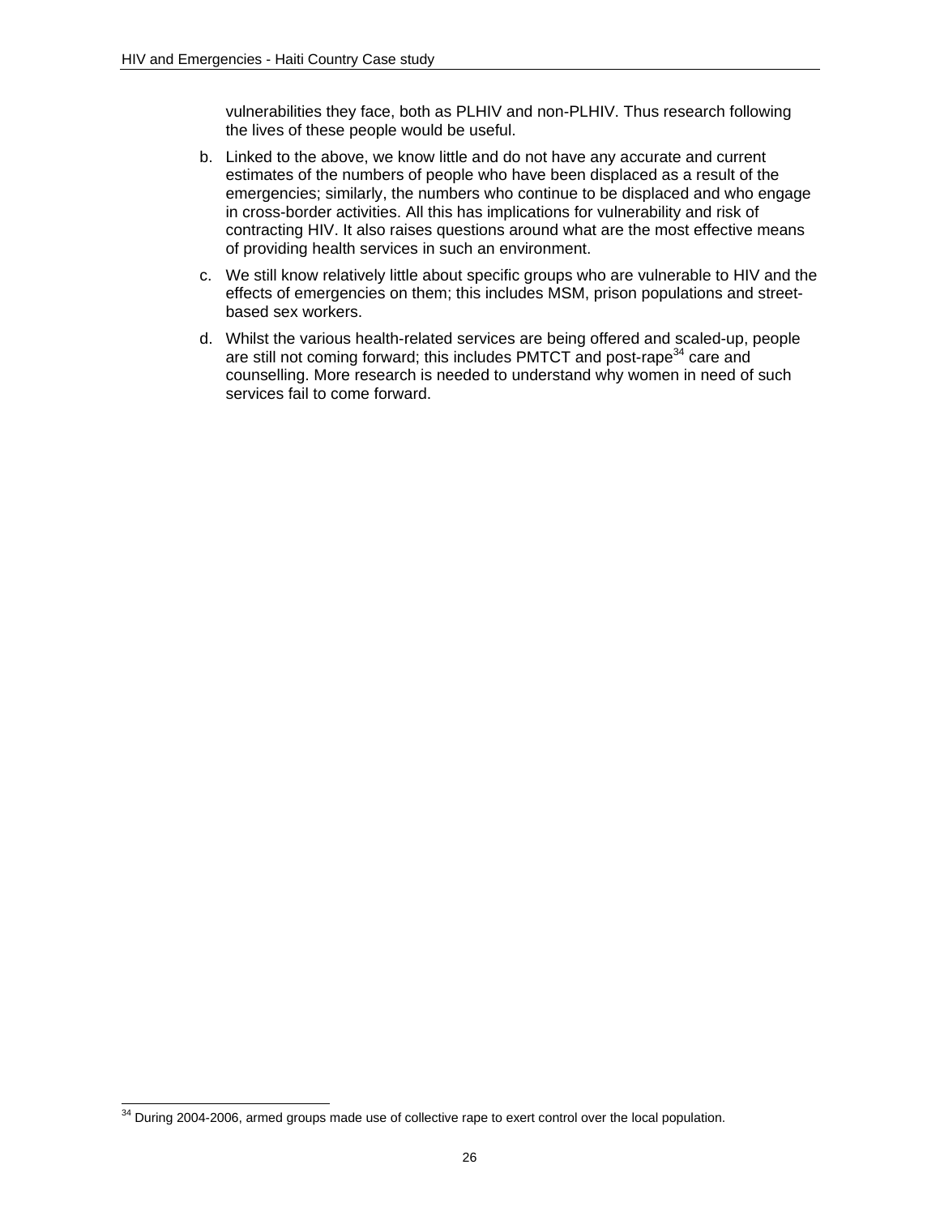vulnerabilities they face, both as PLHIV and non-PLHIV. Thus research following the lives of these people would be useful.

b. Linked to the above, we know little and do not have any accurate and current estimates of the numbers of people who have been displaced as a result of the emergencies; similarly, the numbers who continue to be displaced and who engage in cross-border activities. All this has implications for vulnerability and risk of contracting HIV. It also raises questions around what are the most effective means of providing health services in such an environment.

c. We still know relatively little about specific groups who are vulnerable to HIV and the effects of emergencies on them; this includes MSM, prison populations and street-based sex workers.

d. Whilst the various health-related services are being offered and scaled-up, people are still not coming forward; this includes PMTCT and post-rape[34] care and counselling. More research is needed to understand why women in need of such services fail to come forward.

---

[34] During 2004-2006, armed groups made use of collective rape to exert control over the local population.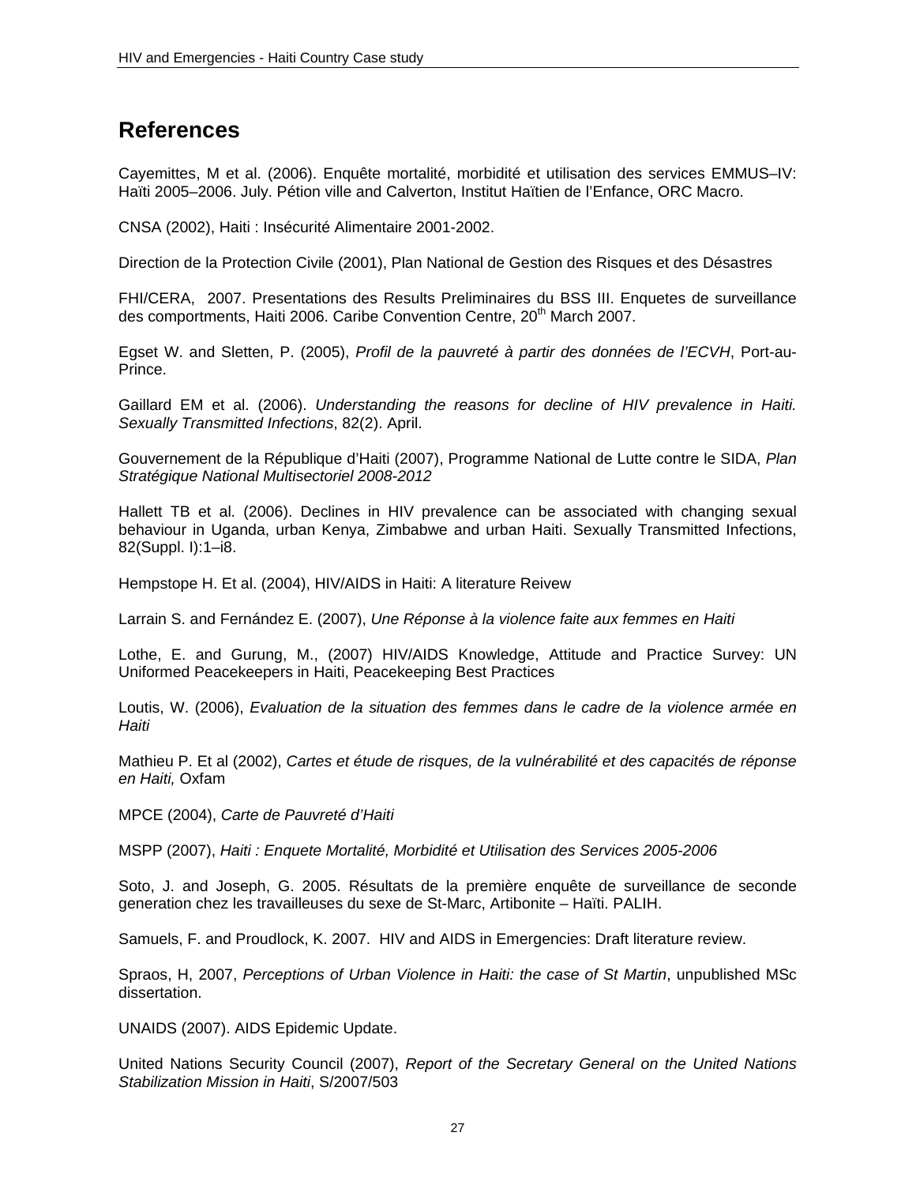# References

Cayemittes, M et al. (2006). Enquête mortalité, morbidité et utilisation des services EMMUS–IV: Haïti 2005–2006. July. Pétion ville and Calverton, Institut Haïtien de l'Enfance, ORC Macro.

CNSA (2002), Haiti : Insécurité Alimentaire 2001-2002.

Direction de la Protection Civile (2001), Plan National de Gestion des Risques et des Désastres

FHI/CERA, 2007. Presentations des Results Preliminaires du BSS III. Enquetes de surveillance des comportments, Haiti 2006. Caribe Convention Centre, 20th March 2007.

Egset W. and Sletten, P. (2005), *Profil de la pauvreté à partir des données de l'ECVH*, Port-au-Prince.

Gaillard EM et al. (2006). *Understanding the reasons for decline of HIV prevalence in Haiti. Sexually Transmitted Infections*, 82(2). April.

Gouvernement de la République d'Haiti (2007), Programme National de Lutte contre le SIDA, *Plan Stratégique National Multisectoriel 2008-2012*

Hallett TB et al. (2006). Declines in HIV prevalence can be associated with changing sexual behaviour in Uganda, urban Kenya, Zimbabwe and urban Haiti. Sexually Transmitted Infections, 82(Suppl. I):1–i8.

Hempstope H. Et al. (2004), HIV/AIDS in Haiti: A literature Reivew

Larrain S. and Fernández E. (2007), *Une Réponse à la violence faite aux femmes en Haiti*

Lothe, E. and Gurung, M., (2007) HIV/AIDS Knowledge, Attitude and Practice Survey: UN Uniformed Peacekeepers in Haiti, Peacekeeping Best Practices

Loutis, W. (2006), *Evaluation de la situation des femmes dans le cadre de la violence armée en Haiti*

Mathieu P. Et al (2002), *Cartes et étude de risques, de la vulnérabilité et des capacités de réponse en Haiti,* Oxfam

MPCE (2004), *Carte de Pauvreté d'Haiti*

MSPP (2007), *Haiti : Enquete Mortalité, Morbidité et Utilisation des Services 2005-2006*

Soto, J. and Joseph, G. 2005. Résultats de la première enquête de surveillance de seconde generation chez les travailleuses du sexe de St-Marc, Artibonite – Haïti. PALIH.

Samuels, F. and Proudlock, K. 2007. HIV and AIDS in Emergencies: Draft literature review.

Spraos, H, 2007, *Perceptions of Urban Violence in Haiti: the case of St Martin*, unpublished MSc dissertation.

UNAIDS (2007). AIDS Epidemic Update.

United Nations Security Council (2007), *Report of the Secretary General on the United Nations Stabilization Mission in Haiti*, S/2007/503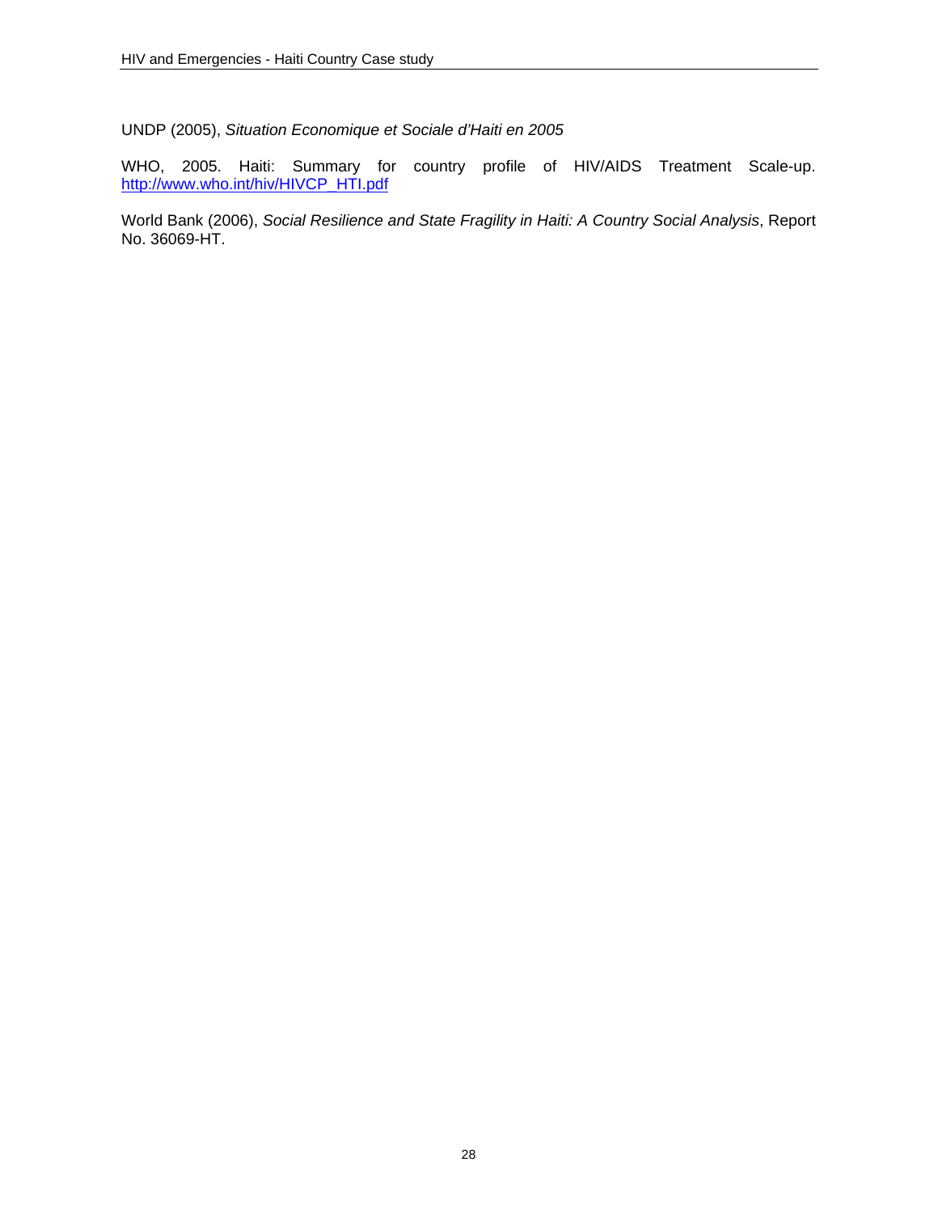UNDP (2005), *Situation Economique et Sociale d'Haiti en 2005*

WHO, 2005. Haiti: Summary for country profile of HIV/AIDS Treatment Scale-up. http://www.who.int/hiv/HIVCP_HTI.pdf

World Bank (2006), *Social Resilience and State Fragility in Haiti: A Country Social Analysis*, Report No. 36069-HT.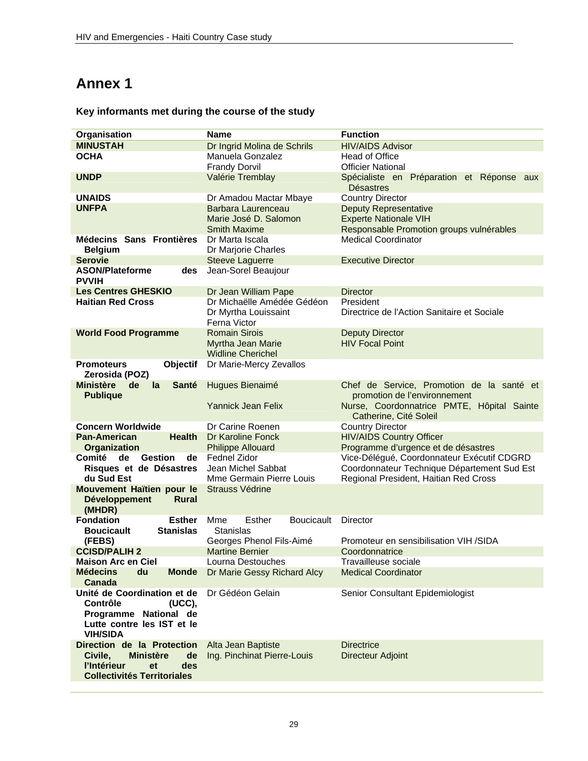# Annex 1

### Key informants met during the course of the study

| Organisation | Name | Function |
|---|---|---|
| **MINUSTAH** | Dr Ingrid Molina de Schrils | HIV/AIDS Advisor |
| **OCHA** | Manuela Gonzalez<br>Frandy Dorvil | Head of Office<br>Officier National |
| **UNDP** | Valérie Tremblay | Spécialiste en Préparation et Réponse aux Désastres |
| **UNAIDS** | Dr Amadou Mactar Mbaye | Country Director |
| **UNFPA** | Barbara Laurenceau<br>Marie José D. Salomon<br>Smith Maxime | Deputy Representative<br>Experte Nationale VIH<br>Responsable Promotion groups vulnérables |
| **Médecins Sans Frontières Belgium** | Dr Marta Iscala<br>Dr Marjorie Charles | Medical Coordinator |
| **Serovie** | Steeve Laguerre | Executive Director |
| **ASON/Plateforme des PVVIH** | Jean-Sorel Beaujour | |
| **Les Centres GHESKIO** | Dr Jean William Pape | Director |
| **Haitian Red Cross** | Dr Michaëlle Amédée Gédéon<br>Dr Myrtha Louissaint<br>Ferna Victor | President<br>Directrice de l'Action Sanitaire et Sociale |
| **World Food Programme** | Romain Sirois<br>Myrtha Jean Marie<br>Widline Cherichel | Deputy Director<br>HIV Focal Point |
| **Promoteurs Objectif Zerosida (POZ)** | Dr Marie-Mercy Zevallos | |
| **Ministère de la Santé Publique** | Hugues Bienaimé<br><br>Yannick Jean Felix | Chef de Service, Promotion de la santé et promotion de l'environnement<br>Nurse, Coordonnatrice PMTE, Hôpital Sainte Catherine, Cité Soleil |
| **Concern Worldwide** | Dr Carine Roenen | Country Director |
| **Pan-American Health Organization** | Dr Karoline Fonck<br>Philippe Allouard | HIV/AIDS Country Officer<br>Programme d'urgence et de désastres |
| **Comité de Gestion de Risques et de Désastres du Sud Est** | Fednel Zidor<br>Jean Michel Sabbat<br>Mme Germain Pierre Louis | Vice-Délégué, Coordonnateur Exécutif CDGRD<br>Coordonnateur Technique Département Sud Est<br>Regional President, Haitian Red Cross |
| **Mouvement Haïtien pour le Développement Rural (MHDR)** | Strauss Védrine | |
| **Fondation Esther Boucicault Stanislas (FEBS)** | Mme Esther Boucicault Stanislas<br>Georges Phenol Fils-Aimé | Director<br><br>Promoteur en sensibilisation VIH /SIDA |
| **CCISD/PALIH 2** | Martine Bernier | Coordonnatrice |
| **Maison Arc en Ciel** | Lourna Destouches | Travailleuse sociale |
| **Médecins du Monde Canada** | Dr Marie Gessy Richard Alcy | Medical Coordinator |
| **Unité de Coordination et de Contrôle (UCC), Programme National de Lutte contre les IST et le VIH/SIDA** | Dr Gédéon Gelain | Senior Consultant Epidemiologist |
| **Direction de la Protection Civile, Ministère de l'Intérieur et des Collectivités Territoriales** | Alta Jean Baptiste<br>Ing. Pinchinat Pierre-Louis | Directrice<br>Directeur Adjoint |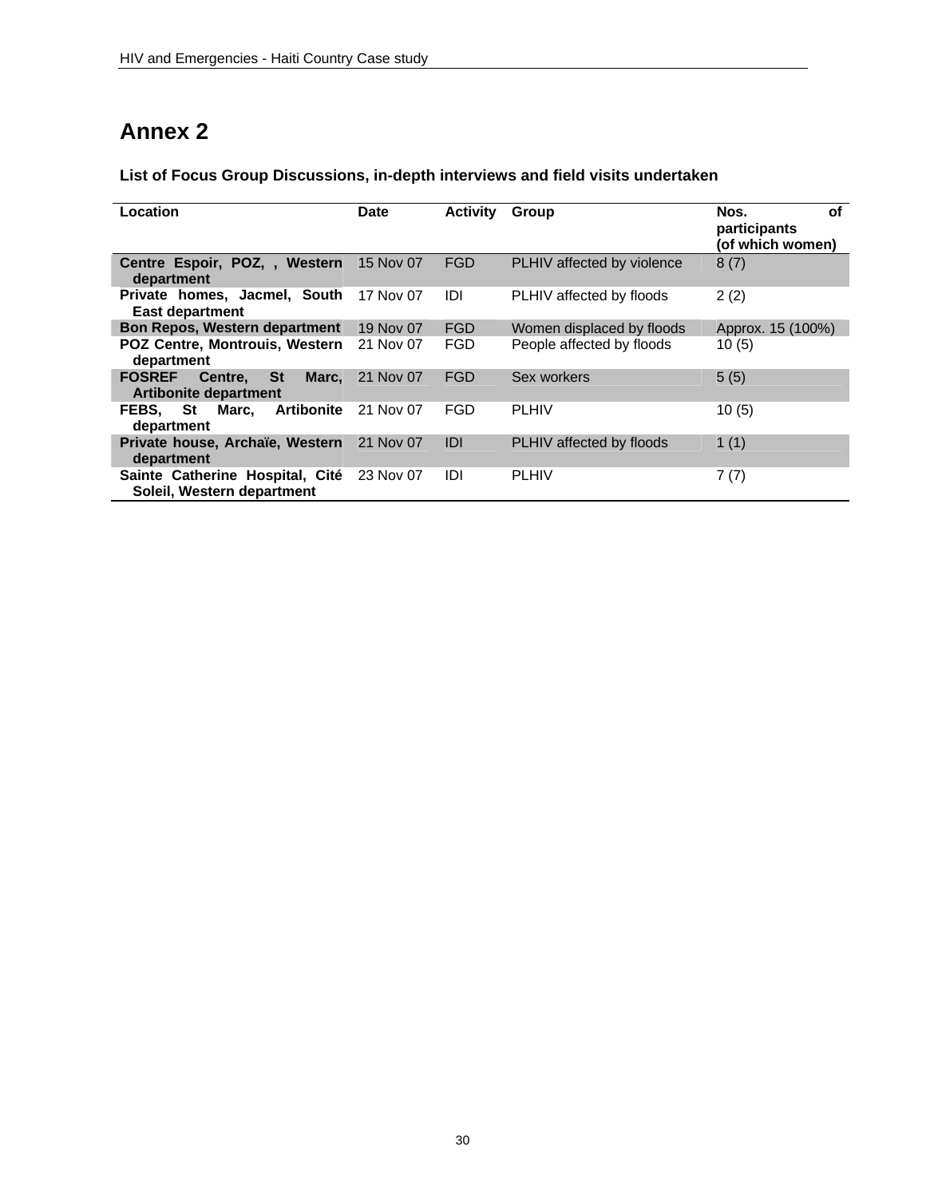# Annex 2

**List of Focus Group Discussions, in-depth interviews and field visits undertaken**

| Location | Date | Activity | Group | Nos. of participants (of which women) |
|---|---|---|---|---|
| **Centre Espoir, POZ, , Western department** | 15 Nov 07 | FGD | PLHIV affected by violence | 8 (7) |
| **Private homes, Jacmel, South East department** | 17 Nov 07 | IDI | PLHIV affected by floods | 2 (2) |
| **Bon Repos, Western department** | 19 Nov 07 | FGD | Women displaced by floods | Approx. 15 (100%) |
| **POZ Centre, Montrouis, Western department** | 21 Nov 07 | FGD | People affected by floods | 10 (5) |
| **FOSREF Centre, St Marc, Artibonite department** | 21 Nov 07 | FGD | Sex workers | 5 (5) |
| **FEBS, St Marc, Artibonite department** | 21 Nov 07 | FGD | PLHIV | 10 (5) |
| **Private house, Archaïe, Western department** | 21 Nov 07 | IDI | PLHIV affected by floods | 1 (1) |
| **Sainte Catherine Hospital, Cité Soleil, Western department** | 23 Nov 07 | IDI | PLHIV | 7 (7) |